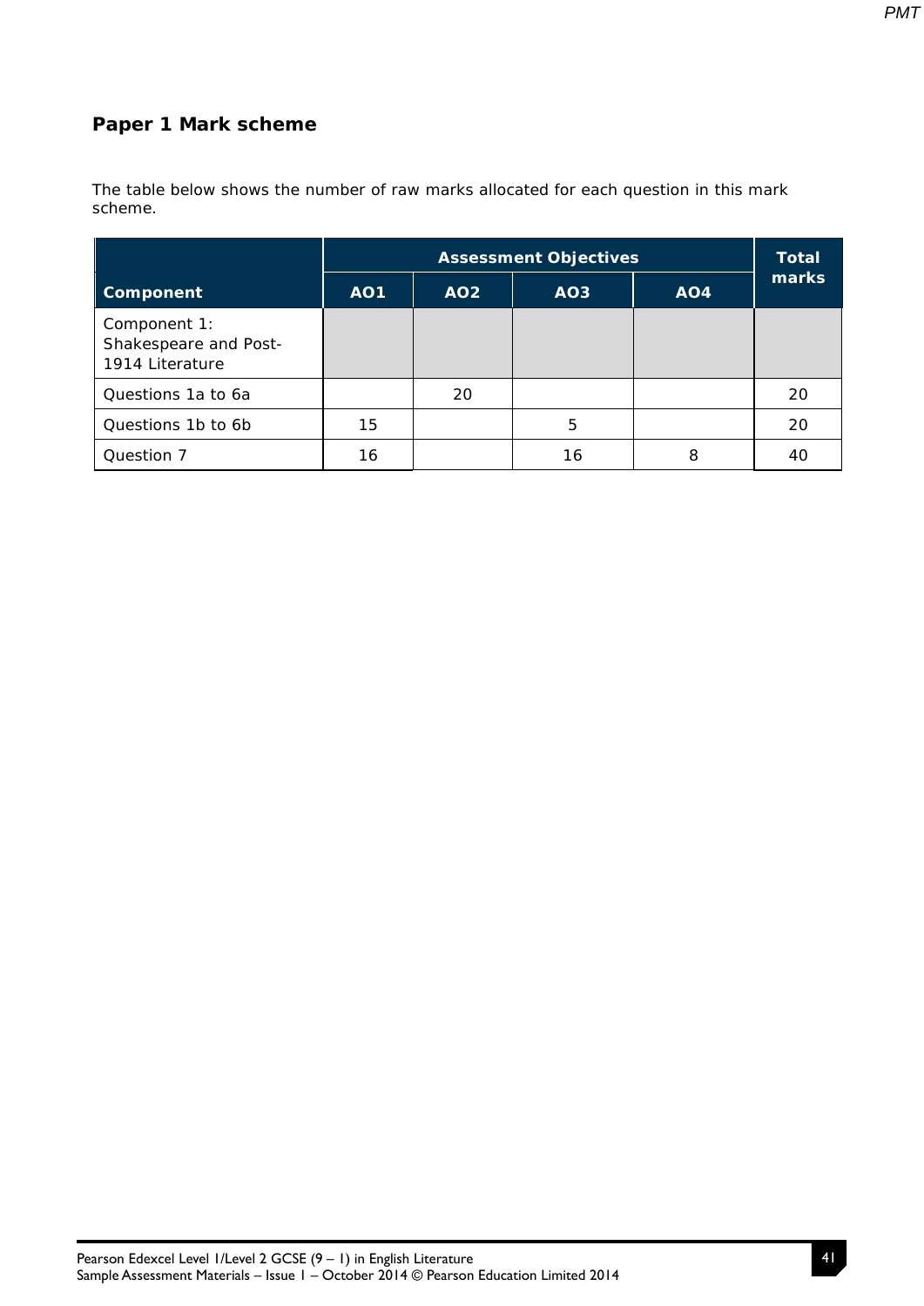## Paper 1 Mark scheme

The table below shows the number of raw marks allocated for each question in this mark scheme.

| Component | Assessment Objectives | | | | Total marks |
|---|---|---|---|---|---|
| | AO1 | AO2 | AO3 | AO4 | |
| Component 1: Shakespeare and Post-1914 Literature | | | | | |
| Questions 1a to 6a | | 20 | | | 20 |
| Questions 1b to 6b | 15 | | 5 | | 20 |
| Question 7 | 16 | | 16 | 8 | 40 |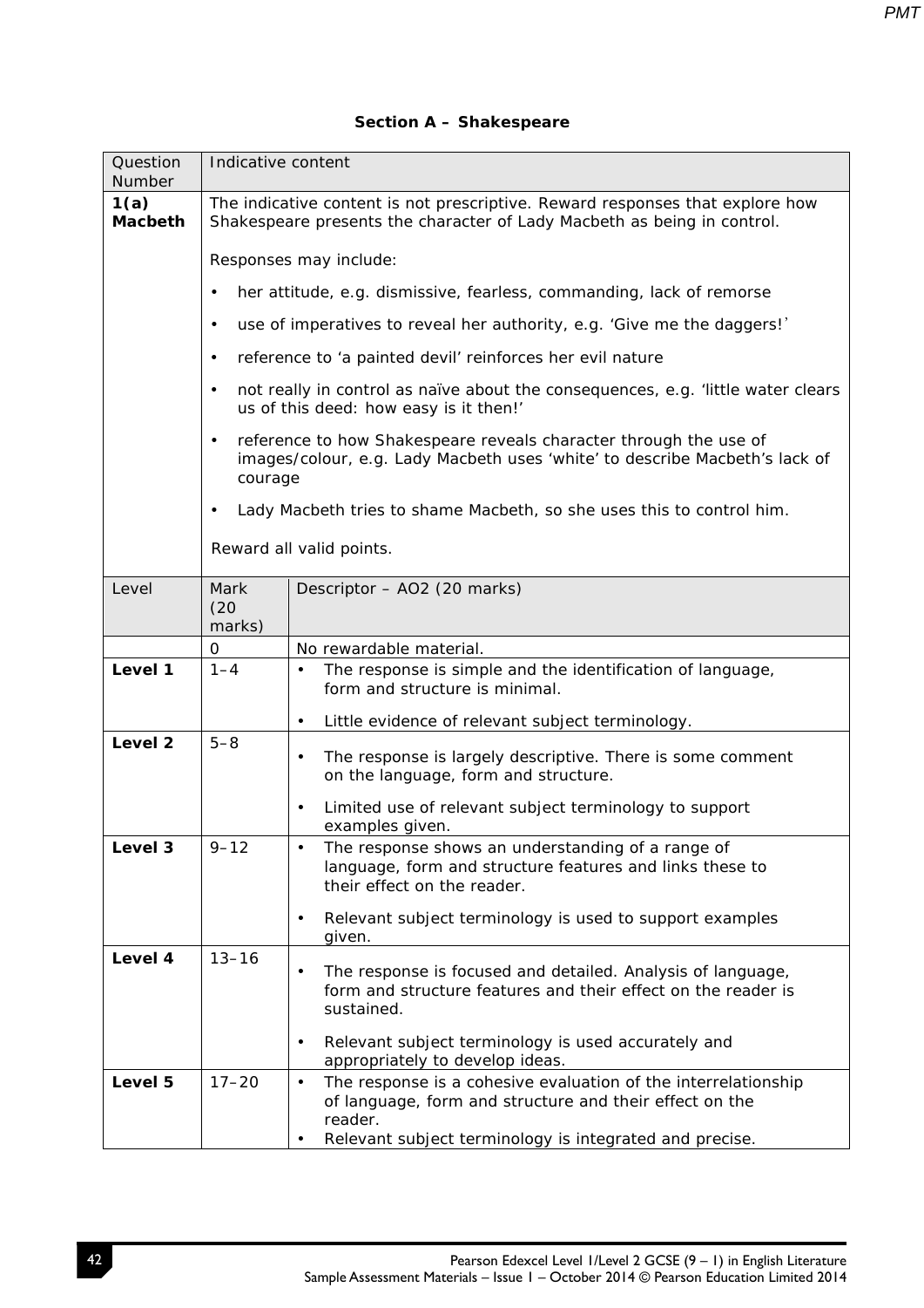## Section A – Shakespeare

| Question Number | Indicative content |
|---|---|
| **1(a) Macbeth** | The indicative content is not prescriptive. Reward responses that explore how Shakespeare presents the character of Lady Macbeth as being in control.<br><br>Responses may include:<br>• her attitude, e.g. dismissive, fearless, commanding, lack of remorse<br>• use of imperatives to reveal her authority, e.g. 'Give me the daggers!'<br>• reference to 'a painted devil' reinforces her evil nature<br>• not really in control as naïve about the consequences, e.g. 'little water clears us of this deed: how easy is it then!'<br>• reference to how Shakespeare reveals character through the use of images/colour, e.g. Lady Macbeth uses 'white' to describe Macbeth's lack of courage<br>• Lady Macbeth tries to shame Macbeth, so she uses this to control him.<br><br>Reward all valid points. |

| Level | Mark (20 marks) | Descriptor – AO2 (20 marks) |
|---|---|---|
| | 0 | No rewardable material. |
| **Level 1** | 1–4 | • The response is simple and the identification of language, form and structure is minimal.<br>• Little evidence of relevant subject terminology. |
| **Level 2** | 5–8 | • The response is largely descriptive. There is some comment on the language, form and structure.<br>• Limited use of relevant subject terminology to support examples given. |
| **Level 3** | 9–12 | • The response shows an understanding of a range of language, form and structure features and links these to their effect on the reader.<br>• Relevant subject terminology is used to support examples given. |
| **Level 4** | 13–16 | • The response is focused and detailed. Analysis of language, form and structure features and their effect on the reader is sustained.<br>• Relevant subject terminology is used accurately and appropriately to develop ideas. |
| **Level 5** | 17–20 | • The response is a cohesive evaluation of the interrelationship of language, form and structure and their effect on the reader.<br>• Relevant subject terminology is integrated and precise. |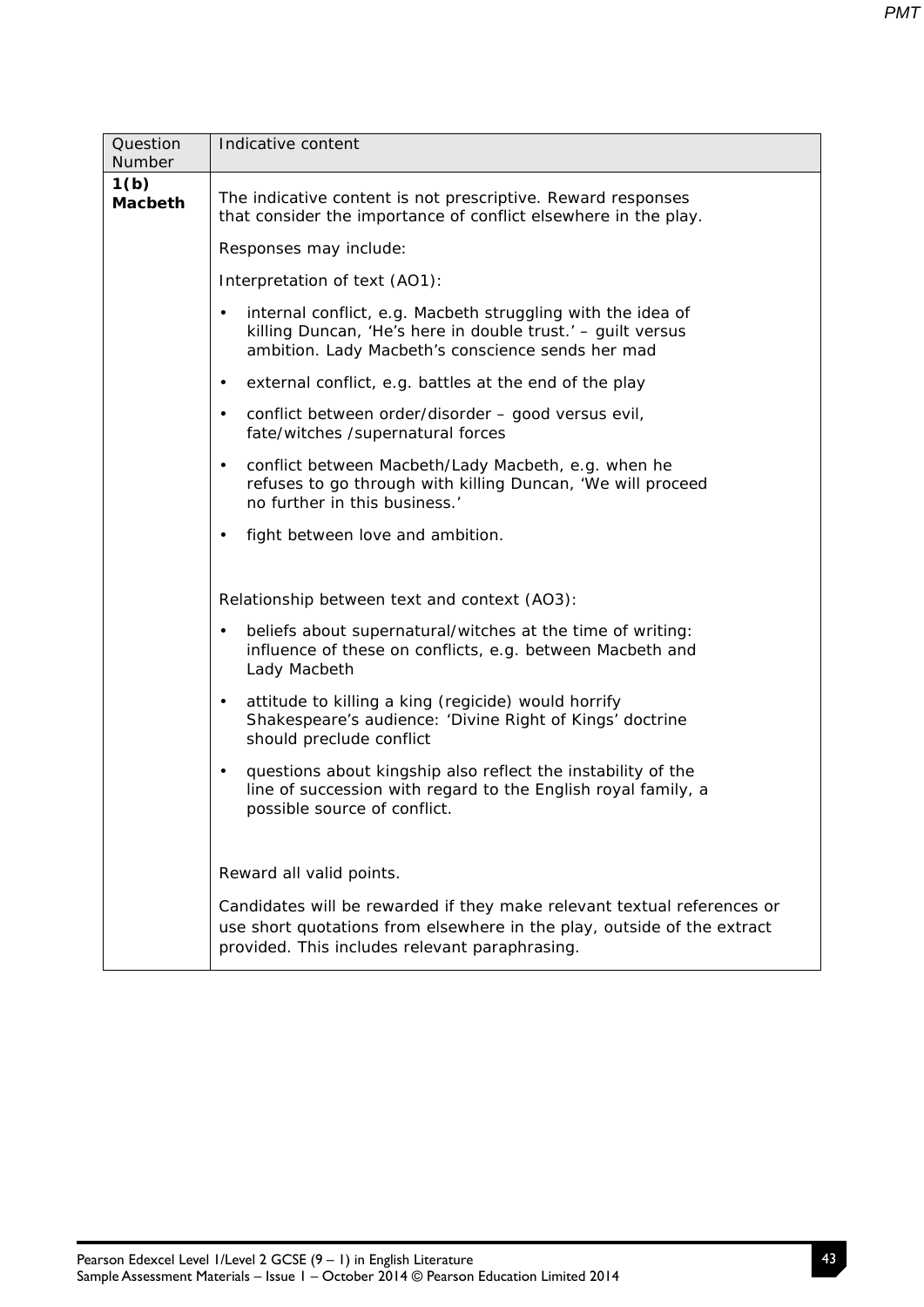| Question Number | Indicative content |
| --- | --- |
| **1(b) Macbeth** | The indicative content is not prescriptive. Reward responses that consider the importance of conflict elsewhere in the play.<br><br>Responses may include:<br><br>Interpretation of text (AO1):<br><br>• internal conflict, e.g. Macbeth struggling with the idea of killing Duncan, 'He's here in double trust.' – guilt versus ambition. Lady Macbeth's conscience sends her mad<br><br>• external conflict, e.g. battles at the end of the play<br><br>• conflict between order/disorder – good versus evil, fate/witches /supernatural forces<br><br>• conflict between Macbeth/Lady Macbeth, e.g. when he refuses to go through with killing Duncan, 'We will proceed no further in this business.'<br><br>• fight between love and ambition.<br><br>Relationship between text and context (AO3):<br><br>• beliefs about supernatural/witches at the time of writing: influence of these on conflicts, e.g. between Macbeth and Lady Macbeth<br><br>• attitude to killing a king (regicide) would horrify Shakespeare's audience: 'Divine Right of Kings' doctrine should preclude conflict<br><br>• questions about kingship also reflect the instability of the line of succession with regard to the English royal family, a possible source of conflict.<br><br>Reward all valid points.<br><br>Candidates will be rewarded if they make relevant textual references or use short quotations from elsewhere in the play, outside of the extract provided. This includes relevant paraphrasing. |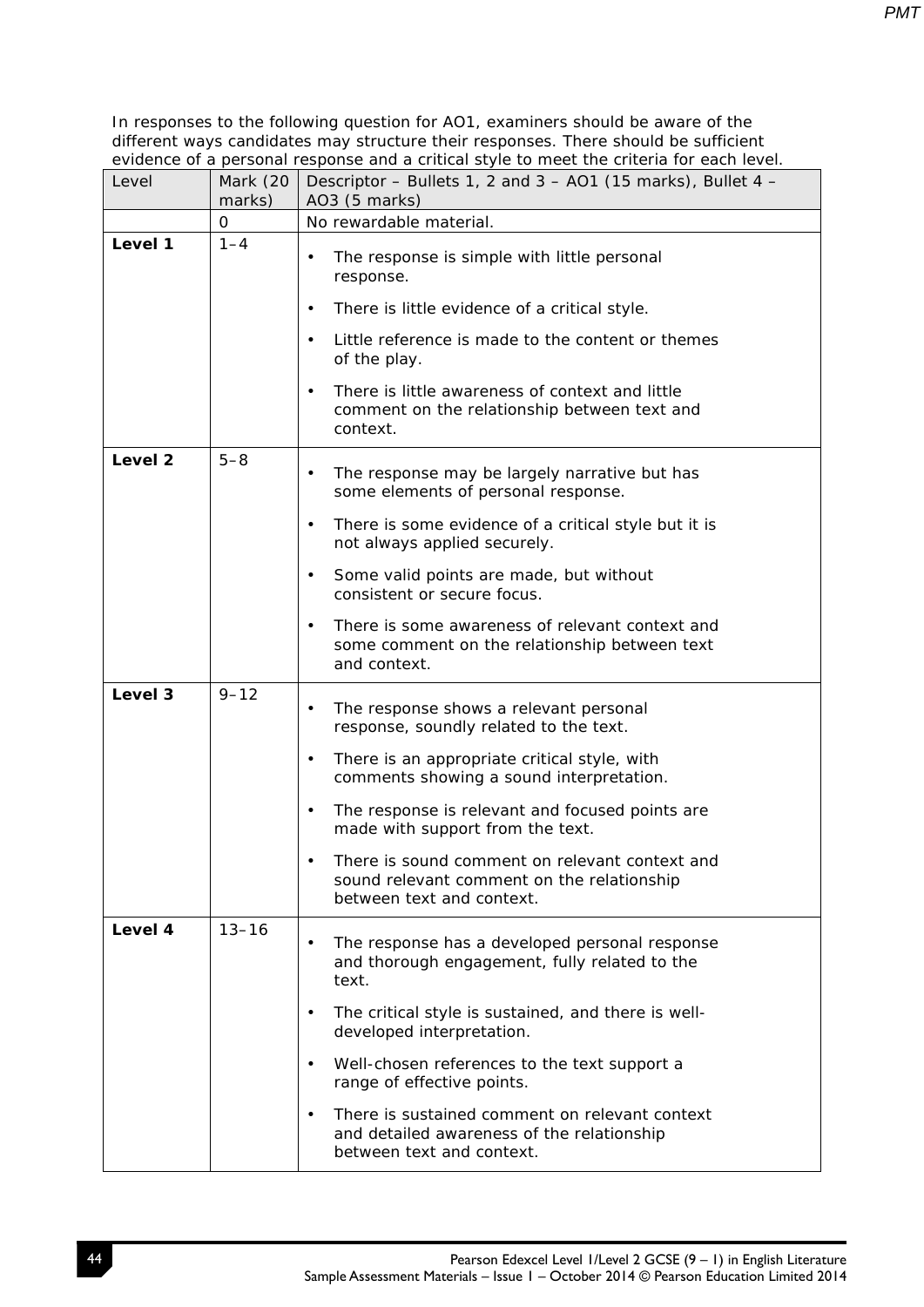In responses to the following question for AO1, examiners should be aware of the different ways candidates may structure their responses. There should be sufficient evidence of a personal response and a critical style to meet the criteria for each level.

| Level | Mark (20 marks) | Descriptor – Bullets 1, 2 and 3 – AO1 (15 marks), Bullet 4 – AO3 (5 marks) |
|---|---|---|
| | 0 | No rewardable material. |
| **Level 1** | 1–4 | • The response is simple with little personal response.<br>• There is little evidence of a critical style.<br>• Little reference is made to the content or themes of the play.<br>• There is little awareness of context and little comment on the relationship between text and context. |
| **Level 2** | 5–8 | • The response may be largely narrative but has some elements of personal response.<br>• There is some evidence of a critical style but it is not always applied securely.<br>• Some valid points are made, but without consistent or secure focus.<br>• There is some awareness of relevant context and some comment on the relationship between text and context. |
| **Level 3** | 9–12 | • The response shows a relevant personal response, soundly related to the text.<br>• There is an appropriate critical style, with comments showing a sound interpretation.<br>• The response is relevant and focused points are made with support from the text.<br>• There is sound comment on relevant context and sound relevant comment on the relationship between text and context. |
| **Level 4** | 13–16 | • The response has a developed personal response and thorough engagement, fully related to the text.<br>• The critical style is sustained, and there is well-developed interpretation.<br>• Well-chosen references to the text support a range of effective points.<br>• There is sustained comment on relevant context and detailed awareness of the relationship between text and context. |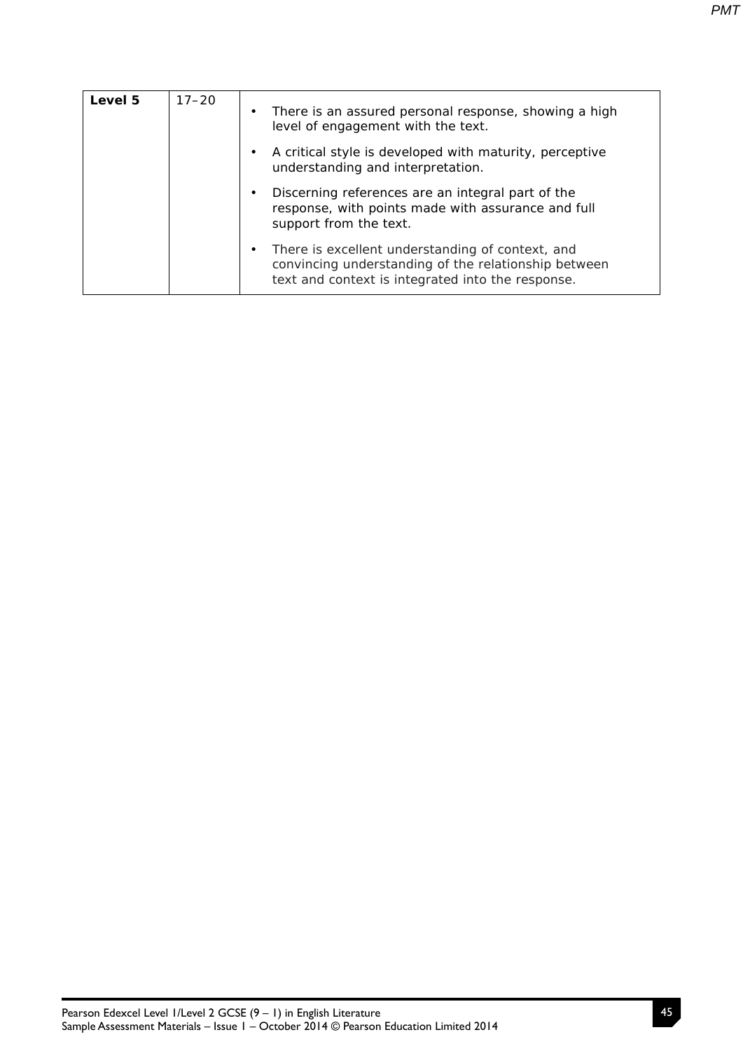| Level 5 | 17–20 | • There is an assured personal response, showing a high level of engagement with the text.<br>• A critical style is developed with maturity, perceptive understanding and interpretation.<br>• Discerning references are an integral part of the response, with points made with assurance and full support from the text.<br>• There is excellent understanding of context, and convincing understanding of the relationship between text and context is integrated into the response. |
|---|---|---|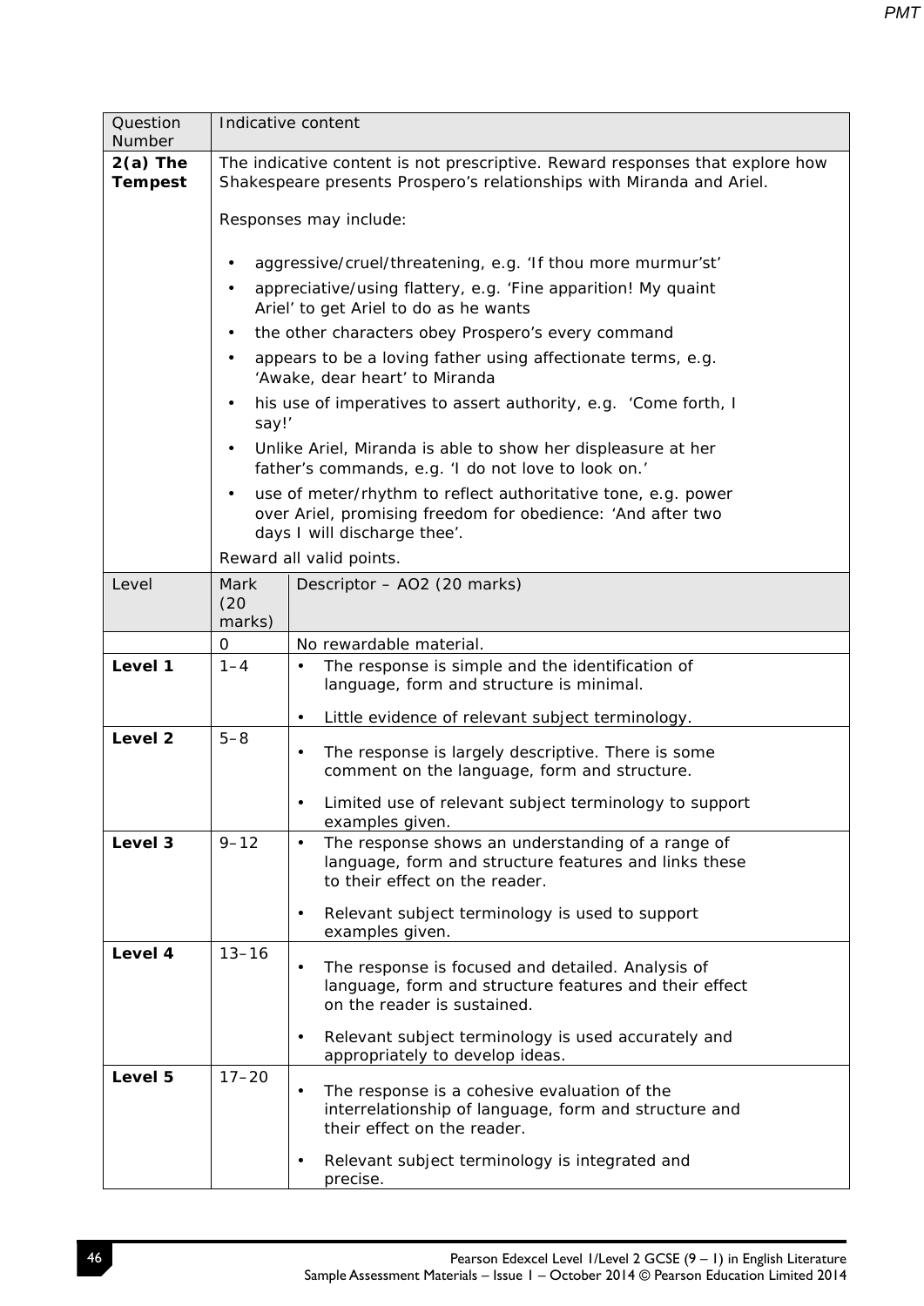| Question Number | Indicative content | |
|---|---|---|
| **2(a) The Tempest** | The indicative content is not prescriptive. Reward responses that explore how Shakespeare presents Prospero's relationships with Miranda and Ariel.<br><br>Responses may include:<br><br>• aggressive/cruel/threatening, e.g. 'If thou more murmur'st'<br>• appreciative/using flattery, e.g. 'Fine apparition! My quaint Ariel' to get Ariel to do as he wants<br>• the other characters obey Prospero's every command<br>• appears to be a loving father using affectionate terms, e.g. 'Awake, dear heart' to Miranda<br>• his use of imperatives to assert authority, e.g. 'Come forth, I say!'<br>• Unlike Ariel, Miranda is able to show her displeasure at her father's commands, e.g. 'I do not love to look on.'<br>• use of meter/rhythm to reflect authoritative tone, e.g. power over Ariel, promising freedom for obedience: 'And after two days I will discharge thee'.<br><br>Reward all valid points. | |
| Level | Mark (20 marks) | Descriptor – AO2 (20 marks) |
| | 0 | No rewardable material. |
| **Level 1** | 1–4 | • The response is simple and the identification of language, form and structure is minimal.<br>• Little evidence of relevant subject terminology. |
| **Level 2** | 5–8 | • The response is largely descriptive. There is some comment on the language, form and structure.<br>• Limited use of relevant subject terminology to support examples given. |
| **Level 3** | 9–12 | • The response shows an understanding of a range of language, form and structure features and links these to their effect on the reader.<br>• Relevant subject terminology is used to support examples given. |
| **Level 4** | 13–16 | • The response is focused and detailed. Analysis of language, form and structure features and their effect on the reader is sustained.<br>• Relevant subject terminology is used accurately and appropriately to develop ideas. |
| **Level 5** | 17–20 | • The response is a cohesive evaluation of the interrelationship of language, form and structure and their effect on the reader.<br>• Relevant subject terminology is integrated and precise. |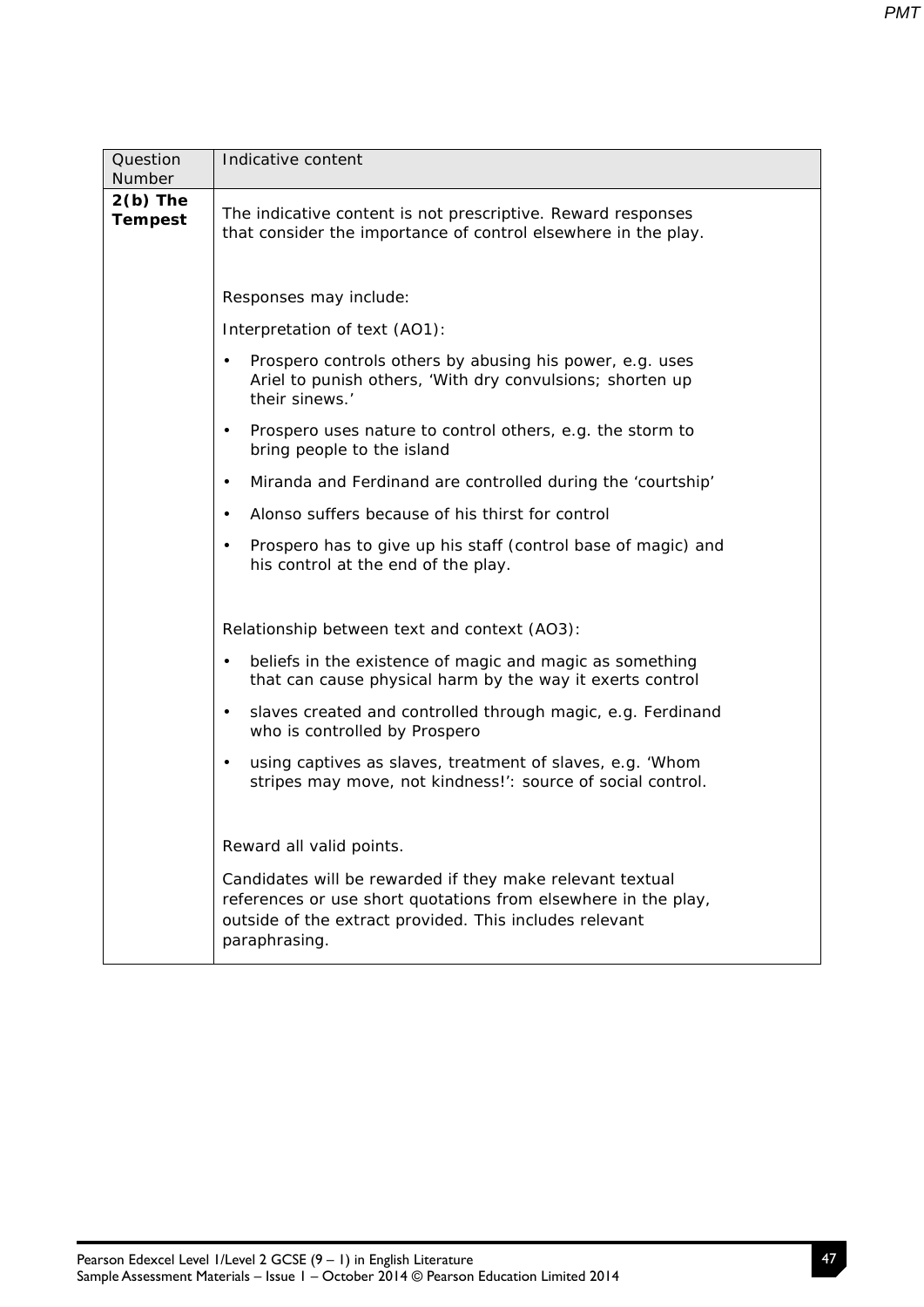| Question Number | Indicative content |
|---|---|
| **2(b) The Tempest** | The indicative content is not prescriptive. Reward responses that consider the importance of control elsewhere in the play.<br><br>Responses may include:<br><br>Interpretation of text (AO1):<br>• Prospero controls others by abusing his power, e.g. uses Ariel to punish others, 'With dry convulsions; shorten up their sinews.'<br>• Prospero uses nature to control others, e.g. the storm to bring people to the island<br>• Miranda and Ferdinand are controlled during the 'courtship'<br>• Alonso suffers because of his thirst for control<br>• Prospero has to give up his staff (control base of magic) and his control at the end of the play.<br><br>Relationship between text and context (AO3):<br>• beliefs in the existence of magic and magic as something that can cause physical harm by the way it exerts control<br>• slaves created and controlled through magic, e.g. Ferdinand who is controlled by Prospero<br>• using captives as slaves, treatment of slaves, e.g. 'Whom stripes may move, not kindness!': source of social control.<br><br>Reward all valid points.<br><br>Candidates will be rewarded if they make relevant textual references or use short quotations from elsewhere in the play, outside of the extract provided. This includes relevant paraphrasing. |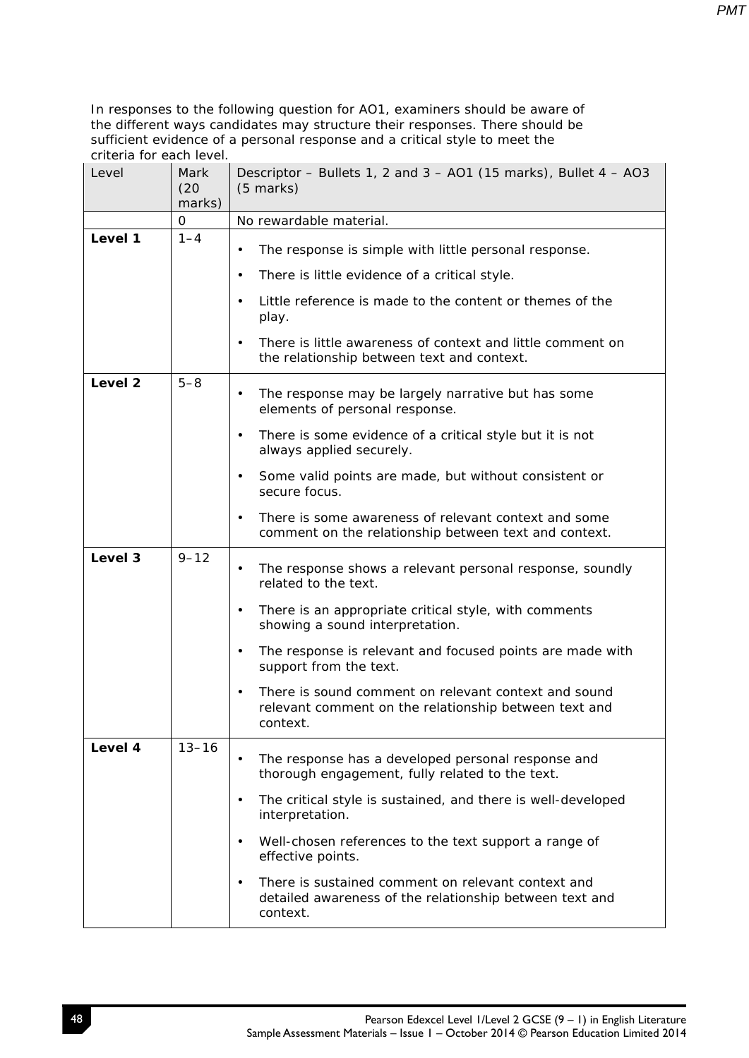In responses to the following question for AO1, examiners should be aware of the different ways candidates may structure their responses. There should be sufficient evidence of a personal response and a critical style to meet the criteria for each level.

| Level | Mark (20 marks) | Descriptor – Bullets 1, 2 and 3 – AO1 (15 marks), Bullet 4 – AO3 (5 marks) |
|---|---|---|
| | 0 | No rewardable material. |
| **Level 1** | 1–4 | • The response is simple with little personal response.<br>• There is little evidence of a critical style.<br>• Little reference is made to the content or themes of the play.<br>• There is little awareness of context and little comment on the relationship between text and context. |
| **Level 2** | 5–8 | • The response may be largely narrative but has some elements of personal response.<br>• There is some evidence of a critical style but it is not always applied securely.<br>• Some valid points are made, but without consistent or secure focus.<br>• There is some awareness of relevant context and some comment on the relationship between text and context. |
| **Level 3** | 9–12 | • The response shows a relevant personal response, soundly related to the text.<br>• There is an appropriate critical style, with comments showing a sound interpretation.<br>• The response is relevant and focused points are made with support from the text.<br>• There is sound comment on relevant context and sound relevant comment on the relationship between text and context. |
| **Level 4** | 13–16 | • The response has a developed personal response and thorough engagement, fully related to the text.<br>• The critical style is sustained, and there is well-developed interpretation.<br>• Well-chosen references to the text support a range of effective points.<br>• There is sustained comment on relevant context and detailed awareness of the relationship between text and context. |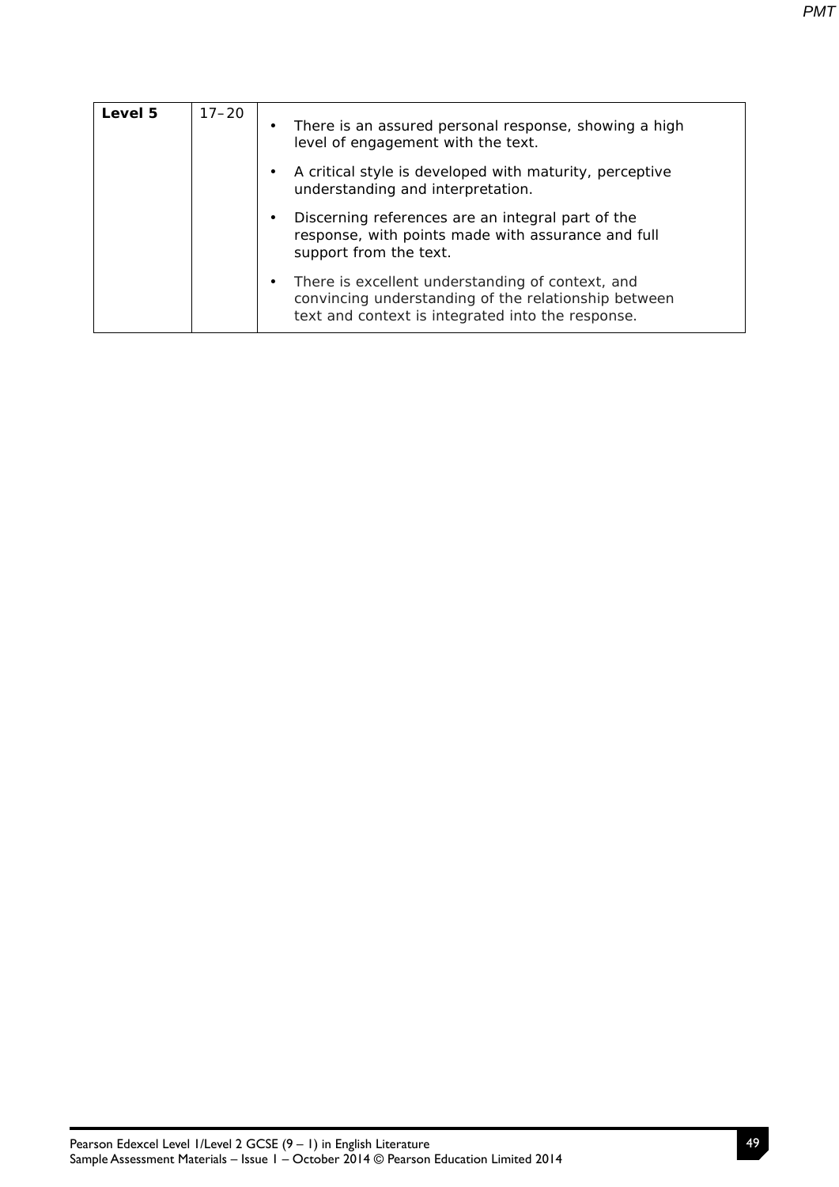| Level 5 | 17–20 | • There is an assured personal response, showing a high level of engagement with the text.<br>• A critical style is developed with maturity, perceptive understanding and interpretation.<br>• Discerning references are an integral part of the response, with points made with assurance and full support from the text.<br>• There is excellent understanding of context, and convincing understanding of the relationship between text and context is integrated into the response. |
|---|---|---|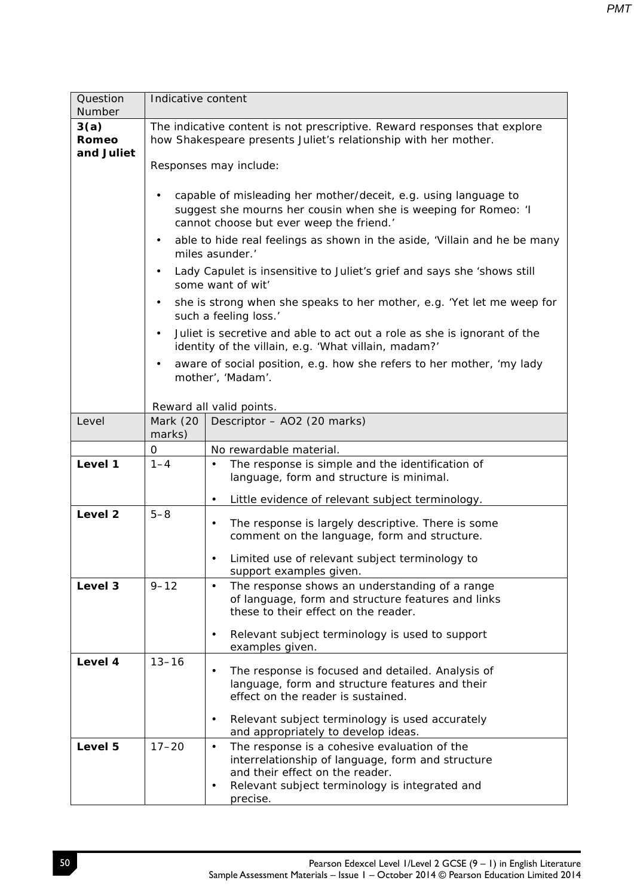| Question Number | Indicative content | |
|---|---|---|
| **3(a) Romeo and Juliet** | The indicative content is not prescriptive. Reward responses that explore how Shakespeare presents Juliet's relationship with her mother.<br><br>Responses may include:<br><br>• capable of misleading her mother/deceit, e.g. using language to suggest she mourns her cousin when she is weeping for Romeo: 'I cannot choose but ever weep the friend.'<br>• able to hide real feelings as shown in the aside, 'Villain and he be many miles asunder.'<br>• Lady Capulet is insensitive to Juliet's grief and says she 'shows still some want of wit'<br>• she is strong when she speaks to her mother, e.g. 'Yet let me weep for such a feeling loss.'<br>• Juliet is secretive and able to act out a role as she is ignorant of the identity of the villain, e.g. 'What villain, madam?'<br>• aware of social position, e.g. how she refers to her mother, 'my lady mother', 'Madam'.<br><br>Reward all valid points. | |
| **Level** | **Mark (20 marks)** | **Descriptor – AO2 (20 marks)** |
| | 0 | No rewardable material. |
| **Level 1** | 1–4 | • The response is simple and the identification of language, form and structure is minimal.<br>• Little evidence of relevant subject terminology. |
| **Level 2** | 5–8 | • The response is largely descriptive. There is some comment on the language, form and structure.<br>• Limited use of relevant subject terminology to support examples given. |
| **Level 3** | 9–12 | • The response shows an understanding of a range of language, form and structure features and links these to their effect on the reader.<br>• Relevant subject terminology is used to support examples given. |
| **Level 4** | 13–16 | • The response is focused and detailed. Analysis of language, form and structure features and their effect on the reader is sustained.<br>• Relevant subject terminology is used accurately and appropriately to develop ideas. |
| **Level 5** | 17–20 | • The response is a cohesive evaluation of the interrelationship of language, form and structure and their effect on the reader.<br>• Relevant subject terminology is integrated and precise. |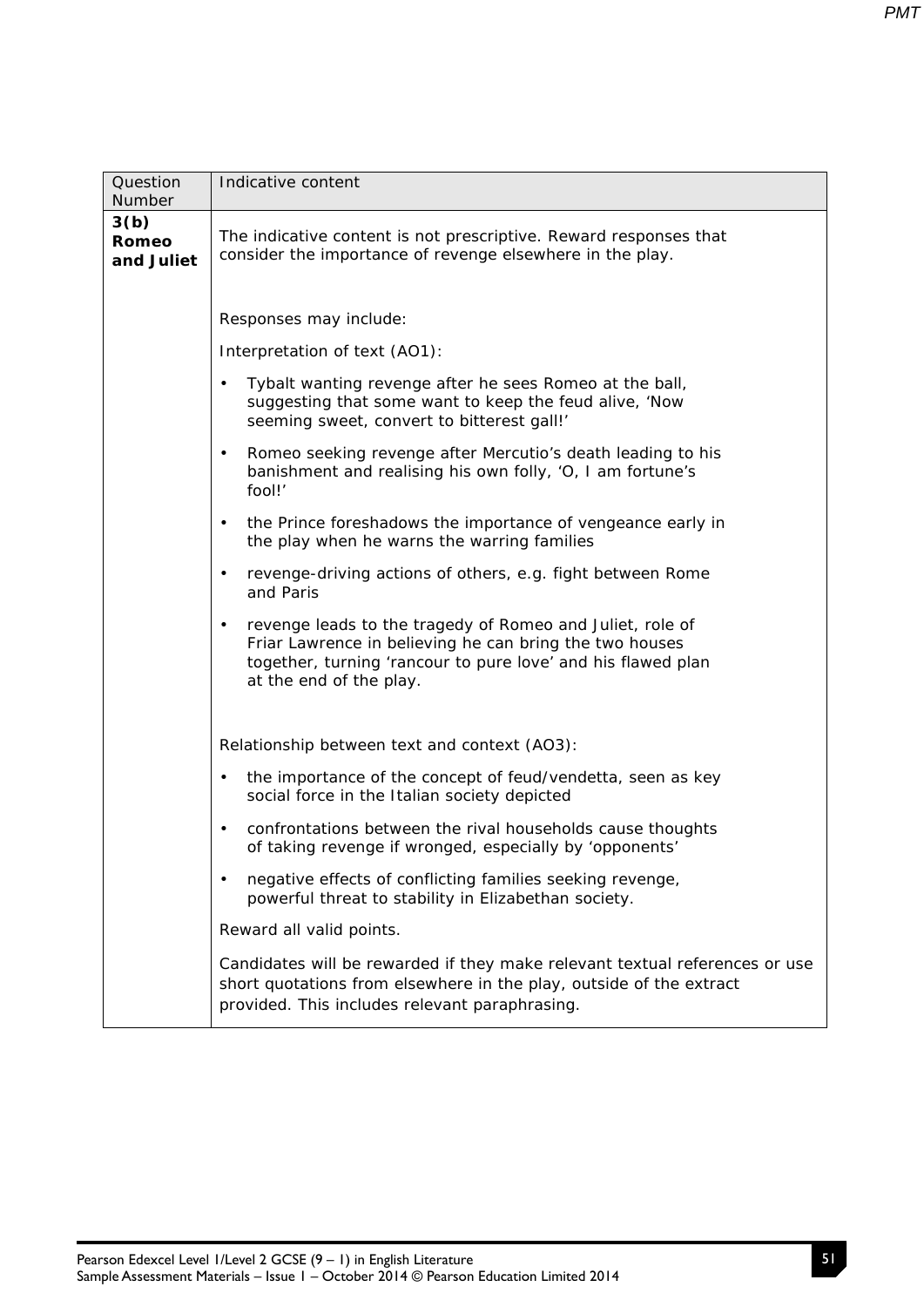| Question Number | Indicative content |
|---|---|
| **3(b) Romeo and Juliet** | The indicative content is not prescriptive. Reward responses that consider the importance of revenge elsewhere in the play.<br><br>Responses may include:<br><br>Interpretation of text (AO1):<br><br>• Tybalt wanting revenge after he sees Romeo at the ball, suggesting that some want to keep the feud alive, 'Now seeming sweet, convert to bitterest gall!'<br><br>• Romeo seeking revenge after Mercutio's death leading to his banishment and realising his own folly, 'O, I am fortune's fool!'<br><br>• the Prince foreshadows the importance of vengeance early in the play when he warns the warring families<br><br>• revenge-driving actions of others, e.g. fight between Rome and Paris<br><br>• revenge leads to the tragedy of Romeo and Juliet, role of Friar Lawrence in believing he can bring the two houses together, turning 'rancour to pure love' and his flawed plan at the end of the play.<br><br>Relationship between text and context (AO3):<br><br>• the importance of the concept of feud/vendetta, seen as key social force in the Italian society depicted<br><br>• confrontations between the rival households cause thoughts of taking revenge if wronged, especially by 'opponents'<br><br>• negative effects of conflicting families seeking revenge, powerful threat to stability in Elizabethan society.<br><br>Reward all valid points.<br><br>Candidates will be rewarded if they make relevant textual references or use short quotations from elsewhere in the play, outside of the extract provided. This includes relevant paraphrasing. |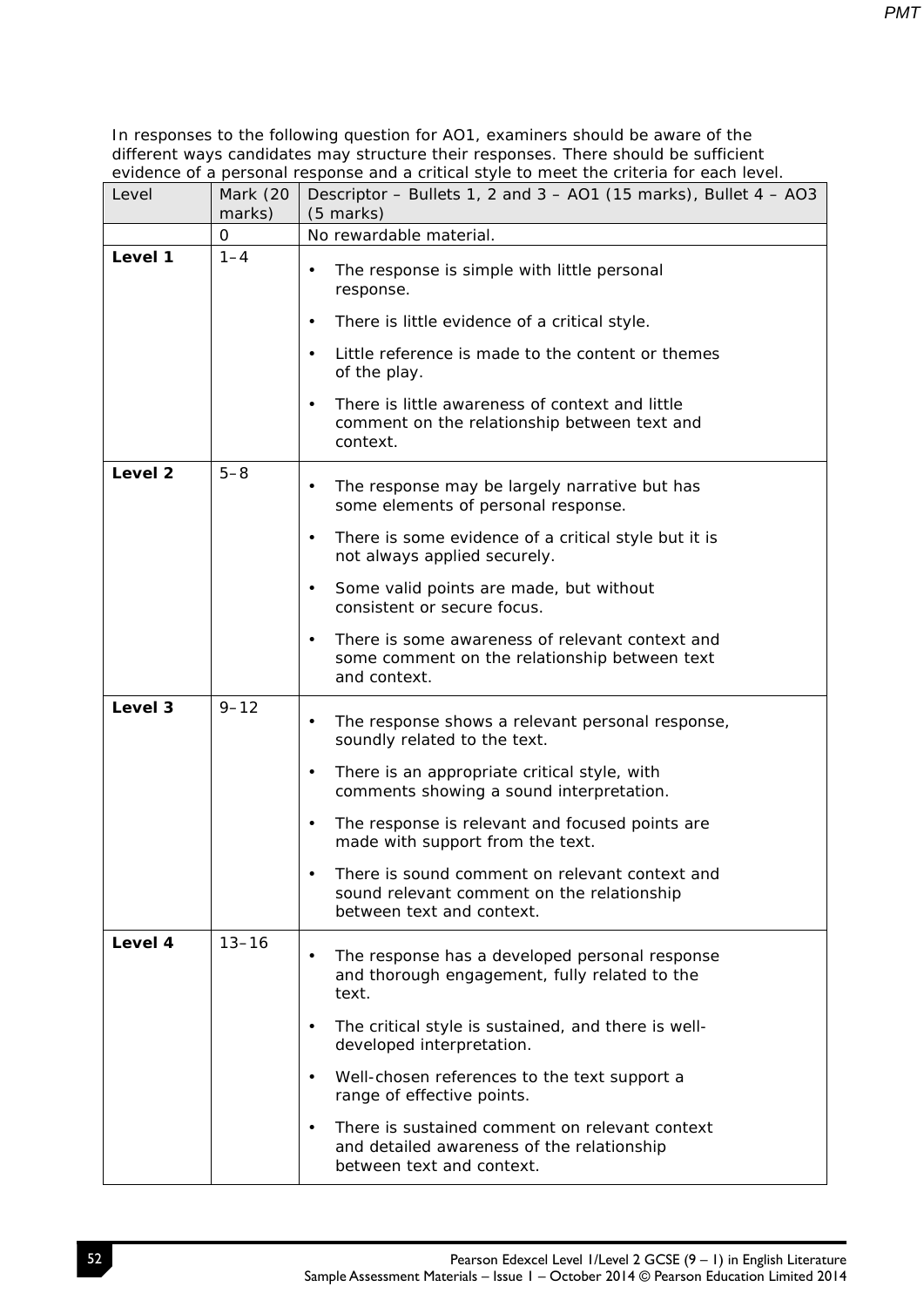In responses to the following question for AO1, examiners should be aware of the different ways candidates may structure their responses. There should be sufficient evidence of a personal response and a critical style to meet the criteria for each level.

| Level | Mark (20 marks) | Descriptor – Bullets 1, 2 and 3 – AO1 (15 marks), Bullet 4 – AO3 (5 marks) |
|---|---|---|
| | 0 | No rewardable material. |
| **Level 1** | 1–4 | • The response is simple with little personal response.<br>• There is little evidence of a critical style.<br>• Little reference is made to the content or themes of the play.<br>• There is little awareness of context and little comment on the relationship between text and context. |
| **Level 2** | 5–8 | • The response may be largely narrative but has some elements of personal response.<br>• There is some evidence of a critical style but it is not always applied securely.<br>• Some valid points are made, but without consistent or secure focus.<br>• There is some awareness of relevant context and some comment on the relationship between text and context. |
| **Level 3** | 9–12 | • The response shows a relevant personal response, soundly related to the text.<br>• There is an appropriate critical style, with comments showing a sound interpretation.<br>• The response is relevant and focused points are made with support from the text.<br>• There is sound comment on relevant context and sound relevant comment on the relationship between text and context. |
| **Level 4** | 13–16 | • The response has a developed personal response and thorough engagement, fully related to the text.<br>• The critical style is sustained, and there is well-developed interpretation.<br>• Well-chosen references to the text support a range of effective points.<br>• There is sustained comment on relevant context and detailed awareness of the relationship between text and context. |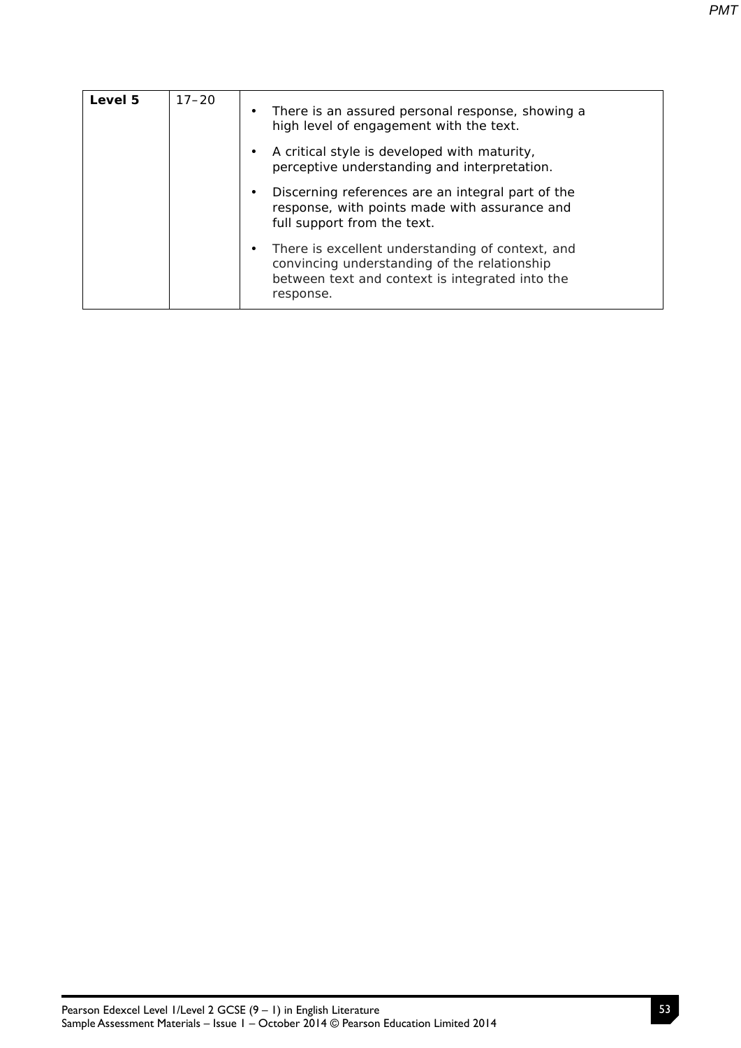| Level 5 | 17–20 | • There is an assured personal response, showing a high level of engagement with the text. <br> • A critical style is developed with maturity, perceptive understanding and interpretation. <br> • Discerning references are an integral part of the response, with points made with assurance and full support from the text. <br> • There is excellent understanding of context, and convincing understanding of the relationship between text and context is integrated into the response. |
|---|---|---|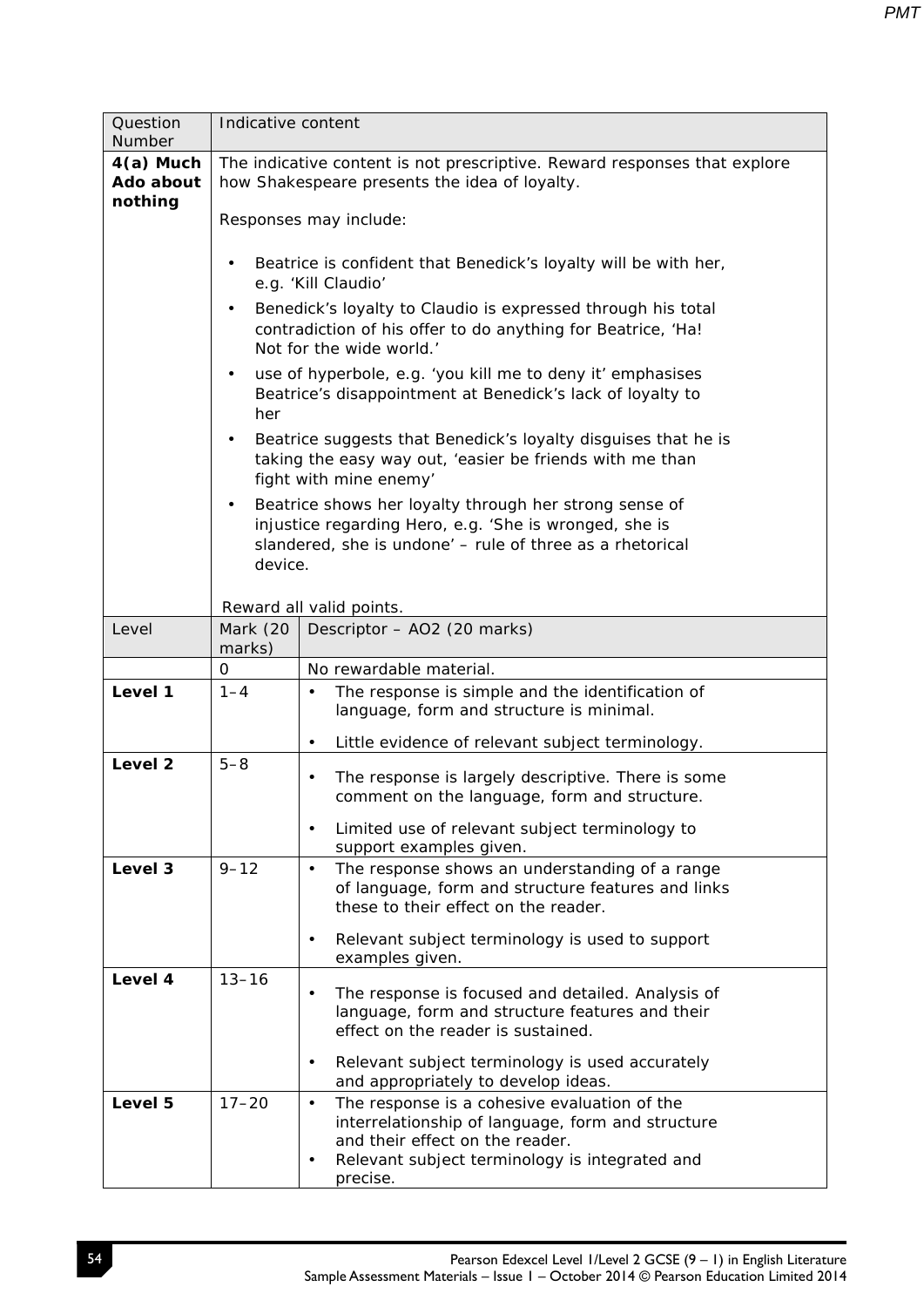| Question Number | Indicative content |
|---|---|
| **4(a) Much Ado about nothing** | The indicative content is not prescriptive. Reward responses that explore how Shakespeare presents the idea of loyalty.<br><br>Responses may include:<br><br>• Beatrice is confident that Benedick's loyalty will be with her, e.g. 'Kill Claudio'<br>• Benedick's loyalty to Claudio is expressed through his total contradiction of his offer to do anything for Beatrice, 'Ha! Not for the wide world.'<br>• use of hyperbole, e.g. 'you kill me to deny it' emphasises Beatrice's disappointment at Benedick's lack of loyalty to her<br>• Beatrice suggests that Benedick's loyalty disguises that he is taking the easy way out, 'easier be friends with me than fight with mine enemy'<br>• Beatrice shows her loyalty through her strong sense of injustice regarding Hero, e.g. 'She is wronged, she is slandered, she is undone' – rule of three as a rhetorical device.<br><br>Reward all valid points. |

| Level | Mark (20 marks) | Descriptor – AO2 (20 marks) |
|---|---|---|
| | 0 | No rewardable material. |
| **Level 1** | 1–4 | • The response is simple and the identification of language, form and structure is minimal.<br>• Little evidence of relevant subject terminology. |
| **Level 2** | 5–8 | • The response is largely descriptive. There is some comment on the language, form and structure.<br>• Limited use of relevant subject terminology to support examples given. |
| **Level 3** | 9–12 | • The response shows an understanding of a range of language, form and structure features and links these to their effect on the reader.<br>• Relevant subject terminology is used to support examples given. |
| **Level 4** | 13–16 | • The response is focused and detailed. Analysis of language, form and structure features and their effect on the reader is sustained.<br>• Relevant subject terminology is used accurately and appropriately to develop ideas. |
| **Level 5** | 17–20 | • The response is a cohesive evaluation of the interrelationship of language, form and structure and their effect on the reader.<br>• Relevant subject terminology is integrated and precise. |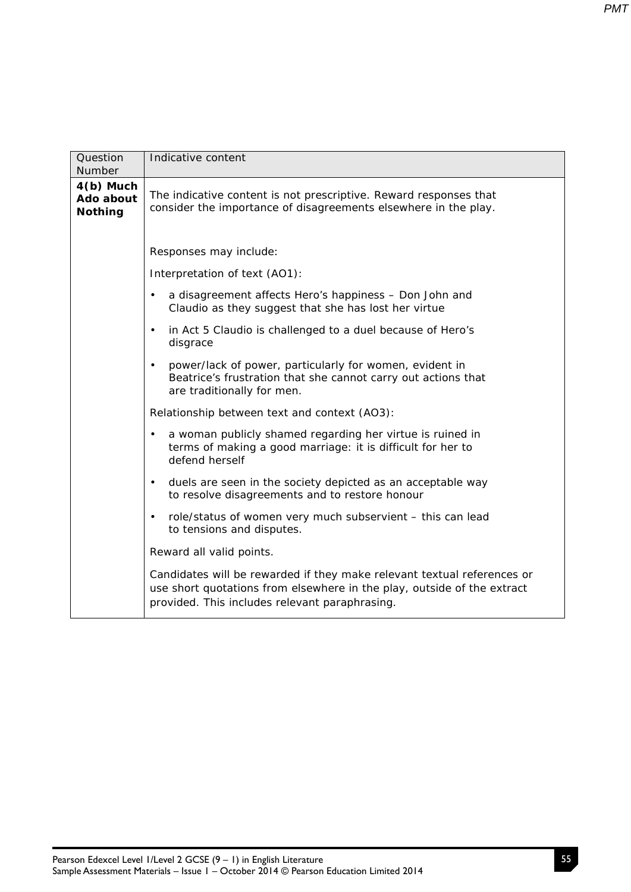| Question Number | Indicative content |
|---|---|
| **4(b) Much Ado about Nothing** | The indicative content is not prescriptive. Reward responses that consider the importance of disagreements elsewhere in the play.<br><br>Responses may include:<br><br>Interpretation of text (AO1):<br>• a disagreement affects Hero's happiness – Don John and Claudio as they suggest that she has lost her virtue<br>• in Act 5 Claudio is challenged to a duel because of Hero's disgrace<br>• power/lack of power, particularly for women, evident in Beatrice's frustration that she cannot carry out actions that are traditionally for men.<br><br>Relationship between text and context (AO3):<br>• a woman publicly shamed regarding her virtue is ruined in terms of making a good marriage: it is difficult for her to defend herself<br>• duels are seen in the society depicted as an acceptable way to resolve disagreements and to restore honour<br>• role/status of women very much subservient – this can lead to tensions and disputes.<br><br>Reward all valid points.<br><br>Candidates will be rewarded if they make relevant textual references or use short quotations from elsewhere in the play, outside of the extract provided. This includes relevant paraphrasing. |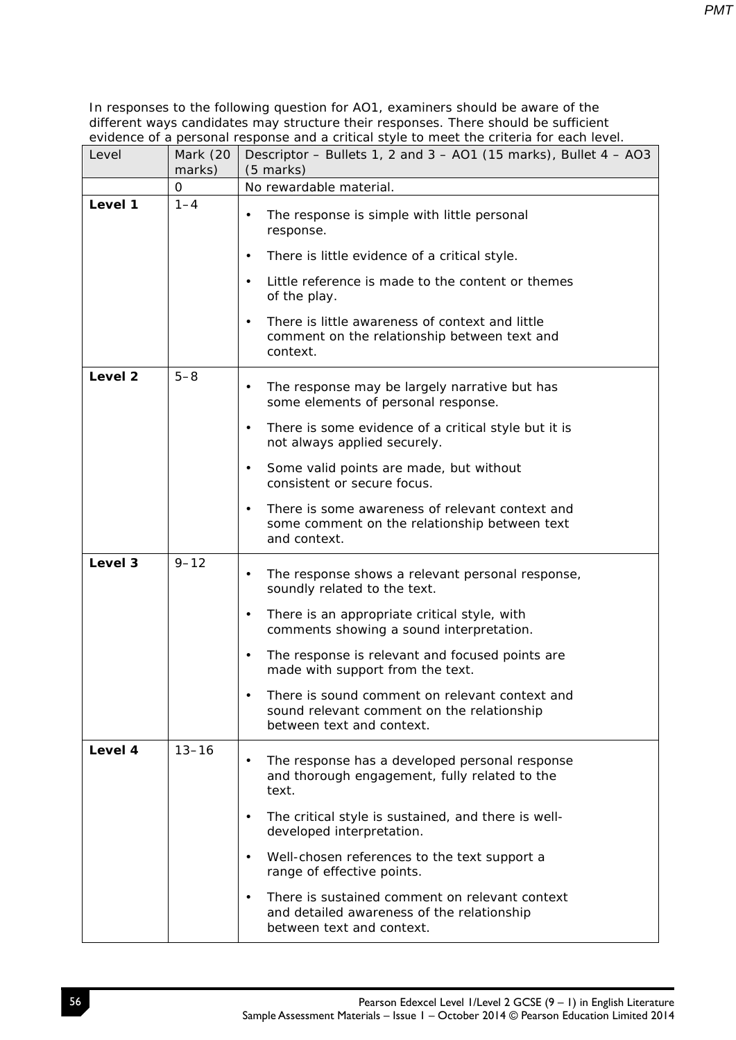In responses to the following question for AO1, examiners should be aware of the different ways candidates may structure their responses. There should be sufficient evidence of a personal response and a critical style to meet the criteria for each level.

| Level | Mark (20 marks) | Descriptor – Bullets 1, 2 and 3 – AO1 (15 marks), Bullet 4 – AO3 (5 marks) |
|---|---|---|
| | 0 | No rewardable material. |
| **Level 1** | 1–4 | • The response is simple with little personal response.<br>• There is little evidence of a critical style.<br>• Little reference is made to the content or themes of the play.<br>• There is little awareness of context and little comment on the relationship between text and context. |
| **Level 2** | 5–8 | • The response may be largely narrative but has some elements of personal response.<br>• There is some evidence of a critical style but it is not always applied securely.<br>• Some valid points are made, but without consistent or secure focus.<br>• There is some awareness of relevant context and some comment on the relationship between text and context. |
| **Level 3** | 9–12 | • The response shows a relevant personal response, soundly related to the text.<br>• There is an appropriate critical style, with comments showing a sound interpretation.<br>• The response is relevant and focused points are made with support from the text.<br>• There is sound comment on relevant context and sound relevant comment on the relationship between text and context. |
| **Level 4** | 13–16 | • The response has a developed personal response and thorough engagement, fully related to the text.<br>• The critical style is sustained, and there is well-developed interpretation.<br>• Well-chosen references to the text support a range of effective points.<br>• There is sustained comment on relevant context and detailed awareness of the relationship between text and context. |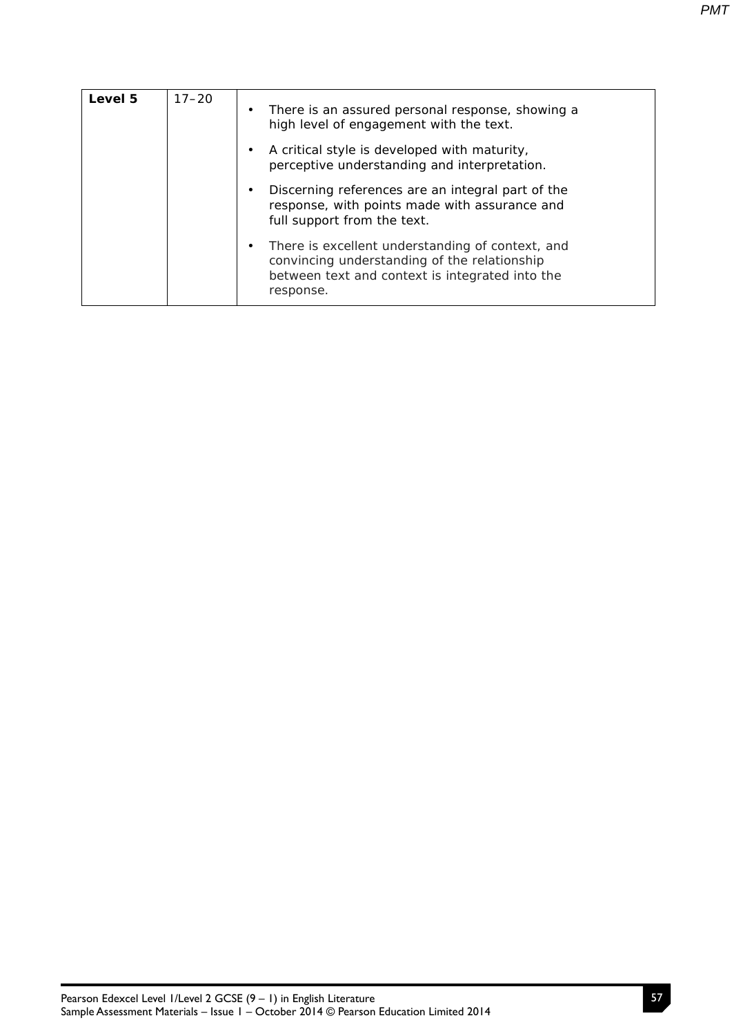| Level 5 | 17–20 | • There is an assured personal response, showing a high level of engagement with the text.<br>• A critical style is developed with maturity, perceptive understanding and interpretation.<br>• Discerning references are an integral part of the response, with points made with assurance and full support from the text.<br>• There is excellent understanding of context, and convincing understanding of the relationship between text and context is integrated into the response. |
|---|---|---|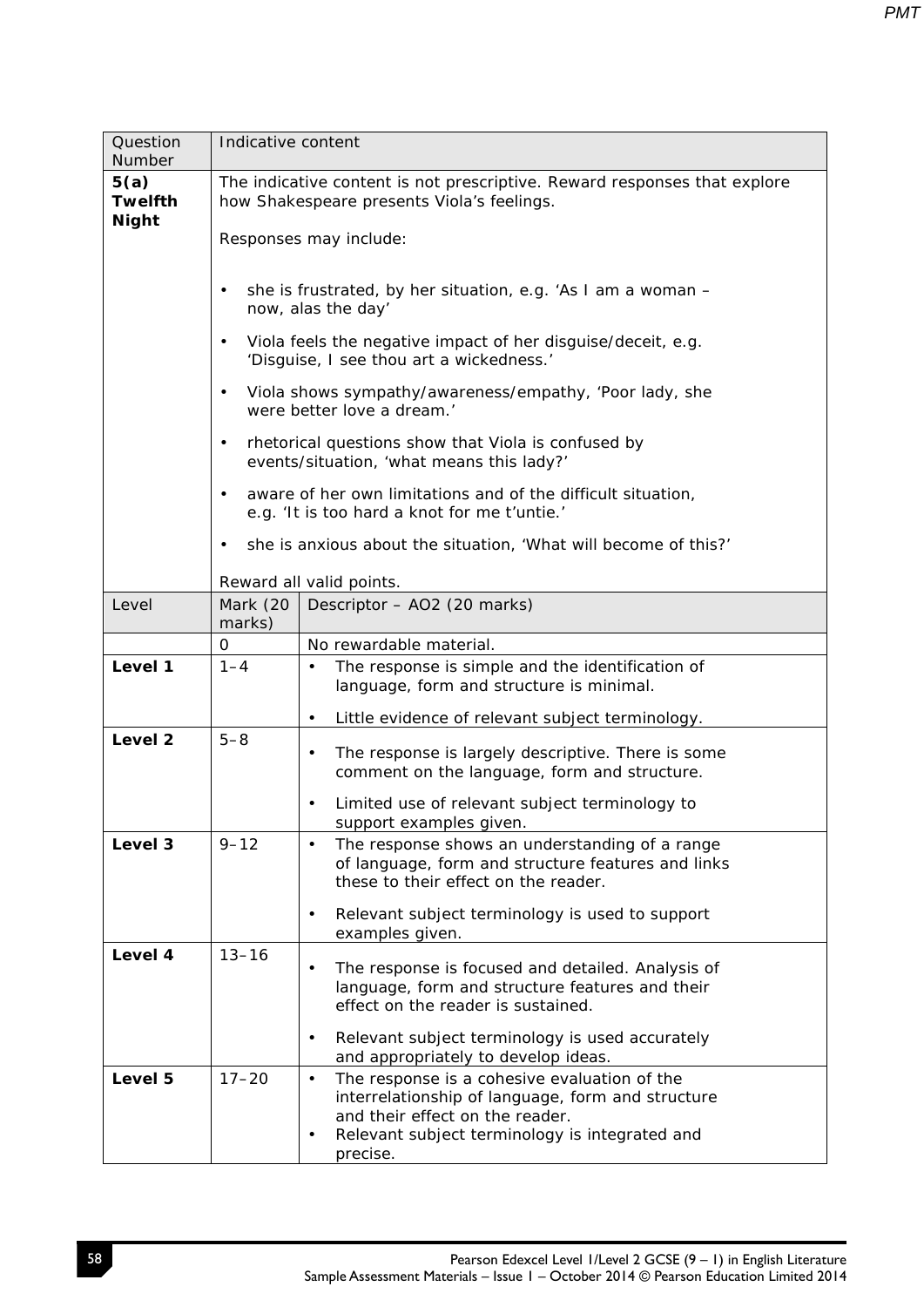| Question Number | Indicative content |
|---|---|
| **5(a) Twelfth Night** | The indicative content is not prescriptive. Reward responses that explore how Shakespeare presents Viola's feelings.<br><br>Responses may include:<br><br>• she is frustrated, by her situation, e.g. 'As I am a woman – now, alas the day'<br>• Viola feels the negative impact of her disguise/deceit, e.g. 'Disguise, I see thou art a wickedness.'<br>• Viola shows sympathy/awareness/empathy, 'Poor lady, she were better love a dream.'<br>• rhetorical questions show that Viola is confused by events/situation, 'what means this lady?'<br>• aware of her own limitations and of the difficult situation, e.g. 'It is too hard a knot for me t'untie.'<br>• she is anxious about the situation, 'What will become of this?'<br><br>Reward all valid points. |

| Level | Mark (20 marks) | Descriptor – AO2 (20 marks) |
|---|---|---|
| | 0 | No rewardable material. |
| **Level 1** | 1–4 | • The response is simple and the identification of language, form and structure is minimal.<br>• Little evidence of relevant subject terminology. |
| **Level 2** | 5–8 | • The response is largely descriptive. There is some comment on the language, form and structure.<br>• Limited use of relevant subject terminology to support examples given. |
| **Level 3** | 9–12 | • The response shows an understanding of a range of language, form and structure features and links these to their effect on the reader.<br>• Relevant subject terminology is used to support examples given. |
| **Level 4** | 13–16 | • The response is focused and detailed. Analysis of language, form and structure features and their effect on the reader is sustained.<br>• Relevant subject terminology is used accurately and appropriately to develop ideas. |
| **Level 5** | 17–20 | • The response is a cohesive evaluation of the interrelationship of language, form and structure and their effect on the reader.<br>• Relevant subject terminology is integrated and precise. |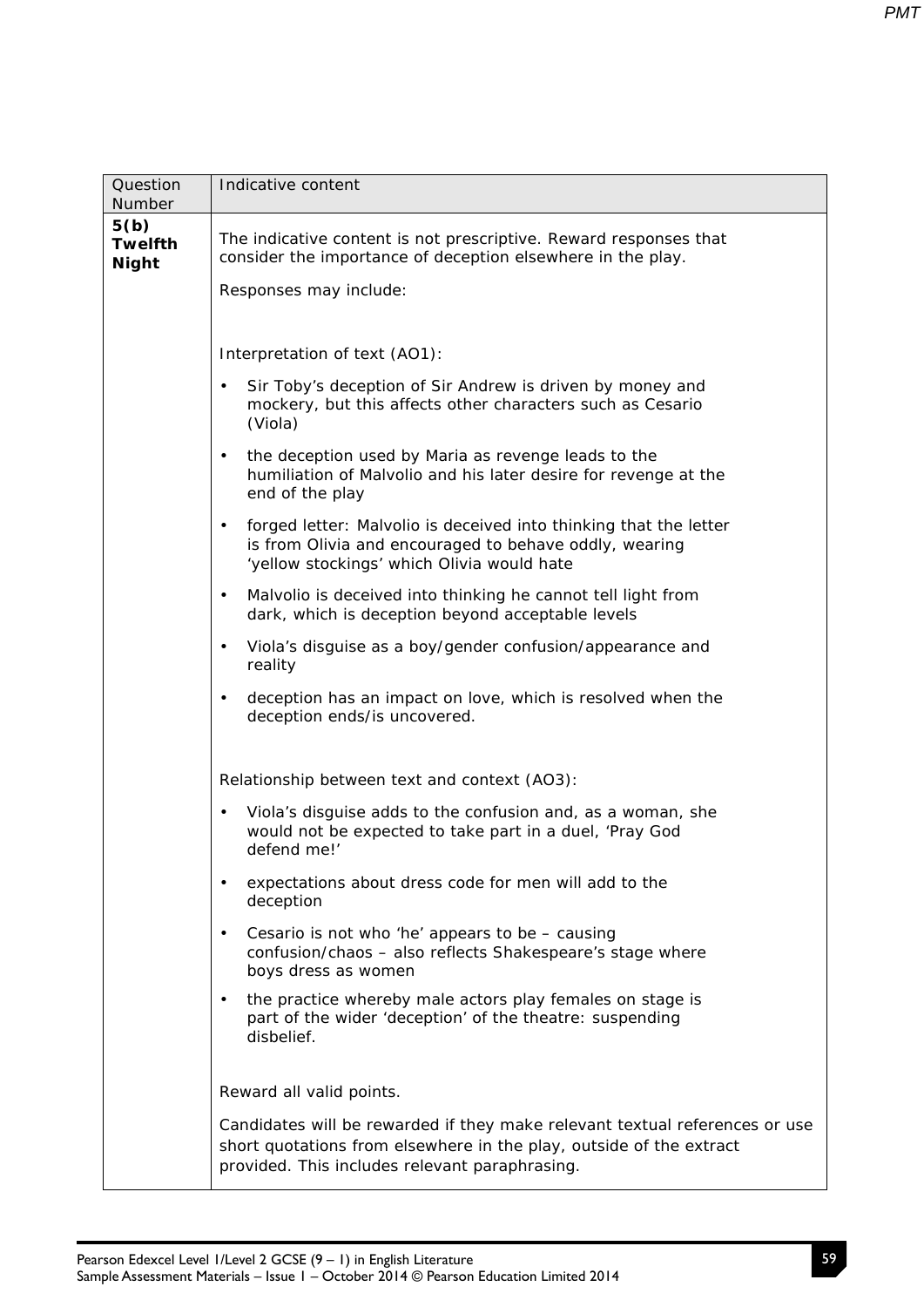| Question Number | Indicative content |
|---|---|
| **5(b) Twelfth Night** | The indicative content is not prescriptive. Reward responses that consider the importance of deception elsewhere in the play.<br><br>Responses may include:<br><br>Interpretation of text (AO1):<br><br>• Sir Toby's deception of Sir Andrew is driven by money and mockery, but this affects other characters such as Cesario (Viola)<br>• the deception used by Maria as revenge leads to the humiliation of Malvolio and his later desire for revenge at the end of the play<br>• forged letter: Malvolio is deceived into thinking that the letter is from Olivia and encouraged to behave oddly, wearing 'yellow stockings' which Olivia would hate<br>• Malvolio is deceived into thinking he cannot tell light from dark, which is deception beyond acceptable levels<br>• Viola's disguise as a boy/gender confusion/appearance and reality<br>• deception has an impact on love, which is resolved when the deception ends/is uncovered.<br><br>Relationship between text and context (AO3):<br><br>• Viola's disguise adds to the confusion and, as a woman, she would not be expected to take part in a duel, 'Pray God defend me!'<br>• expectations about dress code for men will add to the deception<br>• Cesario is not who 'he' appears to be – causing confusion/chaos – also reflects Shakespeare's stage where boys dress as women<br>• the practice whereby male actors play females on stage is part of the wider 'deception' of the theatre: suspending disbelief.<br><br>Reward all valid points.<br><br>Candidates will be rewarded if they make relevant textual references or use short quotations from elsewhere in the play, outside of the extract provided. This includes relevant paraphrasing. |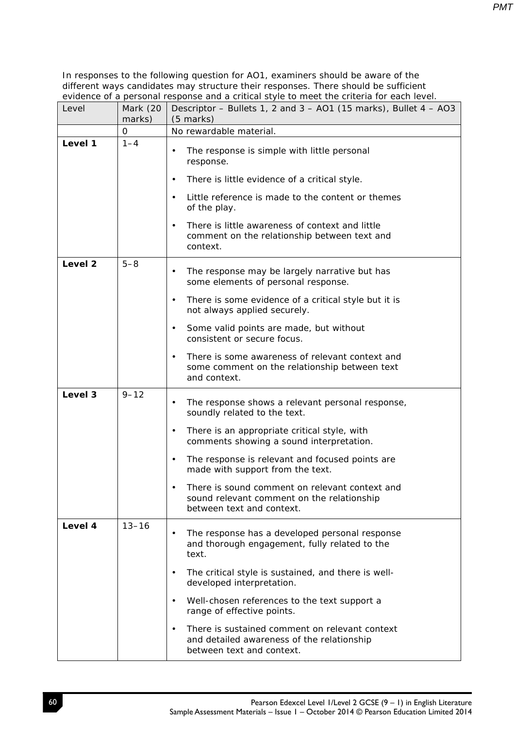In responses to the following question for AO1, examiners should be aware of the different ways candidates may structure their responses. There should be sufficient evidence of a personal response and a critical style to meet the criteria for each level.

| Level | Mark (20 marks) | Descriptor – Bullets 1, 2 and 3 – AO1 (15 marks), Bullet 4 – AO3 (5 marks) |
|---|---|---|
| | 0 | No rewardable material. |
| **Level 1** | 1–4 | • The response is simple with little personal response.<br>• There is little evidence of a critical style.<br>• Little reference is made to the content or themes of the play.<br>• There is little awareness of context and little comment on the relationship between text and context. |
| **Level 2** | 5–8 | • The response may be largely narrative but has some elements of personal response.<br>• There is some evidence of a critical style but it is not always applied securely.<br>• Some valid points are made, but without consistent or secure focus.<br>• There is some awareness of relevant context and some comment on the relationship between text and context. |
| **Level 3** | 9–12 | • The response shows a relevant personal response, soundly related to the text.<br>• There is an appropriate critical style, with comments showing a sound interpretation.<br>• The response is relevant and focused points are made with support from the text.<br>• There is sound comment on relevant context and sound relevant comment on the relationship between text and context. |
| **Level 4** | 13–16 | • The response has a developed personal response and thorough engagement, fully related to the text.<br>• The critical style is sustained, and there is well-developed interpretation.<br>• Well-chosen references to the text support a range of effective points.<br>• There is sustained comment on relevant context and detailed awareness of the relationship between text and context. |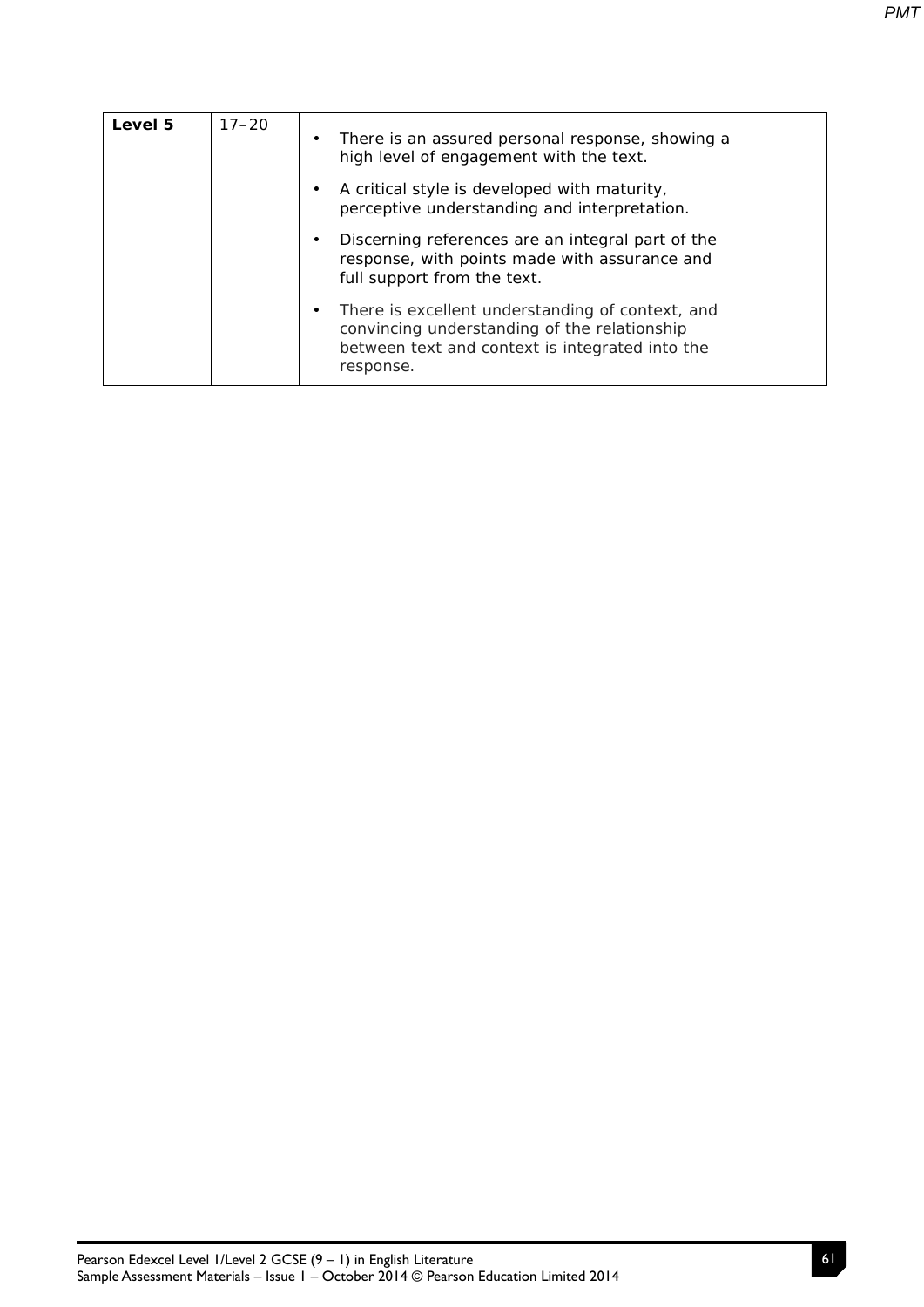| Level 5 | 17–20 | • There is an assured personal response, showing a high level of engagement with the text.<br>• A critical style is developed with maturity, perceptive understanding and interpretation.<br>• Discerning references are an integral part of the response, with points made with assurance and full support from the text.<br>• There is excellent understanding of context, and convincing understanding of the relationship between text and context is integrated into the response. |
|---|---|---|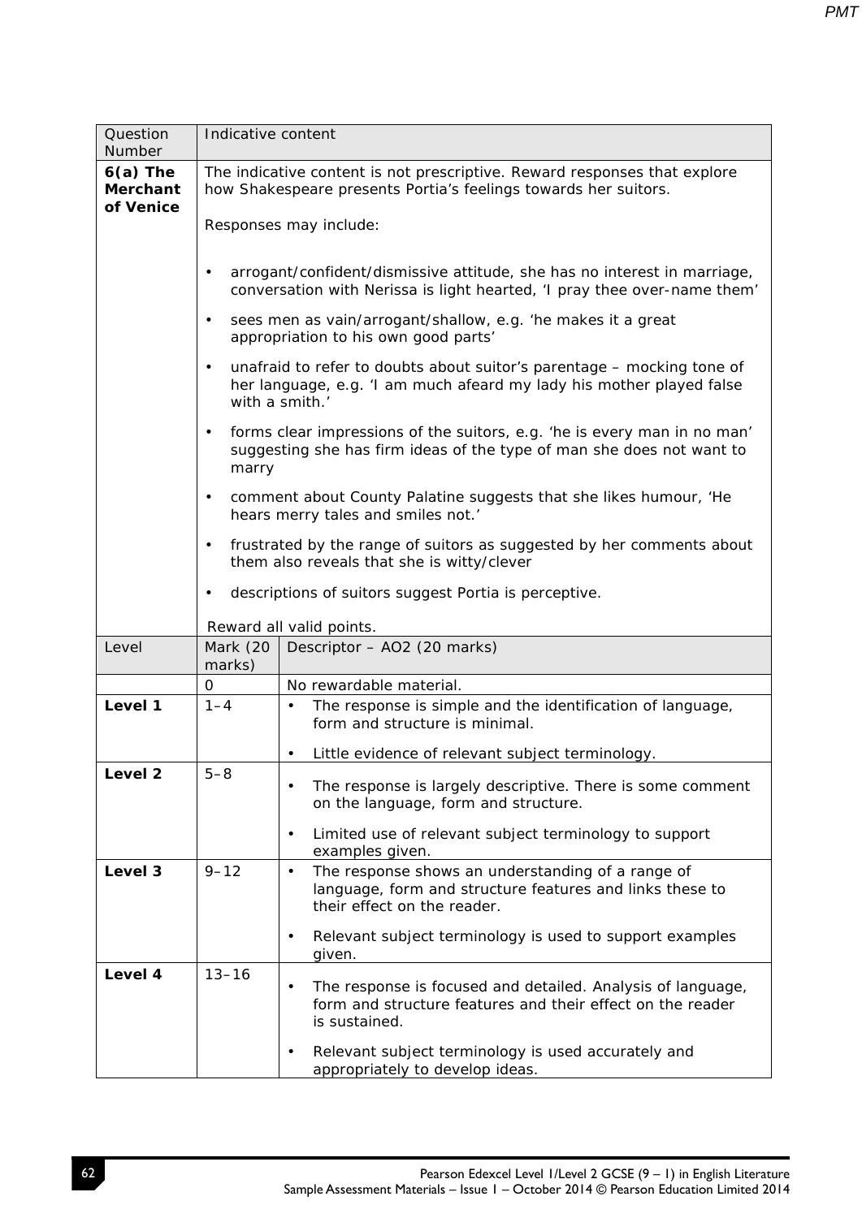| Question Number | Indicative content |
|---|---|
| **6(a) The Merchant of Venice** | The indicative content is not prescriptive. Reward responses that explore how Shakespeare presents Portia's feelings towards her suitors.<br><br>Responses may include:<br><br>• arrogant/confident/dismissive attitude, she has no interest in marriage, conversation with Nerissa is light hearted, 'I pray thee over-name them'<br>• sees men as vain/arrogant/shallow, e.g. 'he makes it a great appropriation to his own good parts'<br>• unafraid to refer to doubts about suitor's parentage – mocking tone of her language, e.g. 'I am much afeard my lady his mother played false with a smith.'<br>• forms clear impressions of the suitors, e.g. 'he is every man in no man' suggesting she has firm ideas of the type of man she does not want to marry<br>• comment about County Palatine suggests that she likes humour, 'He hears merry tales and smiles not.'<br>• frustrated by the range of suitors as suggested by her comments about them also reveals that she is witty/clever<br>• descriptions of suitors suggest Portia is perceptive.<br><br>Reward all valid points. |

| Level | Mark (20 marks) | Descriptor – AO2 (20 marks) |
|---|---|---|
| | 0 | No rewardable material. |
| **Level 1** | 1–4 | • The response is simple and the identification of language, form and structure is minimal.<br>• Little evidence of relevant subject terminology. |
| **Level 2** | 5–8 | • The response is largely descriptive. There is some comment on the language, form and structure.<br>• Limited use of relevant subject terminology to support examples given. |
| **Level 3** | 9–12 | • The response shows an understanding of a range of language, form and structure features and links these to their effect on the reader.<br>• Relevant subject terminology is used to support examples given. |
| **Level 4** | 13–16 | • The response is focused and detailed. Analysis of language, form and structure features and their effect on the reader is sustained.<br>• Relevant subject terminology is used accurately and appropriately to develop ideas. |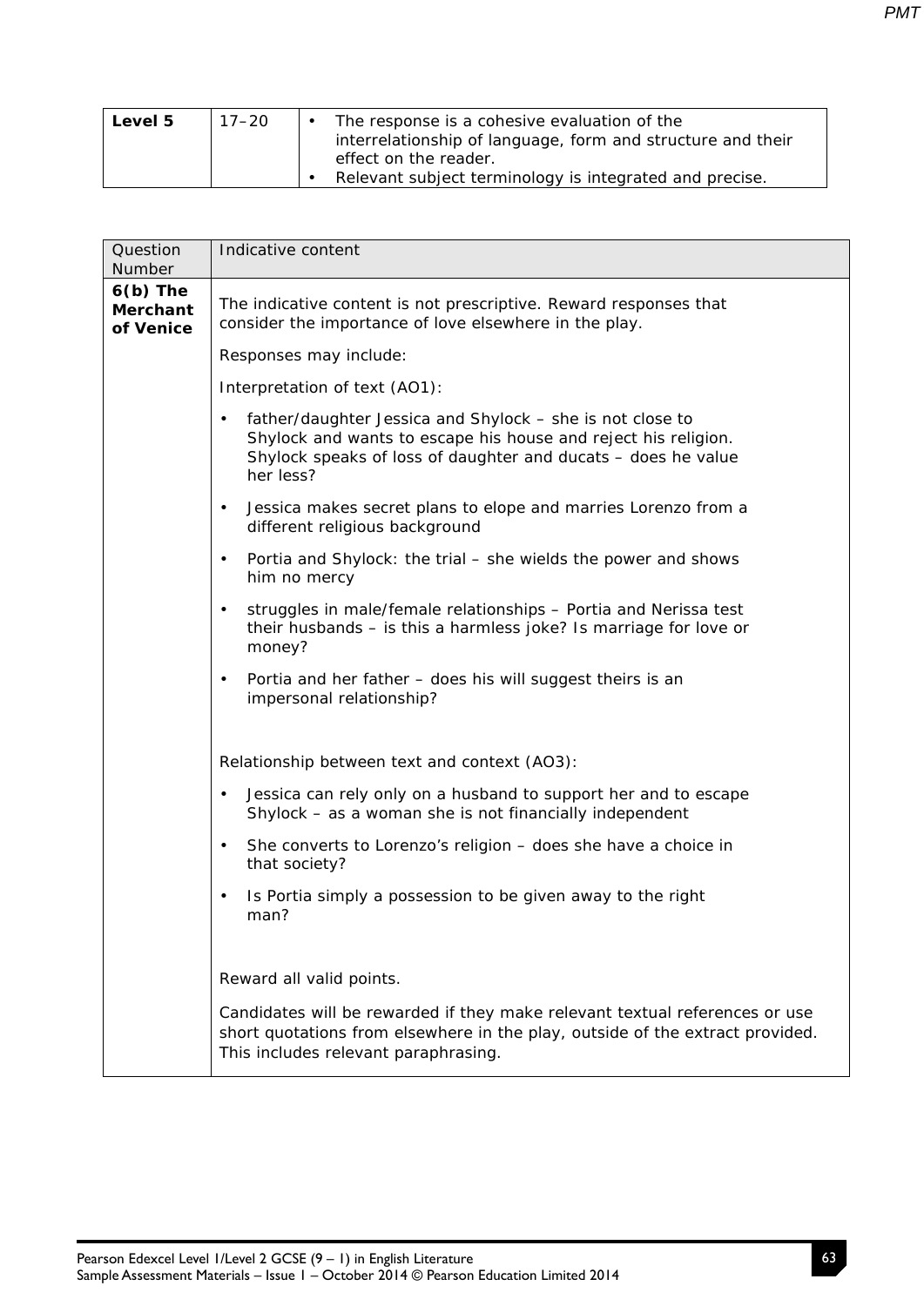| Level 5 | 17–20 | • The response is a cohesive evaluation of the interrelationship of language, form and structure and their effect on the reader.<br>• Relevant subject terminology is integrated and precise. |
|---|---|---|

| Question Number | Indicative content |
|---|---|
| **6(b) The Merchant of Venice** | The indicative content is not prescriptive. Reward responses that consider the importance of love elsewhere in the play.<br><br>Responses may include:<br><br>Interpretation of text (AO1):<br><br>• father/daughter Jessica and Shylock – she is not close to Shylock and wants to escape his house and reject his religion. Shylock speaks of loss of daughter and ducats – does he value her less?<br>• Jessica makes secret plans to elope and marries Lorenzo from a different religious background<br>• Portia and Shylock: the trial – she wields the power and shows him no mercy<br>• struggles in male/female relationships – Portia and Nerissa test their husbands – is this a harmless joke? Is marriage for love or money?<br>• Portia and her father – does his will suggest theirs is an impersonal relationship?<br><br>Relationship between text and context (AO3):<br><br>• Jessica can rely only on a husband to support her and to escape Shylock – as a woman she is not financially independent<br>• She converts to Lorenzo's religion – does she have a choice in that society?<br>• Is Portia simply a possession to be given away to the right man?<br><br>Reward all valid points.<br><br>Candidates will be rewarded if they make relevant textual references or use short quotations from elsewhere in the play, outside of the extract provided. This includes relevant paraphrasing. |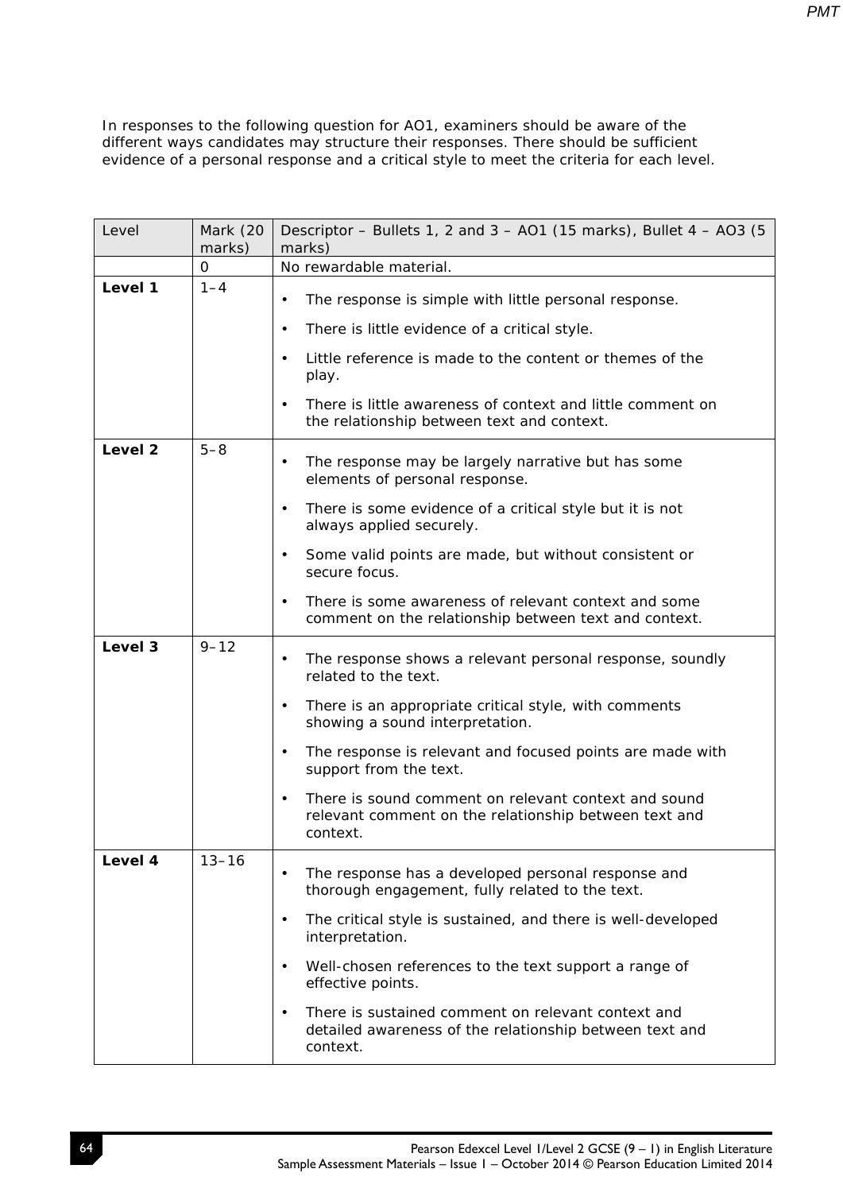In responses to the following question for AO1, examiners should be aware of the different ways candidates may structure their responses. There should be sufficient evidence of a personal response and a critical style to meet the criteria for each level.

| Level | Mark (20 marks) | Descriptor – Bullets 1, 2 and 3 – AO1 (15 marks), Bullet 4 – AO3 (5 marks) |
|---|---|---|
| | 0 | No rewardable material. |
| **Level 1** | 1–4 | • The response is simple with little personal response.<br>• There is little evidence of a critical style.<br>• Little reference is made to the content or themes of the play.<br>• There is little awareness of context and little comment on the relationship between text and context. |
| **Level 2** | 5–8 | • The response may be largely narrative but has some elements of personal response.<br>• There is some evidence of a critical style but it is not always applied securely.<br>• Some valid points are made, but without consistent or secure focus.<br>• There is some awareness of relevant context and some comment on the relationship between text and context. |
| **Level 3** | 9–12 | • The response shows a relevant personal response, soundly related to the text.<br>• There is an appropriate critical style, with comments showing a sound interpretation.<br>• The response is relevant and focused points are made with support from the text.<br>• There is sound comment on relevant context and sound relevant comment on the relationship between text and context. |
| **Level 4** | 13–16 | • The response has a developed personal response and thorough engagement, fully related to the text.<br>• The critical style is sustained, and there is well-developed interpretation.<br>• Well-chosen references to the text support a range of effective points.<br>• There is sustained comment on relevant context and detailed awareness of the relationship between text and context. |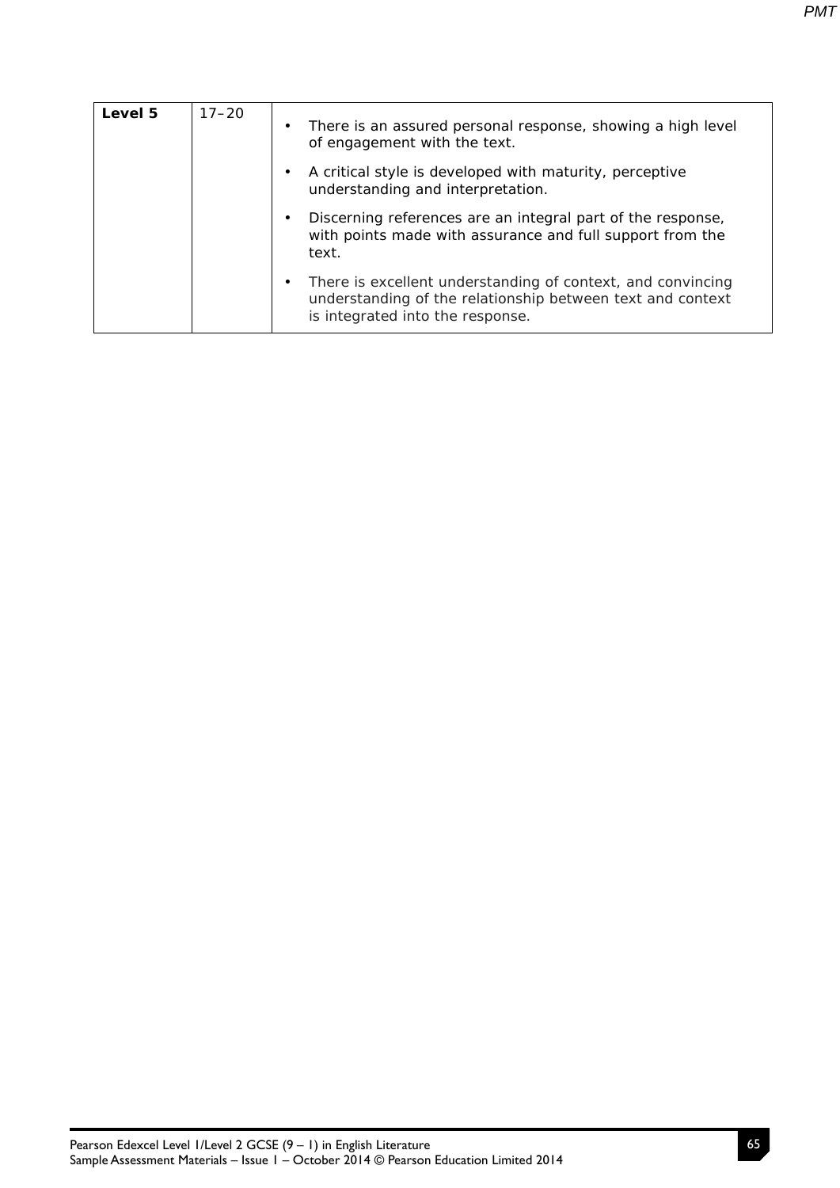| Level 5 | 17–20 | • There is an assured personal response, showing a high level of engagement with the text.<br>• A critical style is developed with maturity, perceptive understanding and interpretation.<br>• Discerning references are an integral part of the response, with points made with assurance and full support from the text.<br>• There is excellent understanding of context, and convincing understanding of the relationship between text and context is integrated into the response. |
|---|---|---|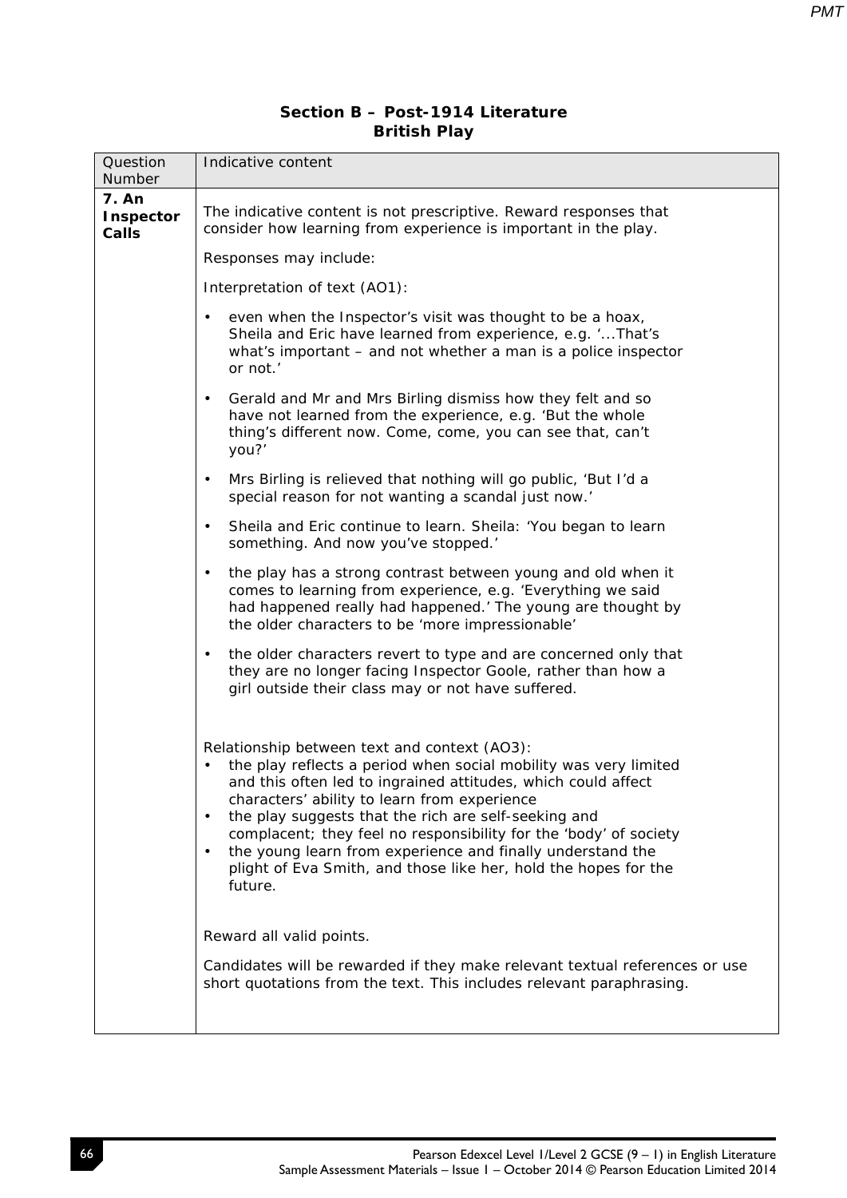## Section B – Post-1914 Literature
### British Play

| Question Number | Indicative content |
|---|---|
| **7. An Inspector Calls** | The indicative content is not prescriptive. Reward responses that consider how learning from experience is important in the play.<br><br>Responses may include:<br><br>Interpretation of text (AO1):<br><br>• even when the Inspector's visit was thought to be a hoax, Sheila and Eric have learned from experience, e.g. '...That's what's important – and not whether a man is a police inspector or not.'<br><br>• Gerald and Mr and Mrs Birling dismiss how they felt and so have not learned from the experience, e.g. 'But the whole thing's different now. Come, come, you can see that, can't you?'<br><br>• Mrs Birling is relieved that nothing will go public, 'But I'd a special reason for not wanting a scandal just now.'<br><br>• Sheila and Eric continue to learn. Sheila: 'You began to learn something. And now you've stopped.'<br><br>• the play has a strong contrast between young and old when it comes to learning from experience, e.g. 'Everything we said had happened really had happened.' The young are thought by the older characters to be 'more impressionable'<br><br>• the older characters revert to type and are concerned only that they are no longer facing Inspector Goole, rather than how a girl outside their class may or not have suffered.<br><br>Relationship between text and context (AO3):<br>• the play reflects a period when social mobility was very limited and this often led to ingrained attitudes, which could affect characters' ability to learn from experience<br>• the play suggests that the rich are self-seeking and complacent; they feel no responsibility for the 'body' of society<br>• the young learn from experience and finally understand the plight of Eva Smith, and those like her, hold the hopes for the future.<br><br>Reward all valid points.<br><br>Candidates will be rewarded if they make relevant textual references or use short quotations from the text. This includes relevant paraphrasing. |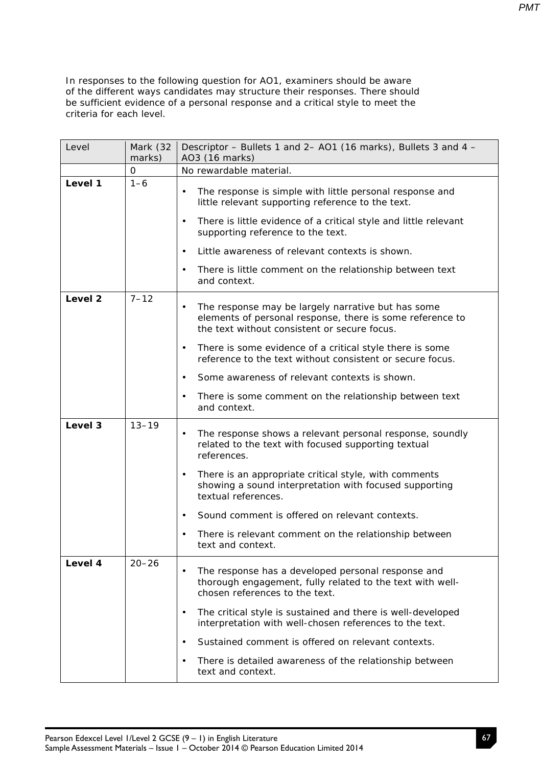In responses to the following question for AO1, examiners should be aware of the different ways candidates may structure their responses. There should be sufficient evidence of a personal response and a critical style to meet the criteria for each level.

| Level | Mark (32 marks) | Descriptor – Bullets 1 and 2– AO1 (16 marks), Bullets 3 and 4 – AO3 (16 marks) |
|---|---|---|
| | 0 | No rewardable material. |
| **Level 1** | 1–6 | • The response is simple with little personal response and little relevant supporting reference to the text.<br>• There is little evidence of a critical style and little relevant supporting reference to the text.<br>• Little awareness of relevant contexts is shown.<br>• There is little comment on the relationship between text and context. |
| **Level 2** | 7–12 | • The response may be largely narrative but has some elements of personal response, there is some reference to the text without consistent or secure focus.<br>• There is some evidence of a critical style there is some reference to the text without consistent or secure focus.<br>• Some awareness of relevant contexts is shown.<br>• There is some comment on the relationship between text and context. |
| **Level 3** | 13–19 | • The response shows a relevant personal response, soundly related to the text with focused supporting textual references.<br>• There is an appropriate critical style, with comments showing a sound interpretation with focused supporting textual references.<br>• Sound comment is offered on relevant contexts.<br>• There is relevant comment on the relationship between text and context. |
| **Level 4** | 20–26 | • The response has a developed personal response and thorough engagement, fully related to the text with well-chosen references to the text.<br>• The critical style is sustained and there is well-developed interpretation with well-chosen references to the text.<br>• Sustained comment is offered on relevant contexts.<br>• There is detailed awareness of the relationship between text and context. |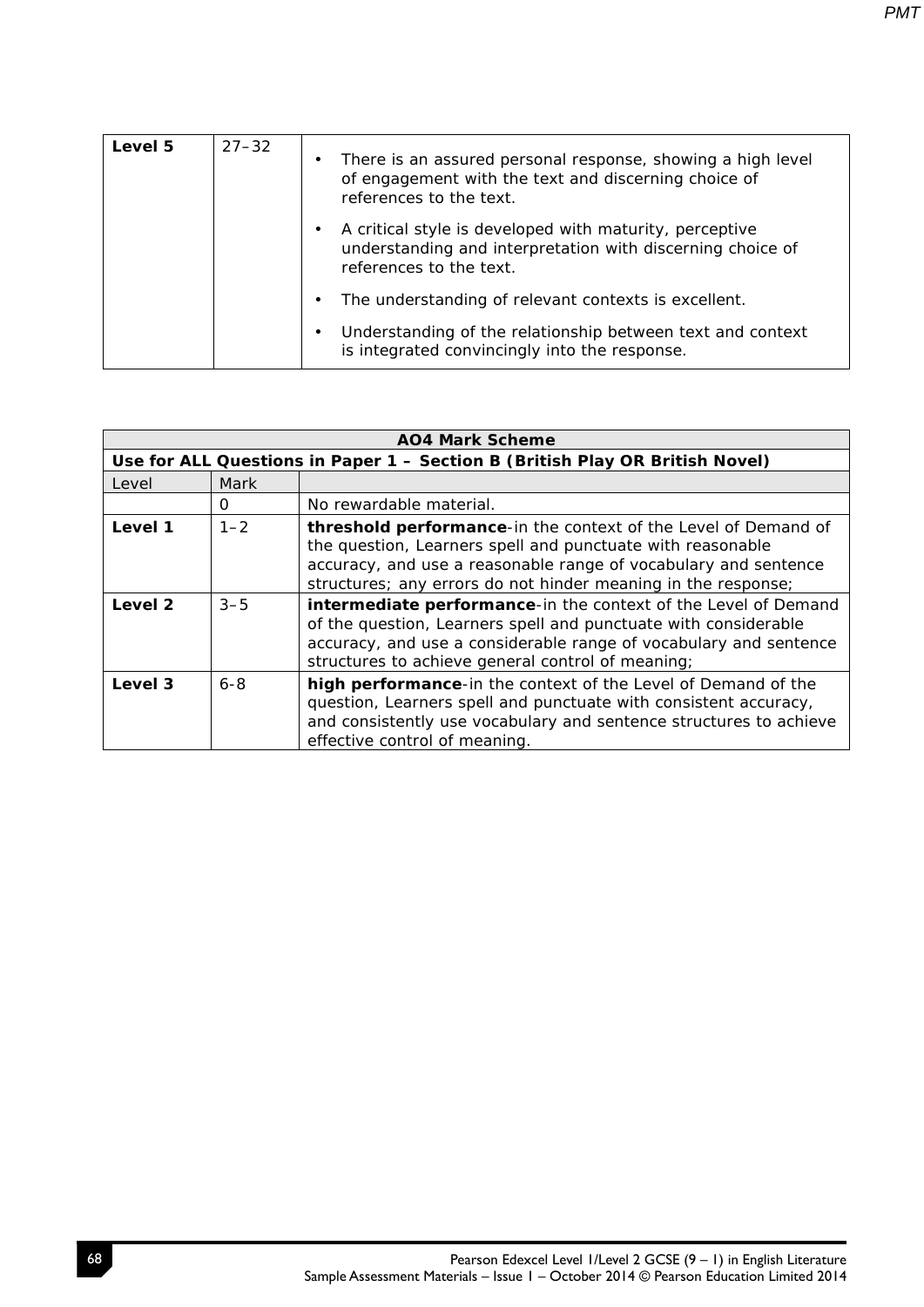| Level 5 | 27–32 | • There is an assured personal response, showing a high level of engagement with the text and discerning choice of references to the text.<br>• A critical style is developed with maturity, perceptive understanding and interpretation with discerning choice of references to the text.<br>• The understanding of relevant contexts is excellent.<br>• Understanding of the relationship between text and context is integrated convincingly into the response. |
|---|---|---|

| **AO4 Mark Scheme** | | |
|---|---|---|
| **Use for ALL Questions in Paper 1 – Section B (British Play OR British Novel)** | | |
| Level | Mark | |
| | 0 | No rewardable material. |
| **Level 1** | 1–2 | **threshold performance**-in the context of the Level of Demand of the question, Learners spell and punctuate with reasonable accuracy, and use a reasonable range of vocabulary and sentence structures; any errors do not hinder meaning in the response; |
| **Level 2** | 3–5 | **intermediate performance**-in the context of the Level of Demand of the question, Learners spell and punctuate with considerable accuracy, and use a considerable range of vocabulary and sentence structures to achieve general control of meaning; |
| **Level 3** | 6-8 | **high performance**-in the context of the Level of Demand of the question, Learners spell and punctuate with consistent accuracy, and consistently use vocabulary and sentence structures to achieve effective control of meaning. |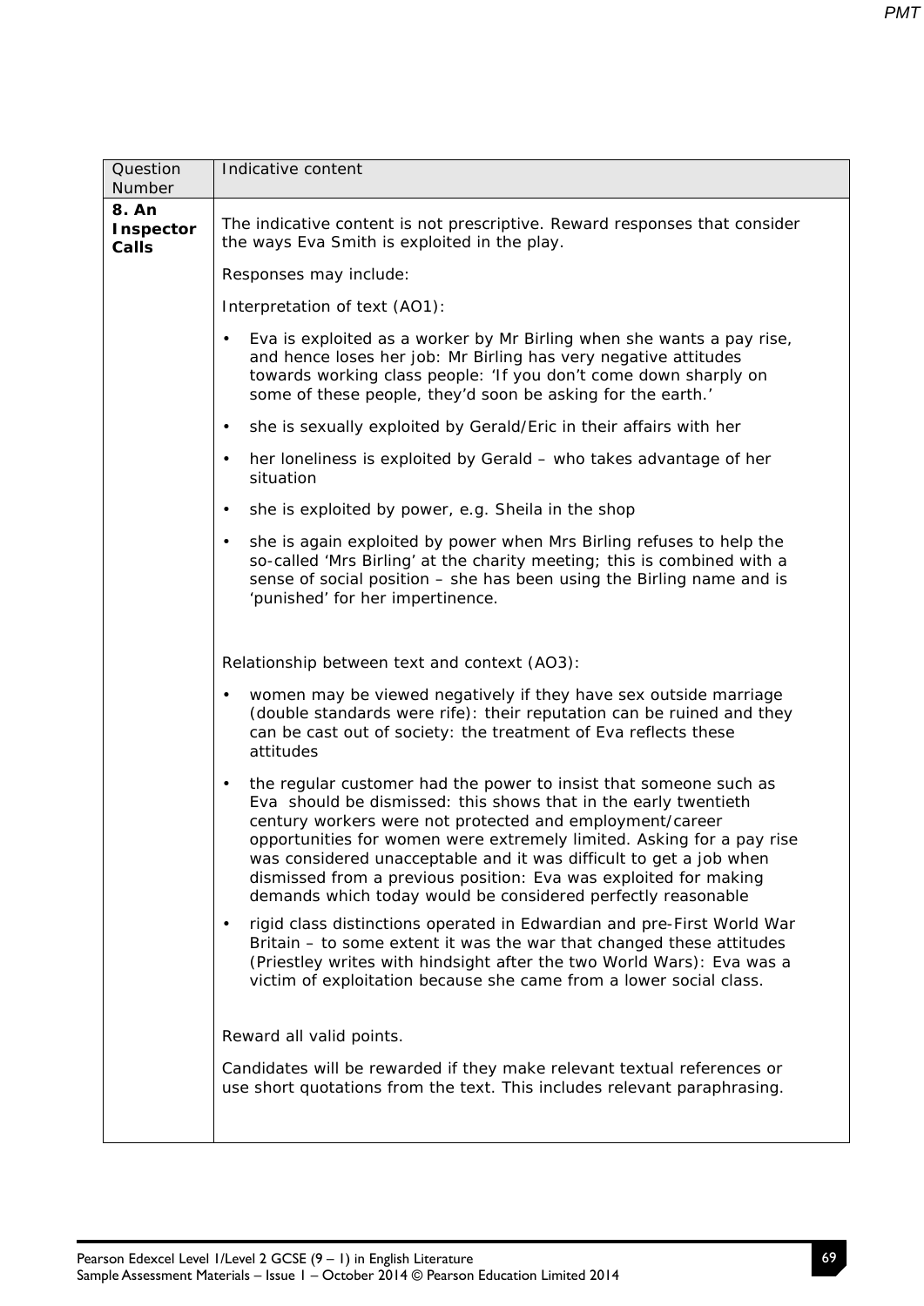| Question Number | Indicative content |
|---|---|
| **8. An Inspector Calls** | The indicative content is not prescriptive. Reward responses that consider the ways Eva Smith is exploited in the play.<br><br>Responses may include:<br><br>Interpretation of text (AO1):<br><br>• Eva is exploited as a worker by Mr Birling when she wants a pay rise, and hence loses her job: Mr Birling has very negative attitudes towards working class people: 'If you don't come down sharply on some of these people, they'd soon be asking for the earth.'<br><br>• she is sexually exploited by Gerald/Eric in their affairs with her<br><br>• her loneliness is exploited by Gerald – who takes advantage of her situation<br><br>• she is exploited by power, e.g. Sheila in the shop<br><br>• she is again exploited by power when Mrs Birling refuses to help the so-called 'Mrs Birling' at the charity meeting; this is combined with a sense of social position – she has been using the Birling name and is 'punished' for her impertinence.<br><br>Relationship between text and context (AO3):<br><br>• women may be viewed negatively if they have sex outside marriage (double standards were rife): their reputation can be ruined and they can be cast out of society: the treatment of Eva reflects these attitudes<br><br>• the regular customer had the power to insist that someone such as Eva should be dismissed: this shows that in the early twentieth century workers were not protected and employment/career opportunities for women were extremely limited. Asking for a pay rise was considered unacceptable and it was difficult to get a job when dismissed from a previous position: Eva was exploited for making demands which today would be considered perfectly reasonable<br><br>• rigid class distinctions operated in Edwardian and pre-First World War Britain – to some extent it was the war that changed these attitudes (Priestley writes with hindsight after the two World Wars): Eva was a victim of exploitation because she came from a lower social class.<br><br>Reward all valid points.<br><br>Candidates will be rewarded if they make relevant textual references or use short quotations from the text. This includes relevant paraphrasing. |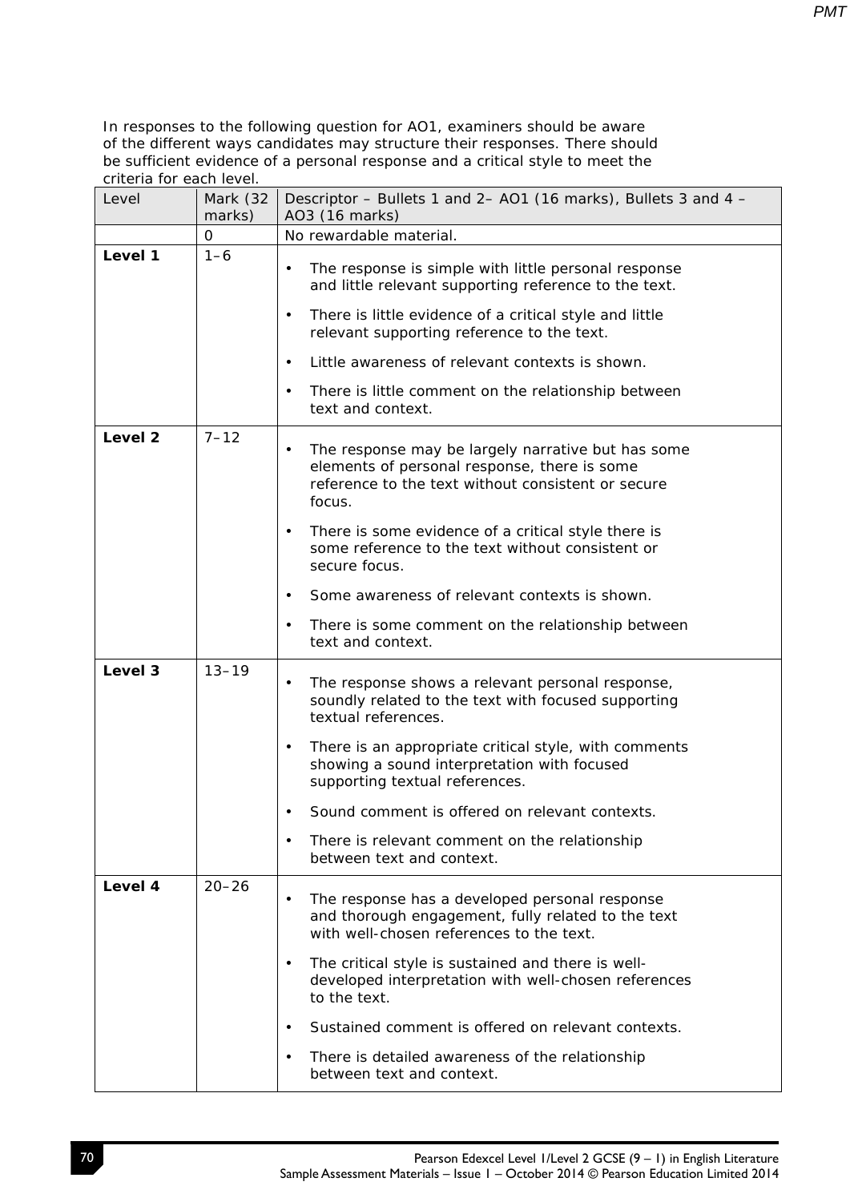In responses to the following question for AO1, examiners should be aware of the different ways candidates may structure their responses. There should be sufficient evidence of a personal response and a critical style to meet the criteria for each level.

| Level | Mark (32 marks) | Descriptor – Bullets 1 and 2– AO1 (16 marks), Bullets 3 and 4 – AO3 (16 marks) |
|---|---|---|
| | 0 | No rewardable material. |
| **Level 1** | 1–6 | • The response is simple with little personal response and little relevant supporting reference to the text.<br>• There is little evidence of a critical style and little relevant supporting reference to the text.<br>• Little awareness of relevant contexts is shown.<br>• There is little comment on the relationship between text and context. |
| **Level 2** | 7–12 | • The response may be largely narrative but has some elements of personal response, there is some reference to the text without consistent or secure focus.<br>• There is some evidence of a critical style there is some reference to the text without consistent or secure focus.<br>• Some awareness of relevant contexts is shown.<br>• There is some comment on the relationship between text and context. |
| **Level 3** | 13–19 | • The response shows a relevant personal response, soundly related to the text with focused supporting textual references.<br>• There is an appropriate critical style, with comments showing a sound interpretation with focused supporting textual references.<br>• Sound comment is offered on relevant contexts.<br>• There is relevant comment on the relationship between text and context. |
| **Level 4** | 20–26 | • The response has a developed personal response and thorough engagement, fully related to the text with well-chosen references to the text.<br>• The critical style is sustained and there is well-developed interpretation with well-chosen references to the text.<br>• Sustained comment is offered on relevant contexts.<br>• There is detailed awareness of the relationship between text and context. |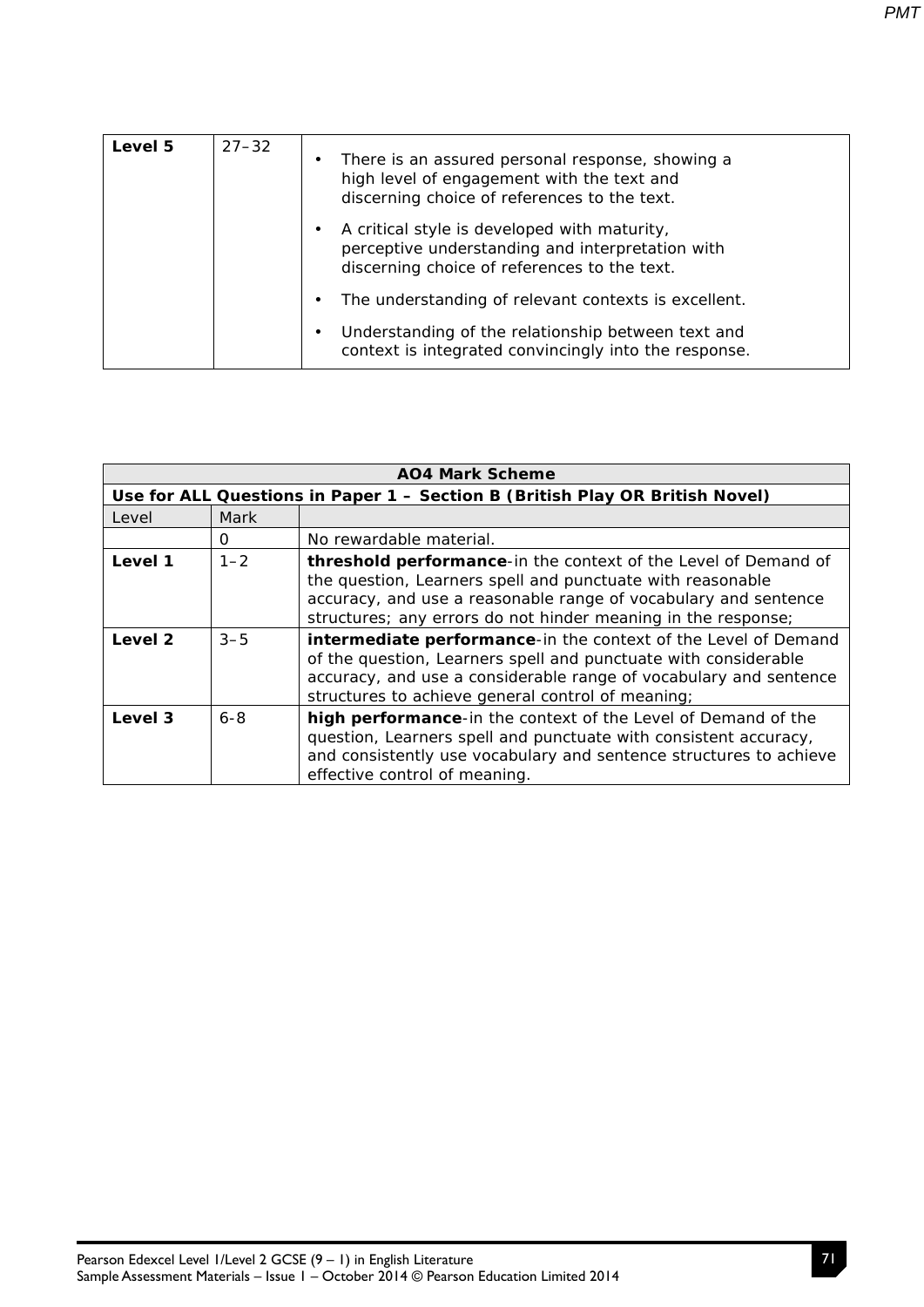| Level 5 | 27–32 | • There is an assured personal response, showing a high level of engagement with the text and discerning choice of references to the text.<br>• A critical style is developed with maturity, perceptive understanding and interpretation with discerning choice of references to the text.<br>• The understanding of relevant contexts is excellent.<br>• Understanding of the relationship between text and context is integrated convincingly into the response. |
|---|---|---|

| **AO4 Mark Scheme** | | |
|---|---|---|
| **Use for ALL Questions in Paper 1 – Section B (British Play OR British Novel)** | | |
| Level | Mark | |
| | 0 | No rewardable material. |
| **Level 1** | 1–2 | **threshold performance**-in the context of the Level of Demand of the question, Learners spell and punctuate with reasonable accuracy, and use a reasonable range of vocabulary and sentence structures; any errors do not hinder meaning in the response; |
| **Level 2** | 3–5 | **intermediate performance**-in the context of the Level of Demand of the question, Learners spell and punctuate with considerable accuracy, and use a considerable range of vocabulary and sentence structures to achieve general control of meaning; |
| **Level 3** | 6-8 | **high performance**-in the context of the Level of Demand of the question, Learners spell and punctuate with consistent accuracy, and consistently use vocabulary and sentence structures to achieve effective control of meaning. |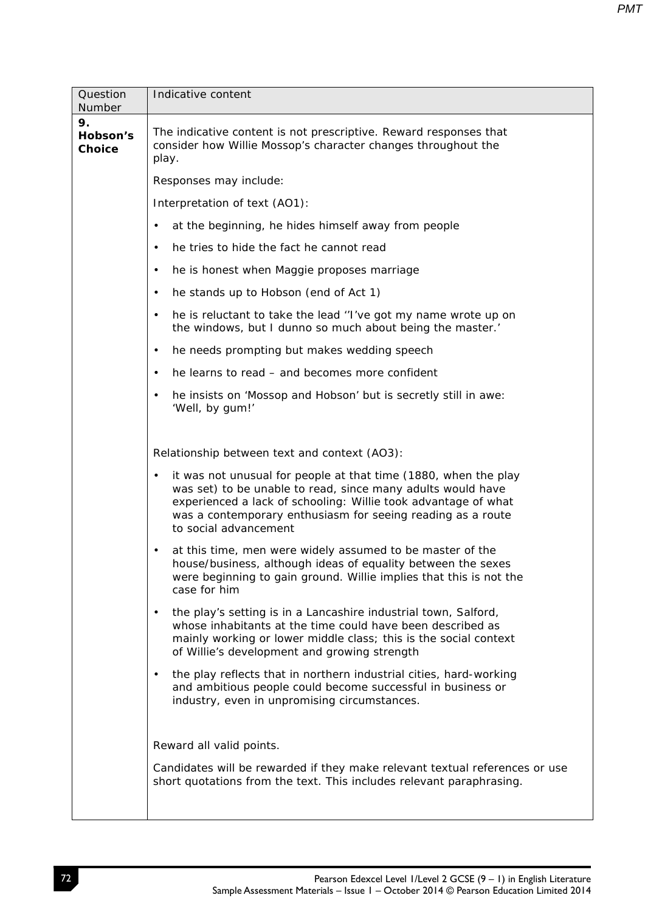| Question Number | Indicative content |
| --- | --- |
| **9. Hobson's Choice** | The indicative content is not prescriptive. Reward responses that consider how Willie Mossop's character changes throughout the play.<br><br>Responses may include:<br><br>Interpretation of text (AO1):<br><br>• at the beginning, he hides himself away from people<br>• he tries to hide the fact he cannot read<br>• he is honest when Maggie proposes marriage<br>• he stands up to Hobson (end of Act 1)<br>• he is reluctant to take the lead ''I've got my name wrote up on the windows, but I dunno so much about being the master.'<br>• he needs prompting but makes wedding speech<br>• he learns to read – and becomes more confident<br>• he insists on 'Mossop and Hobson' but is secretly still in awe: 'Well, by gum!'<br><br>Relationship between text and context (AO3):<br><br>• it was not unusual for people at that time (1880, when the play was set) to be unable to read, since many adults would have experienced a lack of schooling: Willie took advantage of what was a contemporary enthusiasm for seeing reading as a route to social advancement<br>• at this time, men were widely assumed to be master of the house/business, although ideas of equality between the sexes were beginning to gain ground. Willie implies that this is not the case for him<br>• the play's setting is in a Lancashire industrial town, Salford, whose inhabitants at the time could have been described as mainly working or lower middle class; this is the social context of Willie's development and growing strength<br>• the play reflects that in northern industrial cities, hard-working and ambitious people could become successful in business or industry, even in unpromising circumstances.<br><br>Reward all valid points.<br><br>Candidates will be rewarded if they make relevant textual references or use short quotations from the text. This includes relevant paraphrasing. |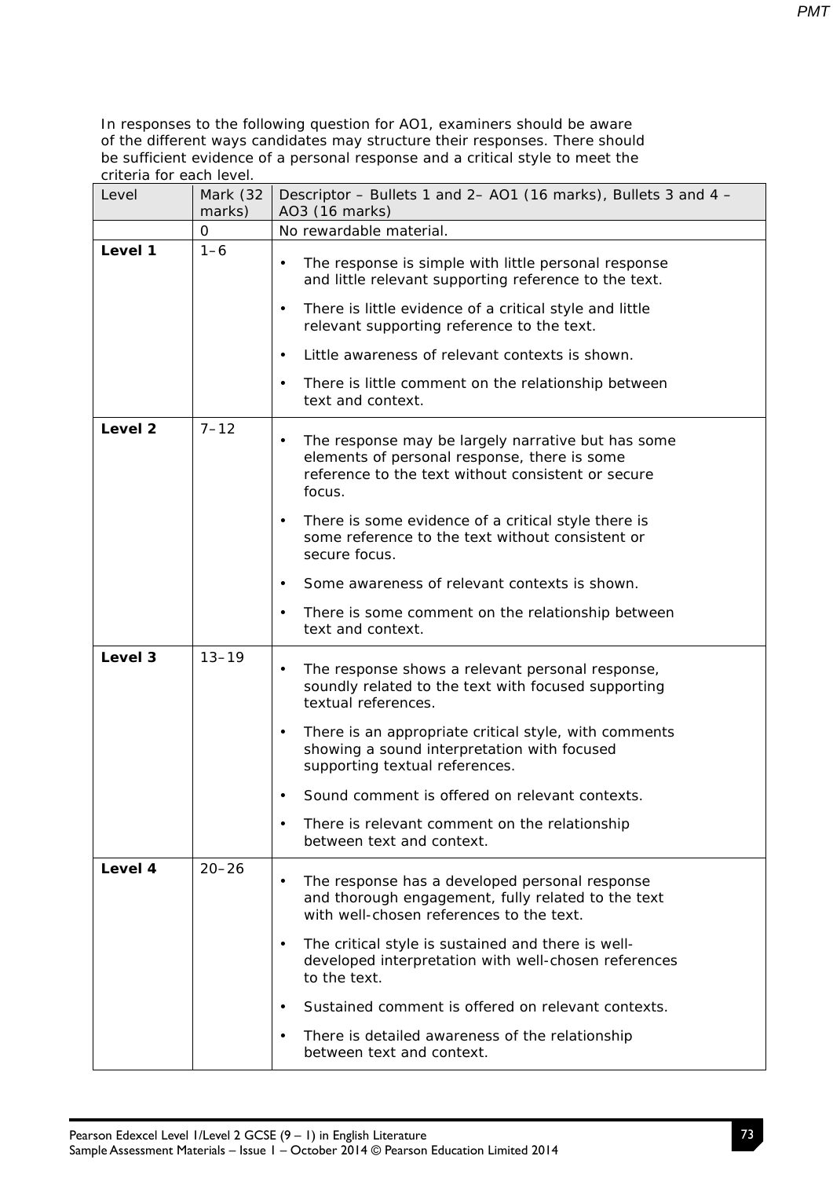In responses to the following question for AO1, examiners should be aware of the different ways candidates may structure their responses. There should be sufficient evidence of a personal response and a critical style to meet the criteria for each level.

| Level | Mark (32 marks) | Descriptor – Bullets 1 and 2– AO1 (16 marks), Bullets 3 and 4 – AO3 (16 marks) |
|---|---|---|
| | 0 | No rewardable material. |
| **Level 1** | 1–6 | • The response is simple with little personal response and little relevant supporting reference to the text.<br>• There is little evidence of a critical style and little relevant supporting reference to the text.<br>• Little awareness of relevant contexts is shown.<br>• There is little comment on the relationship between text and context. |
| **Level 2** | 7–12 | • The response may be largely narrative but has some elements of personal response, there is some reference to the text without consistent or secure focus.<br>• There is some evidence of a critical style there is some reference to the text without consistent or secure focus.<br>• Some awareness of relevant contexts is shown.<br>• There is some comment on the relationship between text and context. |
| **Level 3** | 13–19 | • The response shows a relevant personal response, soundly related to the text with focused supporting textual references.<br>• There is an appropriate critical style, with comments showing a sound interpretation with focused supporting textual references.<br>• Sound comment is offered on relevant contexts.<br>• There is relevant comment on the relationship between text and context. |
| **Level 4** | 20–26 | • The response has a developed personal response and thorough engagement, fully related to the text with well-chosen references to the text.<br>• The critical style is sustained and there is well-developed interpretation with well-chosen references to the text.<br>• Sustained comment is offered on relevant contexts.<br>• There is detailed awareness of the relationship between text and context. |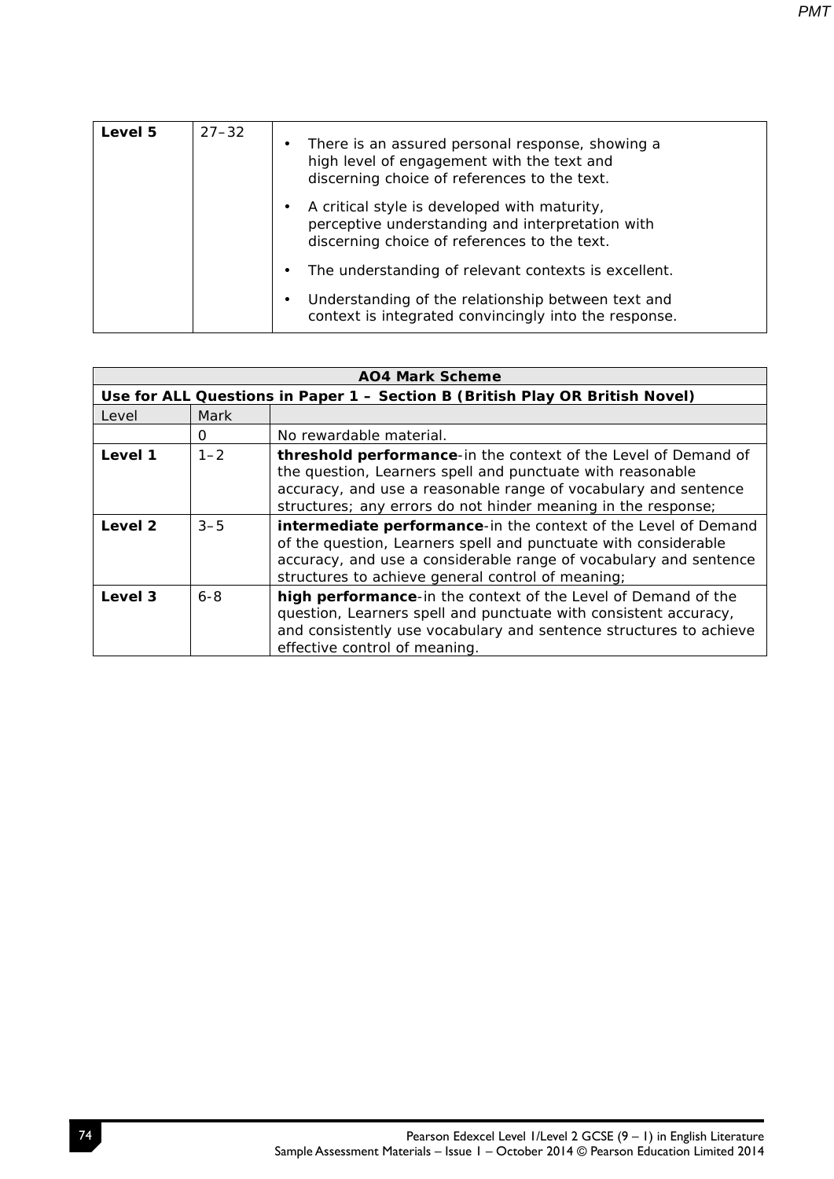| Level 5 | 27–32 | • There is an assured personal response, showing a high level of engagement with the text and discerning choice of references to the text.<br>• A critical style is developed with maturity, perceptive understanding and interpretation with discerning choice of references to the text.<br>• The understanding of relevant contexts is excellent.<br>• Understanding of the relationship between text and context is integrated convincingly into the response. |
|---|---|---|

| **AO4 Mark Scheme** | | |
|---|---|---|
| **Use for ALL Questions in Paper 1 – Section B (British Play OR British Novel)** | | |
| Level | Mark | |
| | 0 | No rewardable material. |
| **Level 1** | 1–2 | **threshold performance**-in the context of the Level of Demand of the question, Learners spell and punctuate with reasonable accuracy, and use a reasonable range of vocabulary and sentence structures; any errors do not hinder meaning in the response; |
| **Level 2** | 3–5 | **intermediate performance**-in the context of the Level of Demand of the question, Learners spell and punctuate with considerable accuracy, and use a considerable range of vocabulary and sentence structures to achieve general control of meaning; |
| **Level 3** | 6-8 | **high performance**-in the context of the Level of Demand of the question, Learners spell and punctuate with consistent accuracy, and consistently use vocabulary and sentence structures to achieve effective control of meaning. |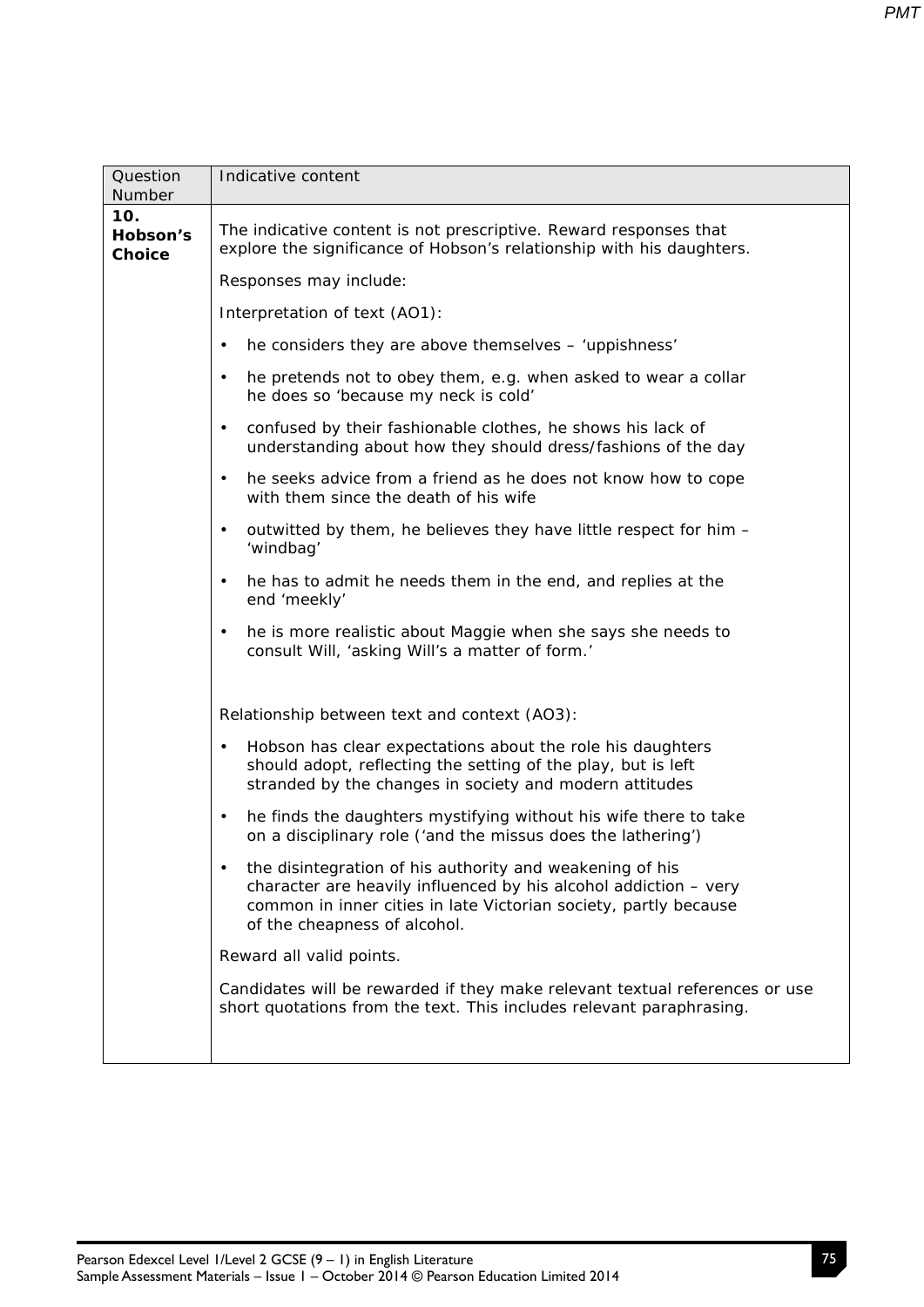| Question Number | Indicative content |
| --- | --- |
| **10. Hobson's Choice** | The indicative content is not prescriptive. Reward responses that explore the significance of Hobson's relationship with his daughters.<br><br>Responses may include:<br><br>Interpretation of text (AO1):<br><br>• he considers they are above themselves – 'uppishness'<br><br>• he pretends not to obey them, e.g. when asked to wear a collar he does so 'because my neck is cold'<br><br>• confused by their fashionable clothes, he shows his lack of understanding about how they should dress/fashions of the day<br><br>• he seeks advice from a friend as he does not know how to cope with them since the death of his wife<br><br>• outwitted by them, he believes they have little respect for him – 'windbag'<br><br>• he has to admit he needs them in the end, and replies at the end 'meekly'<br><br>• he is more realistic about Maggie when she says she needs to consult Will, 'asking Will's a matter of form.'<br><br>Relationship between text and context (AO3):<br><br>• Hobson has clear expectations about the role his daughters should adopt, reflecting the setting of the play, but is left stranded by the changes in society and modern attitudes<br><br>• he finds the daughters mystifying without his wife there to take on a disciplinary role ('and the missus does the lathering')<br><br>• the disintegration of his authority and weakening of his character are heavily influenced by his alcohol addiction – very common in inner cities in late Victorian society, partly because of the cheapness of alcohol.<br><br>Reward all valid points.<br><br>Candidates will be rewarded if they make relevant textual references or use short quotations from the text. This includes relevant paraphrasing. |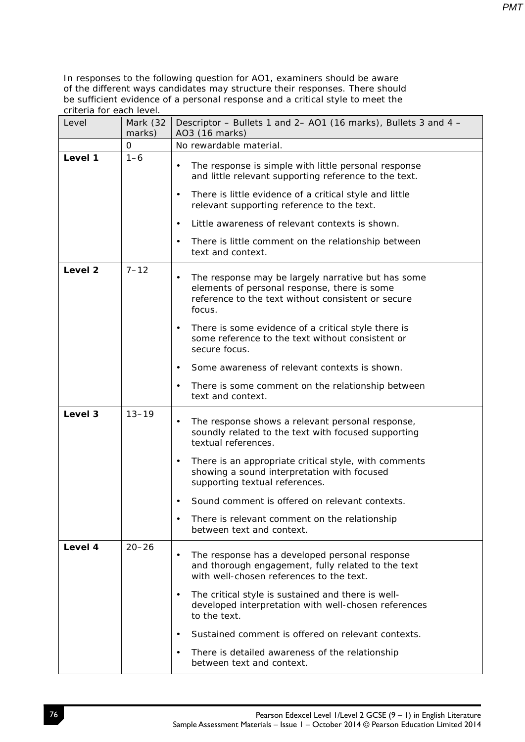In responses to the following question for AO1, examiners should be aware of the different ways candidates may structure their responses. There should be sufficient evidence of a personal response and a critical style to meet the criteria for each level.

| Level | Mark (32 marks) | Descriptor – Bullets 1 and 2– AO1 (16 marks), Bullets 3 and 4 – AO3 (16 marks) |
|---|---|---|
| | 0 | No rewardable material. |
| **Level 1** | 1–6 | • The response is simple with little personal response and little relevant supporting reference to the text.<br>• There is little evidence of a critical style and little relevant supporting reference to the text.<br>• Little awareness of relevant contexts is shown.<br>• There is little comment on the relationship between text and context. |
| **Level 2** | 7–12 | • The response may be largely narrative but has some elements of personal response, there is some reference to the text without consistent or secure focus.<br>• There is some evidence of a critical style there is some reference to the text without consistent or secure focus.<br>• Some awareness of relevant contexts is shown.<br>• There is some comment on the relationship between text and context. |
| **Level 3** | 13–19 | • The response shows a relevant personal response, soundly related to the text with focused supporting textual references.<br>• There is an appropriate critical style, with comments showing a sound interpretation with focused supporting textual references.<br>• Sound comment is offered on relevant contexts.<br>• There is relevant comment on the relationship between text and context. |
| **Level 4** | 20–26 | • The response has a developed personal response and thorough engagement, fully related to the text with well-chosen references to the text.<br>• The critical style is sustained and there is well-developed interpretation with well-chosen references to the text.<br>• Sustained comment is offered on relevant contexts.<br>• There is detailed awareness of the relationship between text and context. |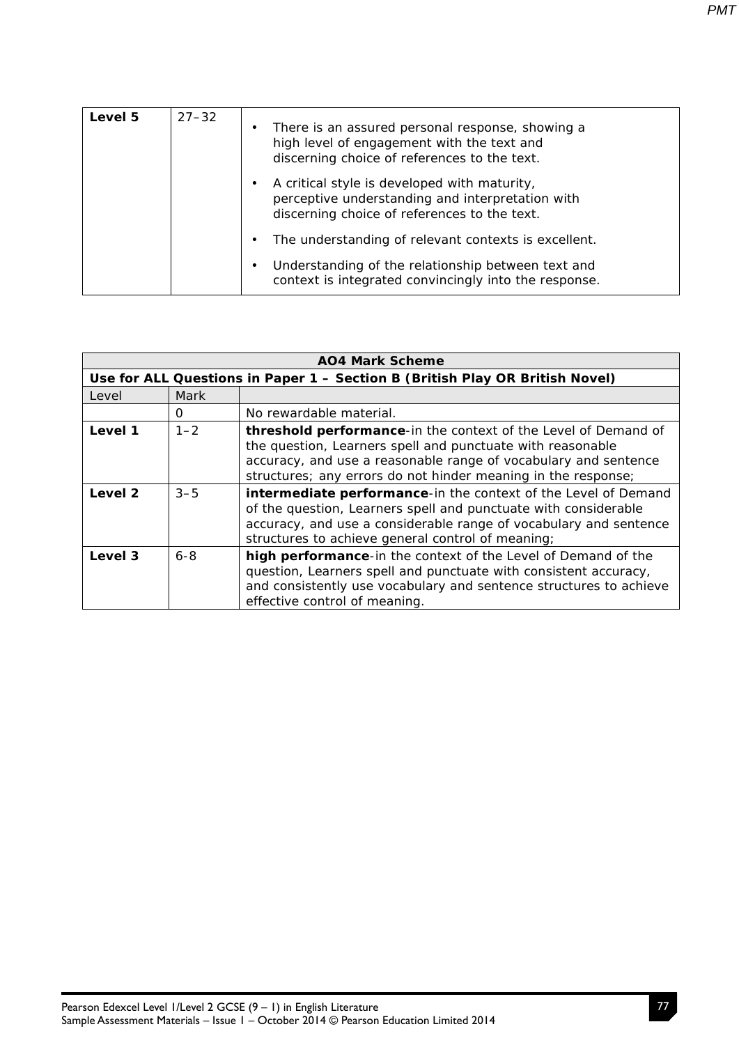| Level 5 | 27–32 | • There is an assured personal response, showing a high level of engagement with the text and discerning choice of references to the text.<br>• A critical style is developed with maturity, perceptive understanding and interpretation with discerning choice of references to the text.<br>• The understanding of relevant contexts is excellent.<br>• Understanding of the relationship between text and context is integrated convincingly into the response. |
|---|---|---|

| **AO4 Mark Scheme** | | |
|---|---|---|
| **Use for ALL Questions in Paper 1 – Section B (British Play OR British Novel)** | | |
| Level | Mark | |
| | 0 | No rewardable material. |
| **Level 1** | 1–2 | **threshold performance**-in the context of the Level of Demand of the question, Learners spell and punctuate with reasonable accuracy, and use a reasonable range of vocabulary and sentence structures; any errors do not hinder meaning in the response; |
| **Level 2** | 3–5 | **intermediate performance**-in the context of the Level of Demand of the question, Learners spell and punctuate with considerable accuracy, and use a considerable range of vocabulary and sentence structures to achieve general control of meaning; |
| **Level 3** | 6-8 | **high performance**-in the context of the Level of Demand of the question, Learners spell and punctuate with consistent accuracy, and consistently use vocabulary and sentence structures to achieve effective control of meaning. |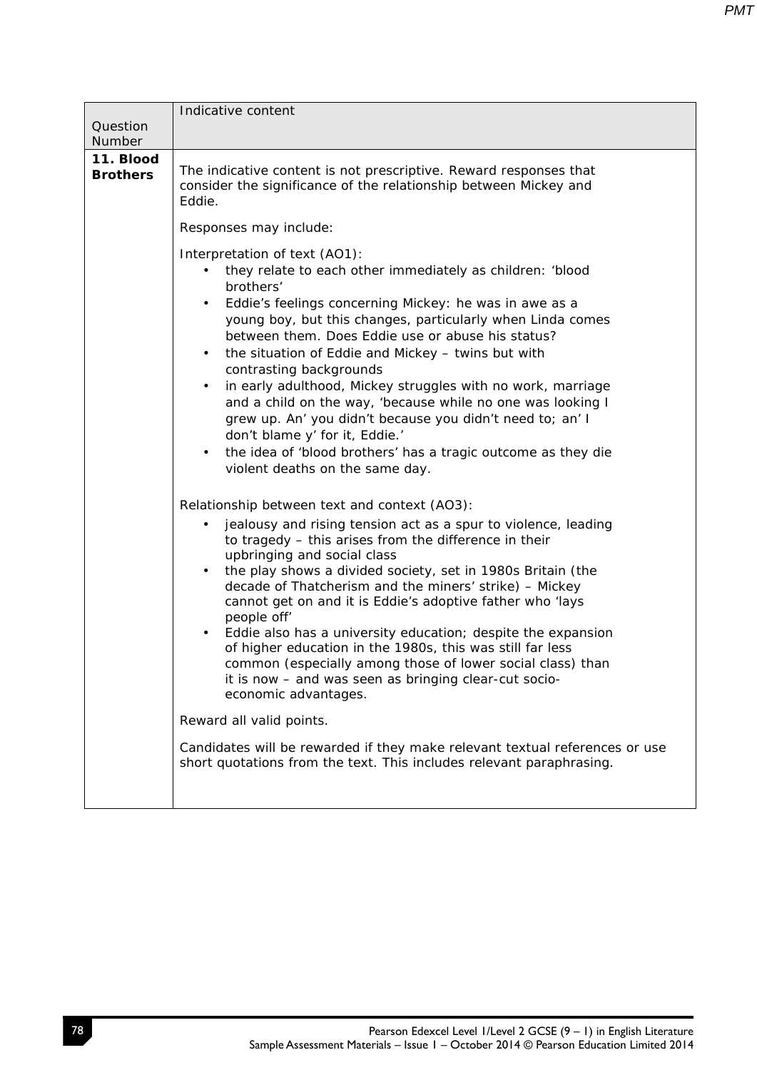| Question Number | Indicative content |
|---|---|
| **11. Blood Brothers** | The indicative content is not prescriptive. Reward responses that consider the significance of the relationship between Mickey and Eddie.<br><br>Responses may include:<br><br>Interpretation of text (AO1):<br>• they relate to each other immediately as children: 'blood brothers'<br>• Eddie's feelings concerning Mickey: he was in awe as a young boy, but this changes, particularly when Linda comes between them. Does Eddie use or abuse his status?<br>• the situation of Eddie and Mickey – twins but with contrasting backgrounds<br>• in early adulthood, Mickey struggles with no work, marriage and a child on the way, 'because while no one was looking I grew up. An' you didn't because you didn't need to; an' I don't blame y' for it, Eddie.'<br>• the idea of 'blood brothers' has a tragic outcome as they die violent deaths on the same day.<br><br>Relationship between text and context (AO3):<br>• jealousy and rising tension act as a spur to violence, leading to tragedy – this arises from the difference in their upbringing and social class<br>• the play shows a divided society, set in 1980s Britain (the decade of Thatcherism and the miners' strike) – Mickey cannot get on and it is Eddie's adoptive father who 'lays people off'<br>• Eddie also has a university education; despite the expansion of higher education in the 1980s, this was still far less common (especially among those of lower social class) than it is now – and was seen as bringing clear-cut socio-economic advantages.<br><br>Reward all valid points.<br><br>Candidates will be rewarded if they make relevant textual references or use short quotations from the text. This includes relevant paraphrasing. |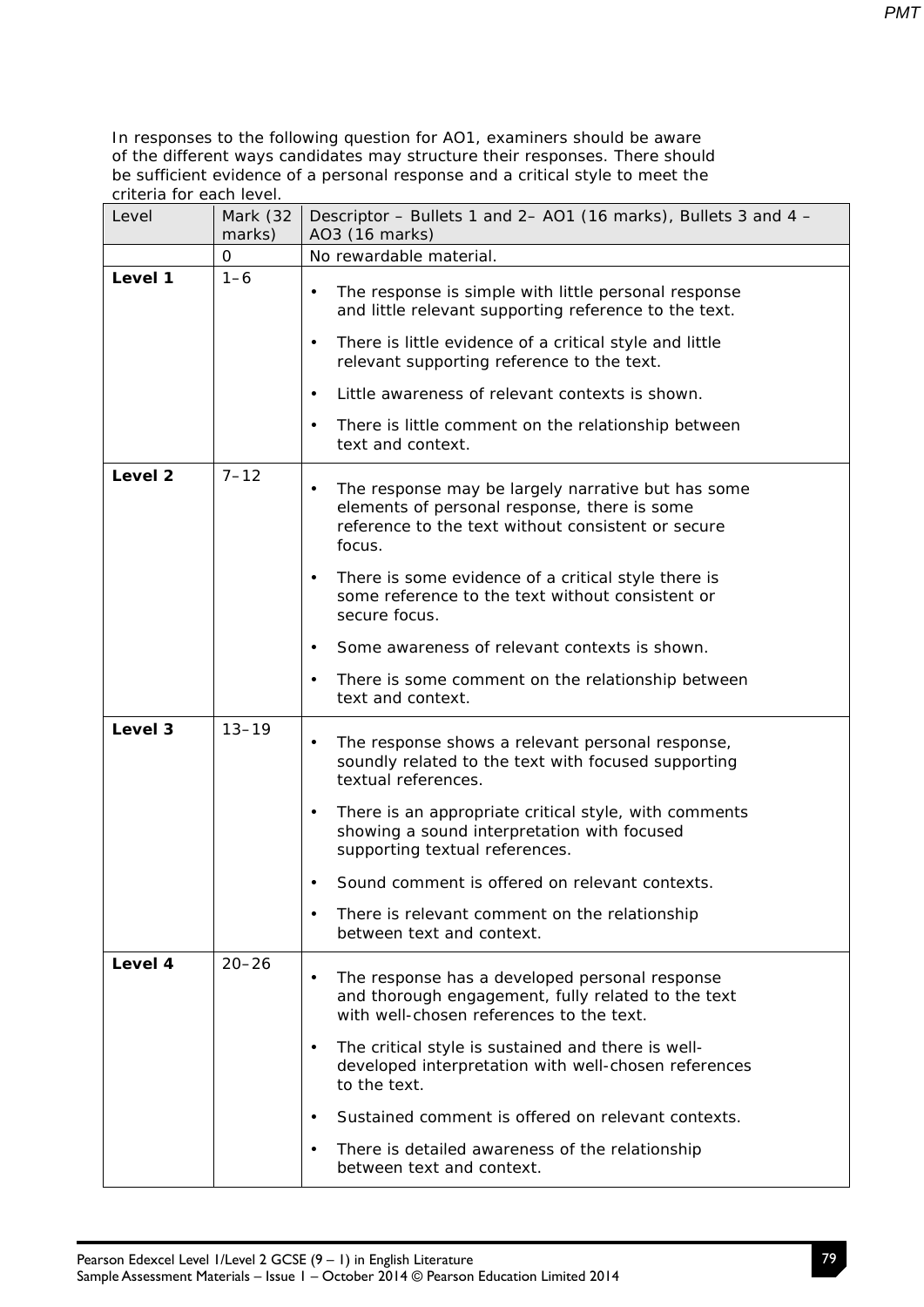In responses to the following question for AO1, examiners should be aware of the different ways candidates may structure their responses. There should be sufficient evidence of a personal response and a critical style to meet the criteria for each level.

| Level | Mark (32 marks) | Descriptor – Bullets 1 and 2– AO1 (16 marks), Bullets 3 and 4 – AO3 (16 marks) |
|---|---|---|
| | 0 | No rewardable material. |
| **Level 1** | 1–6 | • The response is simple with little personal response and little relevant supporting reference to the text.<br>• There is little evidence of a critical style and little relevant supporting reference to the text.<br>• Little awareness of relevant contexts is shown.<br>• There is little comment on the relationship between text and context. |
| **Level 2** | 7–12 | • The response may be largely narrative but has some elements of personal response, there is some reference to the text without consistent or secure focus.<br>• There is some evidence of a critical style there is some reference to the text without consistent or secure focus.<br>• Some awareness of relevant contexts is shown.<br>• There is some comment on the relationship between text and context. |
| **Level 3** | 13–19 | • The response shows a relevant personal response, soundly related to the text with focused supporting textual references.<br>• There is an appropriate critical style, with comments showing a sound interpretation with focused supporting textual references.<br>• Sound comment is offered on relevant contexts.<br>• There is relevant comment on the relationship between text and context. |
| **Level 4** | 20–26 | • The response has a developed personal response and thorough engagement, fully related to the text with well-chosen references to the text.<br>• The critical style is sustained and there is well-developed interpretation with well-chosen references to the text.<br>• Sustained comment is offered on relevant contexts.<br>• There is detailed awareness of the relationship between text and context. |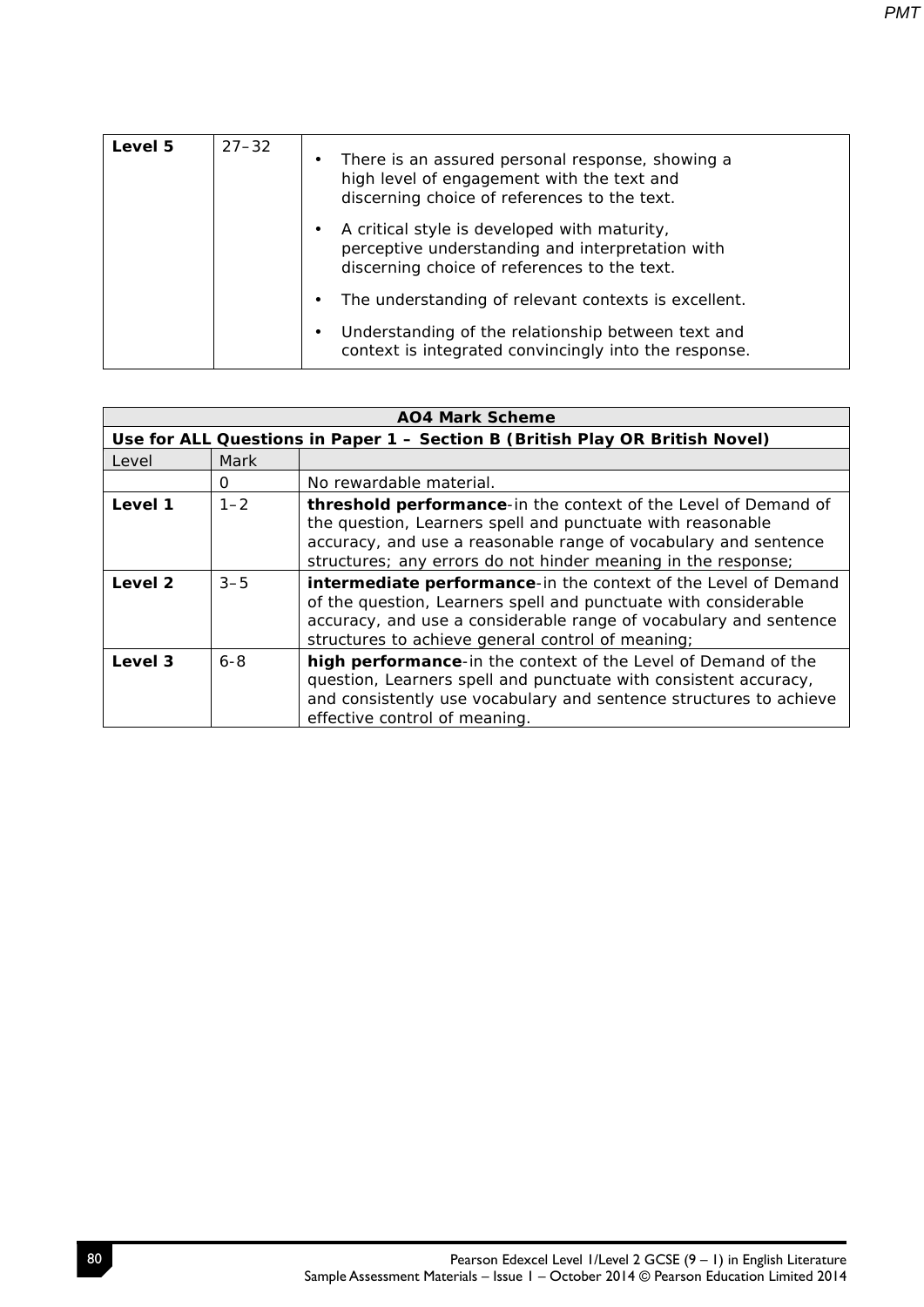| Level 5 | 27–32 | • There is an assured personal response, showing a high level of engagement with the text and discerning choice of references to the text.<br>• A critical style is developed with maturity, perceptive understanding and interpretation with discerning choice of references to the text.<br>• The understanding of relevant contexts is excellent.<br>• Understanding of the relationship between text and context is integrated convincingly into the response. |
|---|---|---|

| **AO4 Mark Scheme** | | |
|---|---|---|
| **Use for ALL Questions in Paper 1 – Section B (British Play OR British Novel)** | | |
| Level | Mark | |
| | 0 | No rewardable material. |
| **Level 1** | 1–2 | **threshold performance**-in the context of the Level of Demand of the question, Learners spell and punctuate with reasonable accuracy, and use a reasonable range of vocabulary and sentence structures; any errors do not hinder meaning in the response; |
| **Level 2** | 3–5 | **intermediate performance**-in the context of the Level of Demand of the question, Learners spell and punctuate with considerable accuracy, and use a considerable range of vocabulary and sentence structures to achieve general control of meaning; |
| **Level 3** | 6-8 | **high performance**-in the context of the Level of Demand of the question, Learners spell and punctuate with consistent accuracy, and consistently use vocabulary and sentence structures to achieve effective control of meaning. |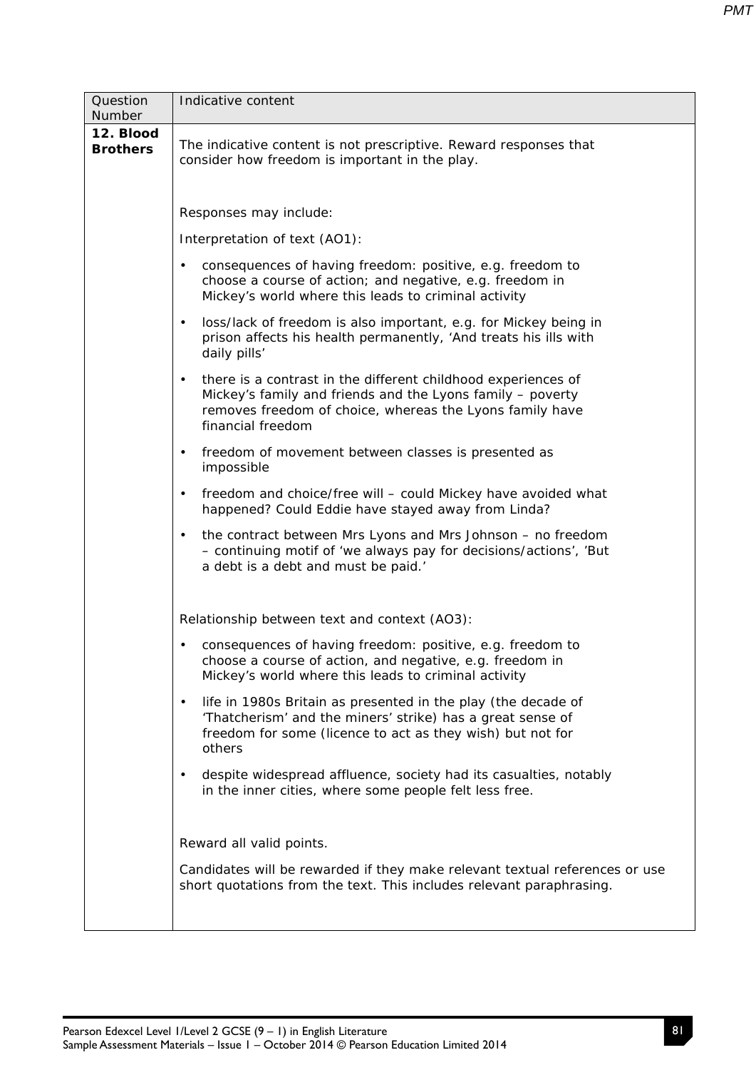| Question Number | Indicative content |
| --- | --- |
| **12. Blood Brothers** | The indicative content is not prescriptive. Reward responses that consider how freedom is important in the play.<br><br>Responses may include:<br><br>Interpretation of text (AO1):<br><br>• consequences of having freedom: positive, e.g. freedom to choose a course of action; and negative, e.g. freedom in Mickey's world where this leads to criminal activity<br><br>• loss/lack of freedom is also important, e.g. for Mickey being in prison affects his health permanently, 'And treats his ills with daily pills'<br><br>• there is a contrast in the different childhood experiences of Mickey's family and friends and the Lyons family – poverty removes freedom of choice, whereas the Lyons family have financial freedom<br><br>• freedom of movement between classes is presented as impossible<br><br>• freedom and choice/free will – could Mickey have avoided what happened? Could Eddie have stayed away from Linda?<br><br>• the contract between Mrs Lyons and Mrs Johnson – no freedom – continuing motif of 'we always pay for decisions/actions', 'But a debt is a debt and must be paid.'<br><br>Relationship between text and context (AO3):<br><br>• consequences of having freedom: positive, e.g. freedom to choose a course of action, and negative, e.g. freedom in Mickey's world where this leads to criminal activity<br><br>• life in 1980s Britain as presented in the play (the decade of 'Thatcherism' and the miners' strike) has a great sense of freedom for some (licence to act as they wish) but not for others<br><br>• despite widespread affluence, society had its casualties, notably in the inner cities, where some people felt less free.<br><br>Reward all valid points.<br><br>Candidates will be rewarded if they make relevant textual references or use short quotations from the text. This includes relevant paraphrasing. |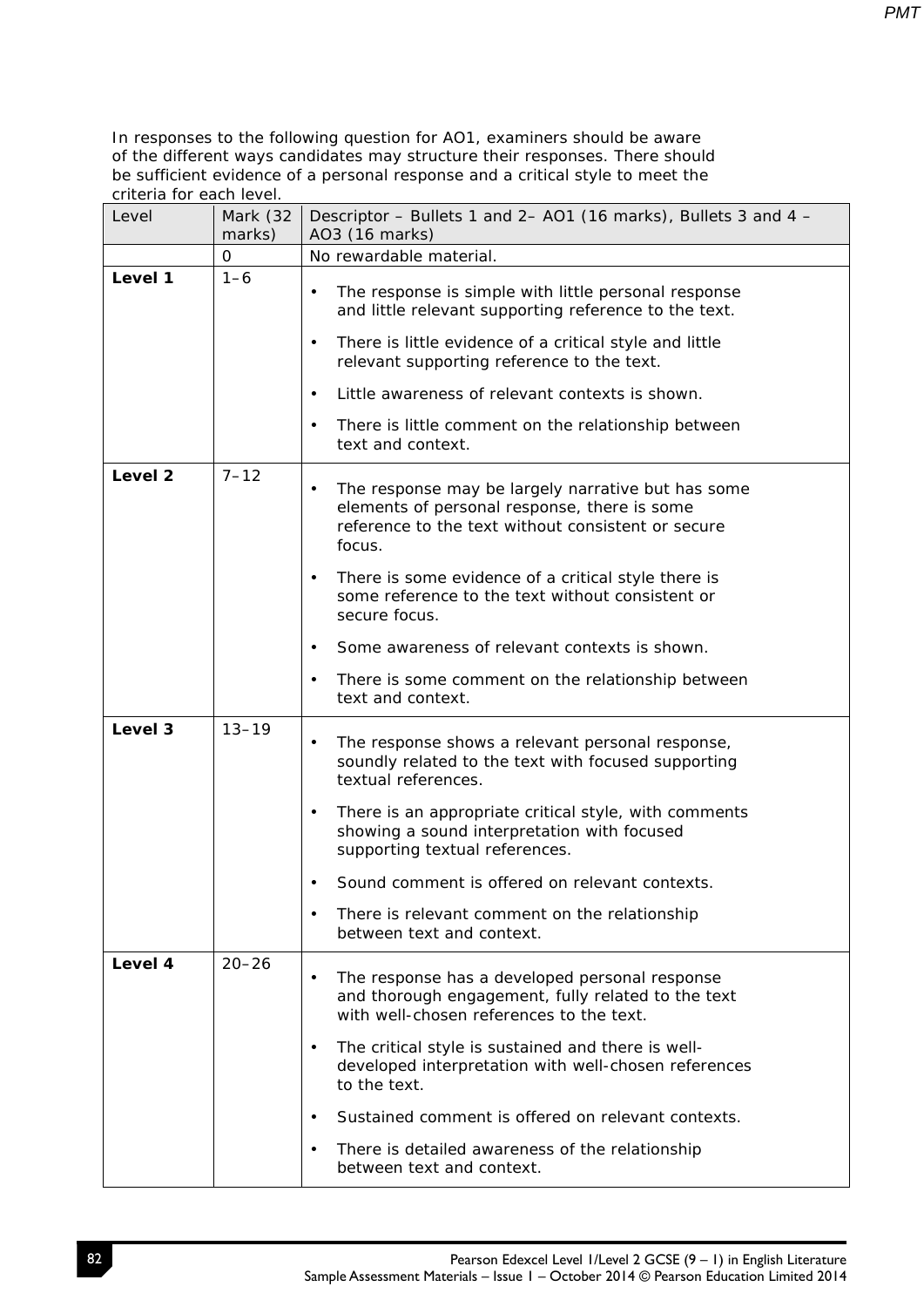In responses to the following question for AO1, examiners should be aware of the different ways candidates may structure their responses. There should be sufficient evidence of a personal response and a critical style to meet the criteria for each level.

| Level | Mark (32 marks) | Descriptor – Bullets 1 and 2– AO1 (16 marks), Bullets 3 and 4 – AO3 (16 marks) |
|---|---|---|
| | 0 | No rewardable material. |
| **Level 1** | 1–6 | • The response is simple with little personal response and little relevant supporting reference to the text.<br>• There is little evidence of a critical style and little relevant supporting reference to the text.<br>• Little awareness of relevant contexts is shown.<br>• There is little comment on the relationship between text and context. |
| **Level 2** | 7–12 | • The response may be largely narrative but has some elements of personal response, there is some reference to the text without consistent or secure focus.<br>• There is some evidence of a critical style there is some reference to the text without consistent or secure focus.<br>• Some awareness of relevant contexts is shown.<br>• There is some comment on the relationship between text and context. |
| **Level 3** | 13–19 | • The response shows a relevant personal response, soundly related to the text with focused supporting textual references.<br>• There is an appropriate critical style, with comments showing a sound interpretation with focused supporting textual references.<br>• Sound comment is offered on relevant contexts.<br>• There is relevant comment on the relationship between text and context. |
| **Level 4** | 20–26 | • The response has a developed personal response and thorough engagement, fully related to the text with well-chosen references to the text.<br>• The critical style is sustained and there is well-developed interpretation with well-chosen references to the text.<br>• Sustained comment is offered on relevant contexts.<br>• There is detailed awareness of the relationship between text and context. |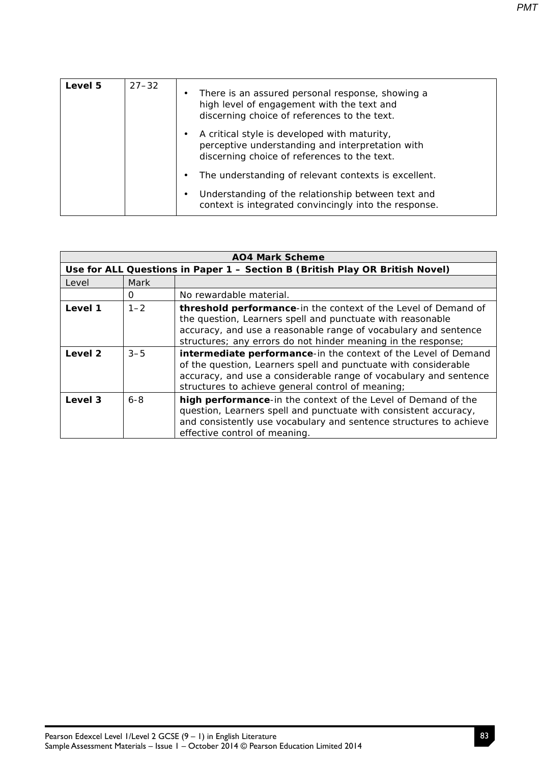| Level 5 | 27–32 | • There is an assured personal response, showing a high level of engagement with the text and discerning choice of references to the text.<br>• A critical style is developed with maturity, perceptive understanding and interpretation with discerning choice of references to the text.<br>• The understanding of relevant contexts is excellent.<br>• Understanding of the relationship between text and context is integrated convincingly into the response. |
|---|---|---|

| **AO4 Mark Scheme** | | |
|---|---|---|
| **Use for ALL Questions in Paper 1 – Section B (British Play OR British Novel)** | | |
| Level | Mark | |
| | 0 | No rewardable material. |
| **Level 1** | 1–2 | **threshold performance**-in the context of the Level of Demand of the question, Learners spell and punctuate with reasonable accuracy, and use a reasonable range of vocabulary and sentence structures; any errors do not hinder meaning in the response; |
| **Level 2** | 3–5 | **intermediate performance**-in the context of the Level of Demand of the question, Learners spell and punctuate with considerable accuracy, and use a considerable range of vocabulary and sentence structures to achieve general control of meaning; |
| **Level 3** | 6-8 | **high performance**-in the context of the Level of Demand of the question, Learners spell and punctuate with consistent accuracy, and consistently use vocabulary and sentence structures to achieve effective control of meaning. |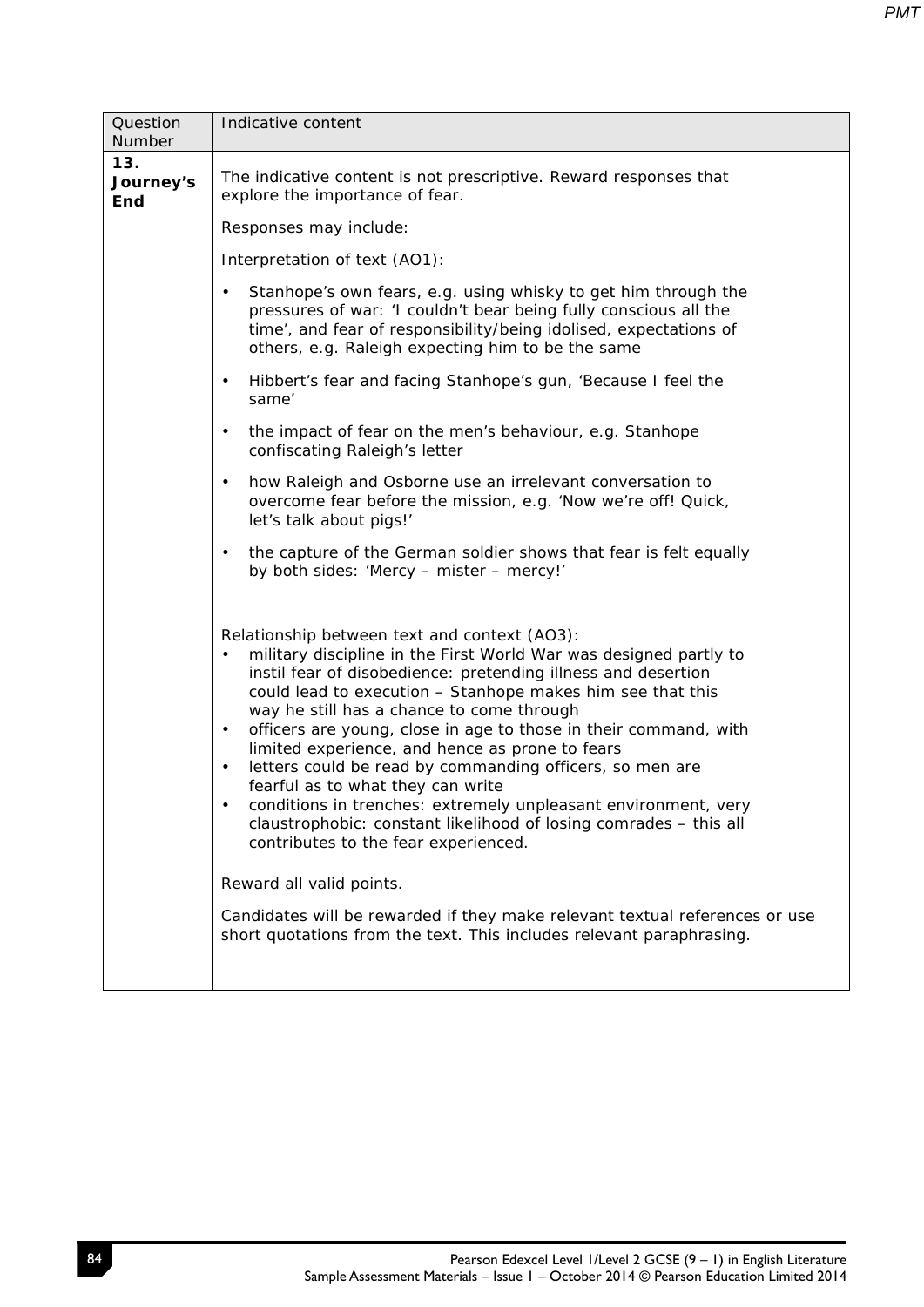| Question Number | Indicative content |
| --- | --- |
| **13. Journey's End** | The indicative content is not prescriptive. Reward responses that explore the importance of fear.<br><br>Responses may include:<br><br>Interpretation of text (AO1):<br><br>• Stanhope's own fears, e.g. using whisky to get him through the pressures of war: 'I couldn't bear being fully conscious all the time', and fear of responsibility/being idolised, expectations of others, e.g. Raleigh expecting him to be the same<br>• Hibbert's fear and facing Stanhope's gun, 'Because I feel the same'<br>• the impact of fear on the men's behaviour, e.g. Stanhope confiscating Raleigh's letter<br>• how Raleigh and Osborne use an irrelevant conversation to overcome fear before the mission, e.g. 'Now we're off! Quick, let's talk about pigs!'<br>• the capture of the German soldier shows that fear is felt equally by both sides: 'Mercy – mister – mercy!'<br><br>Relationship between text and context (AO3):<br>• military discipline in the First World War was designed partly to instil fear of disobedience: pretending illness and desertion could lead to execution – Stanhope makes him see that this way he still has a chance to come through<br>• officers are young, close in age to those in their command, with limited experience, and hence as prone to fears<br>• letters could be read by commanding officers, so men are fearful as to what they can write<br>• conditions in trenches: extremely unpleasant environment, very claustrophobic: constant likelihood of losing comrades – this all contributes to the fear experienced.<br><br>Reward all valid points.<br><br>Candidates will be rewarded if they make relevant textual references or use short quotations from the text. This includes relevant paraphrasing. |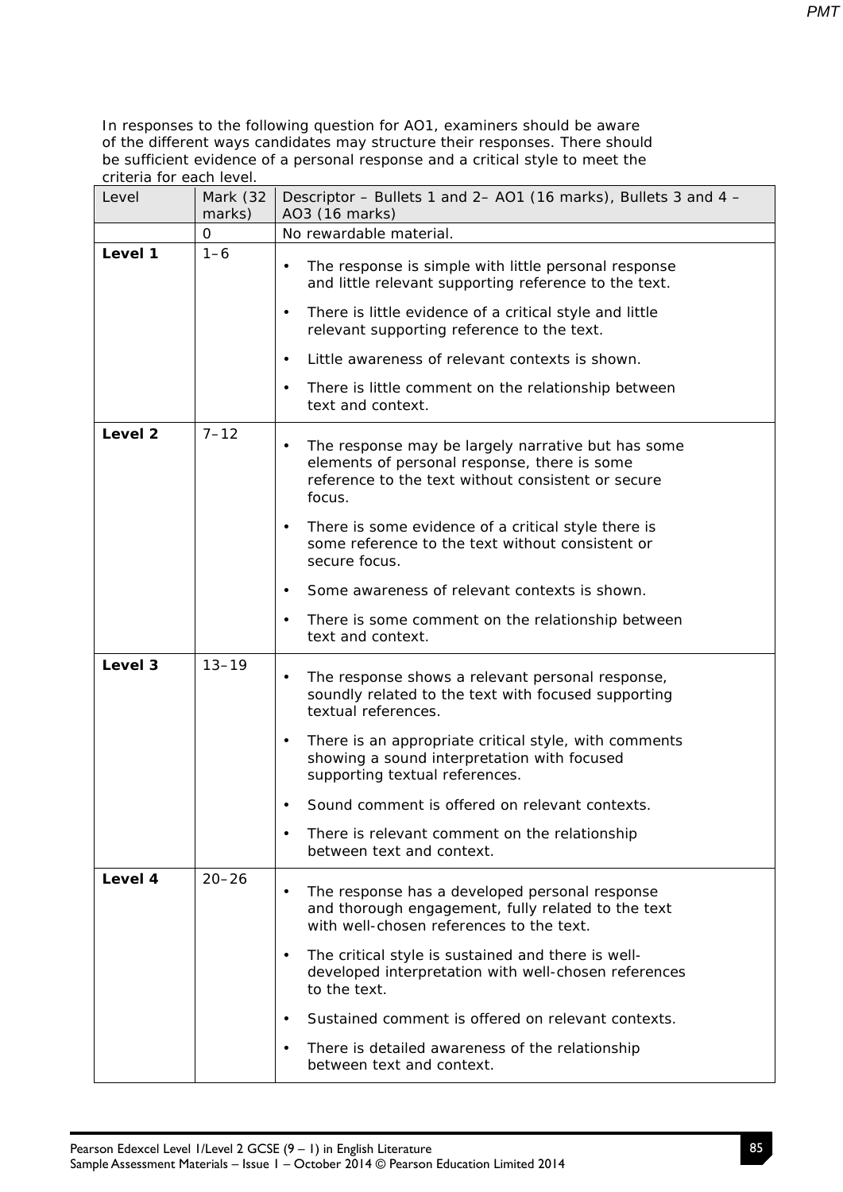In responses to the following question for AO1, examiners should be aware of the different ways candidates may structure their responses. There should be sufficient evidence of a personal response and a critical style to meet the criteria for each level.

| Level | Mark (32 marks) | Descriptor – Bullets 1 and 2– AO1 (16 marks), Bullets 3 and 4 – AO3 (16 marks) |
|---|---|---|
| | 0 | No rewardable material. |
| **Level 1** | 1–6 | • The response is simple with little personal response and little relevant supporting reference to the text.<br>• There is little evidence of a critical style and little relevant supporting reference to the text.<br>• Little awareness of relevant contexts is shown.<br>• There is little comment on the relationship between text and context. |
| **Level 2** | 7–12 | • The response may be largely narrative but has some elements of personal response, there is some reference to the text without consistent or secure focus.<br>• There is some evidence of a critical style there is some reference to the text without consistent or secure focus.<br>• Some awareness of relevant contexts is shown.<br>• There is some comment on the relationship between text and context. |
| **Level 3** | 13–19 | • The response shows a relevant personal response, soundly related to the text with focused supporting textual references.<br>• There is an appropriate critical style, with comments showing a sound interpretation with focused supporting textual references.<br>• Sound comment is offered on relevant contexts.<br>• There is relevant comment on the relationship between text and context. |
| **Level 4** | 20–26 | • The response has a developed personal response and thorough engagement, fully related to the text with well-chosen references to the text.<br>• The critical style is sustained and there is well-developed interpretation with well-chosen references to the text.<br>• Sustained comment is offered on relevant contexts.<br>• There is detailed awareness of the relationship between text and context. |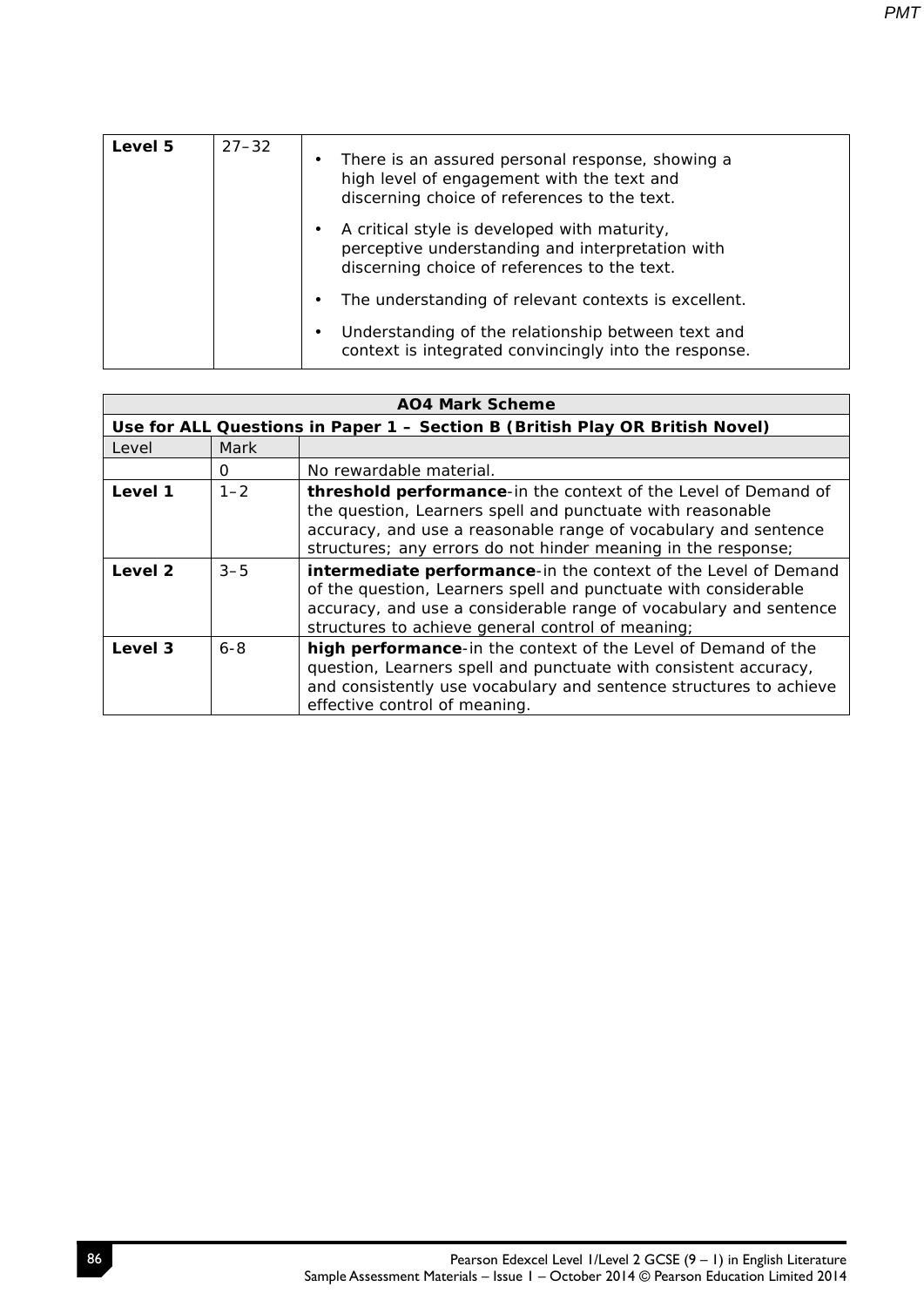| Level 5 | 27–32 | • There is an assured personal response, showing a high level of engagement with the text and discerning choice of references to the text. <br>• A critical style is developed with maturity, perceptive understanding and interpretation with discerning choice of references to the text. <br>• The understanding of relevant contexts is excellent. <br>• Understanding of the relationship between text and context is integrated convincingly into the response. |
|---|---|---|

| **AO4 Mark Scheme** | | |
|---|---|---|
| **Use for ALL Questions in Paper 1 – Section B (British Play OR British Novel)** | | |
| Level | Mark | |
| | 0 | No rewardable material. |
| **Level 1** | 1–2 | **threshold performance**-in the context of the Level of Demand of the question, Learners spell and punctuate with reasonable accuracy, and use a reasonable range of vocabulary and sentence structures; any errors do not hinder meaning in the response; |
| **Level 2** | 3–5 | **intermediate performance**-in the context of the Level of Demand of the question, Learners spell and punctuate with considerable accuracy, and use a considerable range of vocabulary and sentence structures to achieve general control of meaning; |
| **Level 3** | 6-8 | **high performance**-in the context of the Level of Demand of the question, Learners spell and punctuate with consistent accuracy, and consistently use vocabulary and sentence structures to achieve effective control of meaning. |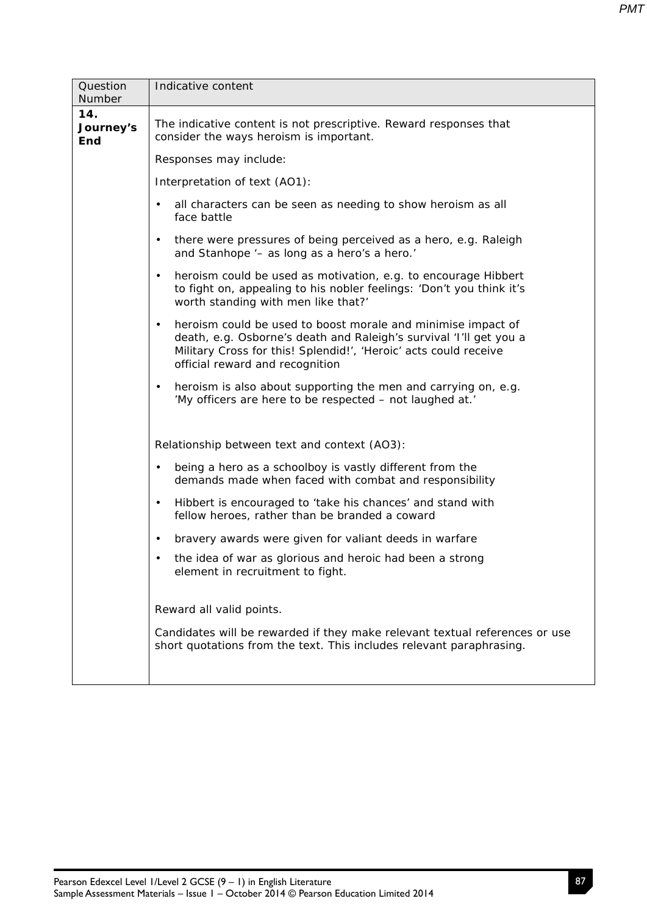| Question Number | Indicative content |
|---|---|
| **14. Journey's End** | The indicative content is not prescriptive. Reward responses that consider the ways heroism is important.<br><br>Responses may include:<br><br>Interpretation of text (AO1):<br><br>• all characters can be seen as needing to show heroism as all face battle<br><br>• there were pressures of being perceived as a hero, e.g. Raleigh and Stanhope '– as long as a hero's a hero.'<br><br>• heroism could be used as motivation, e.g. to encourage Hibbert to fight on, appealing to his nobler feelings: 'Don't you think it's worth standing with men like that?'<br><br>• heroism could be used to boost morale and minimise impact of death, e.g. Osborne's death and Raleigh's survival 'I'll get you a Military Cross for this! Splendid!', 'Heroic' acts could receive official reward and recognition<br><br>• heroism is also about supporting the men and carrying on, e.g. 'My officers are here to be respected – not laughed at.'<br><br>Relationship between text and context (AO3):<br><br>• being a hero as a schoolboy is vastly different from the demands made when faced with combat and responsibility<br><br>• Hibbert is encouraged to 'take his chances' and stand with fellow heroes, rather than be branded a coward<br><br>• bravery awards were given for valiant deeds in warfare<br><br>• the idea of war as glorious and heroic had been a strong element in recruitment to fight.<br><br>Reward all valid points.<br><br>Candidates will be rewarded if they make relevant textual references or use short quotations from the text. This includes relevant paraphrasing. |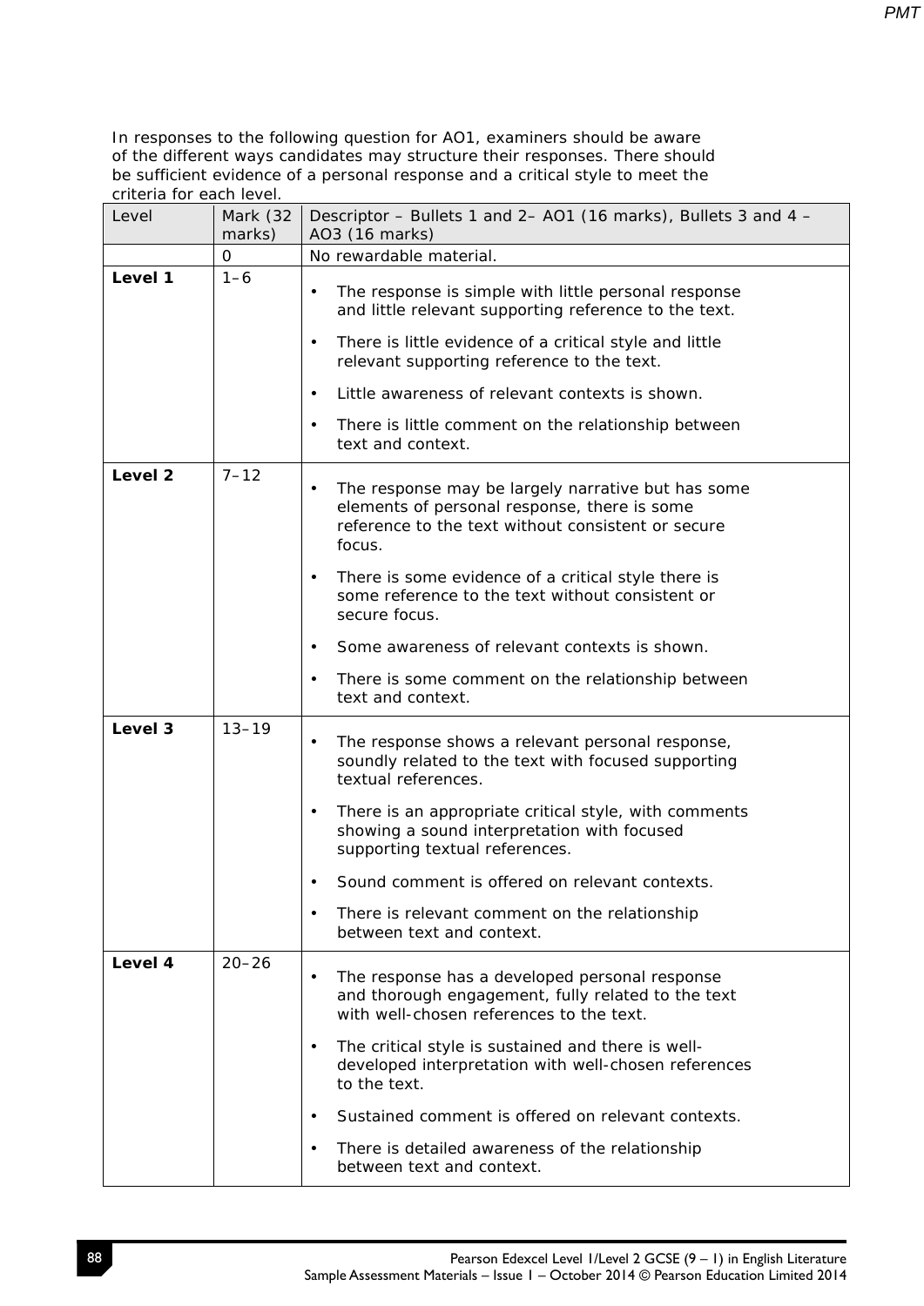In responses to the following question for AO1, examiners should be aware of the different ways candidates may structure their responses. There should be sufficient evidence of a personal response and a critical style to meet the criteria for each level.

| Level | Mark (32 marks) | Descriptor – Bullets 1 and 2– AO1 (16 marks), Bullets 3 and 4 – AO3 (16 marks) |
|---|---|---|
| | 0 | No rewardable material. |
| **Level 1** | 1–6 | • The response is simple with little personal response and little relevant supporting reference to the text.<br>• There is little evidence of a critical style and little relevant supporting reference to the text.<br>• Little awareness of relevant contexts is shown.<br>• There is little comment on the relationship between text and context. |
| **Level 2** | 7–12 | • The response may be largely narrative but has some elements of personal response, there is some reference to the text without consistent or secure focus.<br>• There is some evidence of a critical style there is some reference to the text without consistent or secure focus.<br>• Some awareness of relevant contexts is shown.<br>• There is some comment on the relationship between text and context. |
| **Level 3** | 13–19 | • The response shows a relevant personal response, soundly related to the text with focused supporting textual references.<br>• There is an appropriate critical style, with comments showing a sound interpretation with focused supporting textual references.<br>• Sound comment is offered on relevant contexts.<br>• There is relevant comment on the relationship between text and context. |
| **Level 4** | 20–26 | • The response has a developed personal response and thorough engagement, fully related to the text with well-chosen references to the text.<br>• The critical style is sustained and there is well-developed interpretation with well-chosen references to the text.<br>• Sustained comment is offered on relevant contexts.<br>• There is detailed awareness of the relationship between text and context. |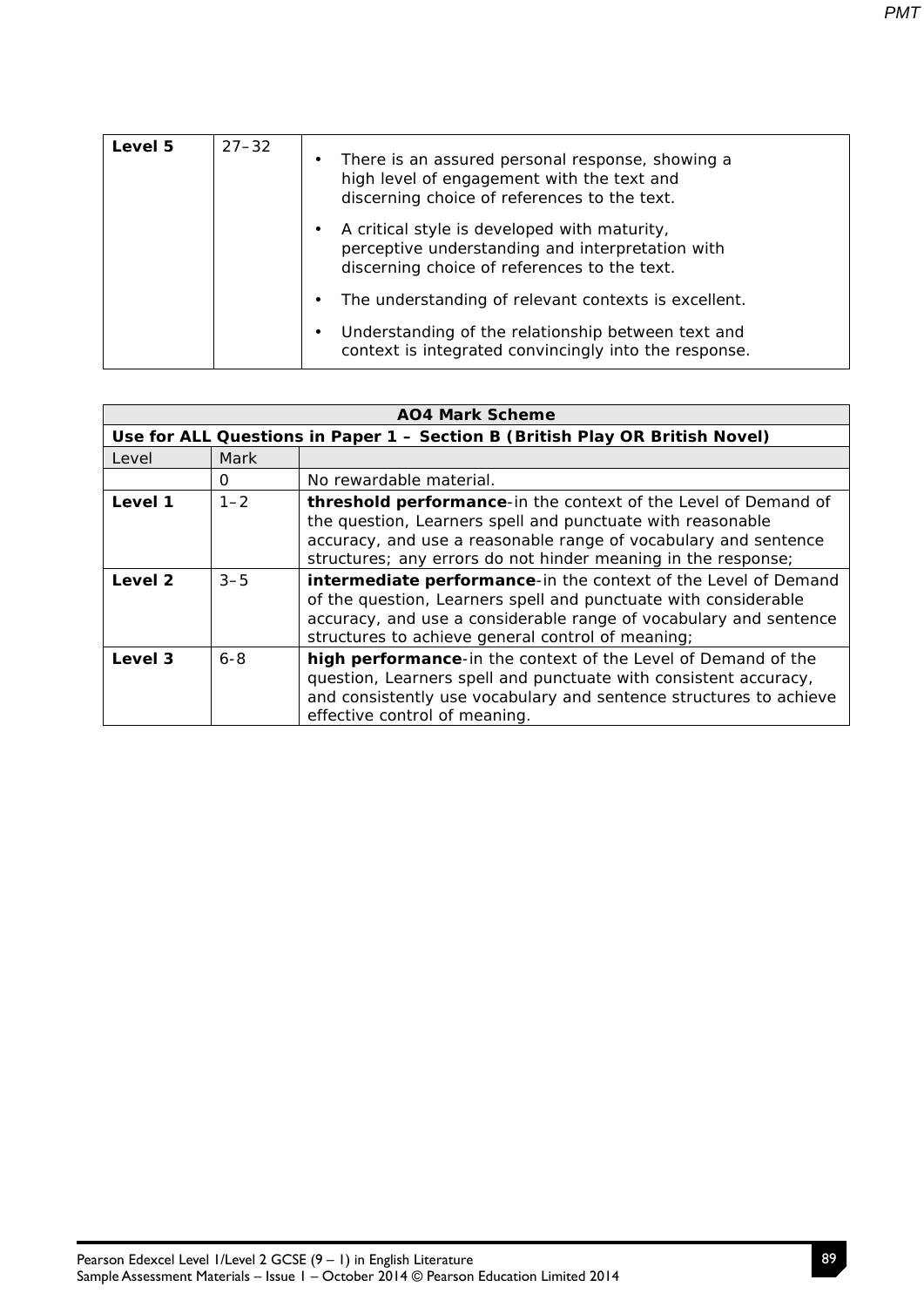| | | |
|---|---|---|
| **Level 5** | 27–32 | • There is an assured personal response, showing a high level of engagement with the text and discerning choice of references to the text.<br>• A critical style is developed with maturity, perceptive understanding and interpretation with discerning choice of references to the text.<br>• The understanding of relevant contexts is excellent.<br>• Understanding of the relationship between text and context is integrated convincingly into the response. |

| **AO4 Mark Scheme** | | |
|---|---|---|
| **Use for ALL Questions in Paper 1 – Section B (British Play OR British Novel)** | | |
| Level | Mark | |
| | 0 | No rewardable material. |
| **Level 1** | 1–2 | **threshold performance**-in the context of the Level of Demand of the question, Learners spell and punctuate with reasonable accuracy, and use a reasonable range of vocabulary and sentence structures; any errors do not hinder meaning in the response; |
| **Level 2** | 3–5 | **intermediate performance**-in the context of the Level of Demand of the question, Learners spell and punctuate with considerable accuracy, and use a considerable range of vocabulary and sentence structures to achieve general control of meaning; |
| **Level 3** | 6-8 | **high performance**-in the context of the Level of Demand of the question, Learners spell and punctuate with consistent accuracy, and consistently use vocabulary and sentence structures to achieve effective control of meaning. |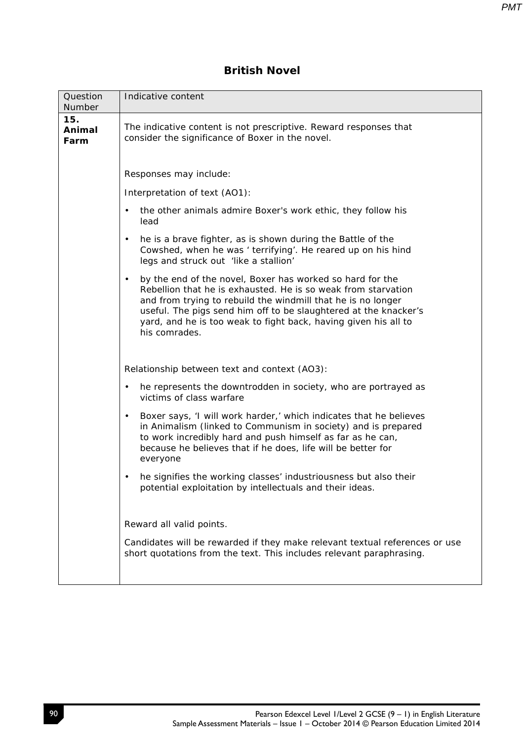## British Novel

| Question Number | Indicative content |
|---|---|
| **15. Animal Farm** | The indicative content is not prescriptive. Reward responses that consider the significance of Boxer in the novel.<br><br>Responses may include:<br><br>Interpretation of text (AO1):<br><br>• the other animals admire Boxer's work ethic, they follow his lead<br><br>• he is a brave fighter, as is shown during the Battle of the Cowshed, when he was ' terrifying'. He reared up on his hind legs and struck out 'like a stallion'<br><br>• by the end of the novel, Boxer has worked so hard for the Rebellion that he is exhausted. He is so weak from starvation and from trying to rebuild the windmill that he is no longer useful. The pigs send him off to be slaughtered at the knacker's yard, and he is too weak to fight back, having given his all to his comrades.<br><br>Relationship between text and context (AO3):<br><br>• he represents the downtrodden in society, who are portrayed as victims of class warfare<br><br>• Boxer says, 'I will work harder,' which indicates that he believes in Animalism (linked to Communism in society) and is prepared to work incredibly hard and push himself as far as he can, because he believes that if he does, life will be better for everyone<br><br>• he signifies the working classes' industriousness but also their potential exploitation by intellectuals and their ideas.<br><br>Reward all valid points.<br><br>Candidates will be rewarded if they make relevant textual references or use short quotations from the text. This includes relevant paraphrasing. |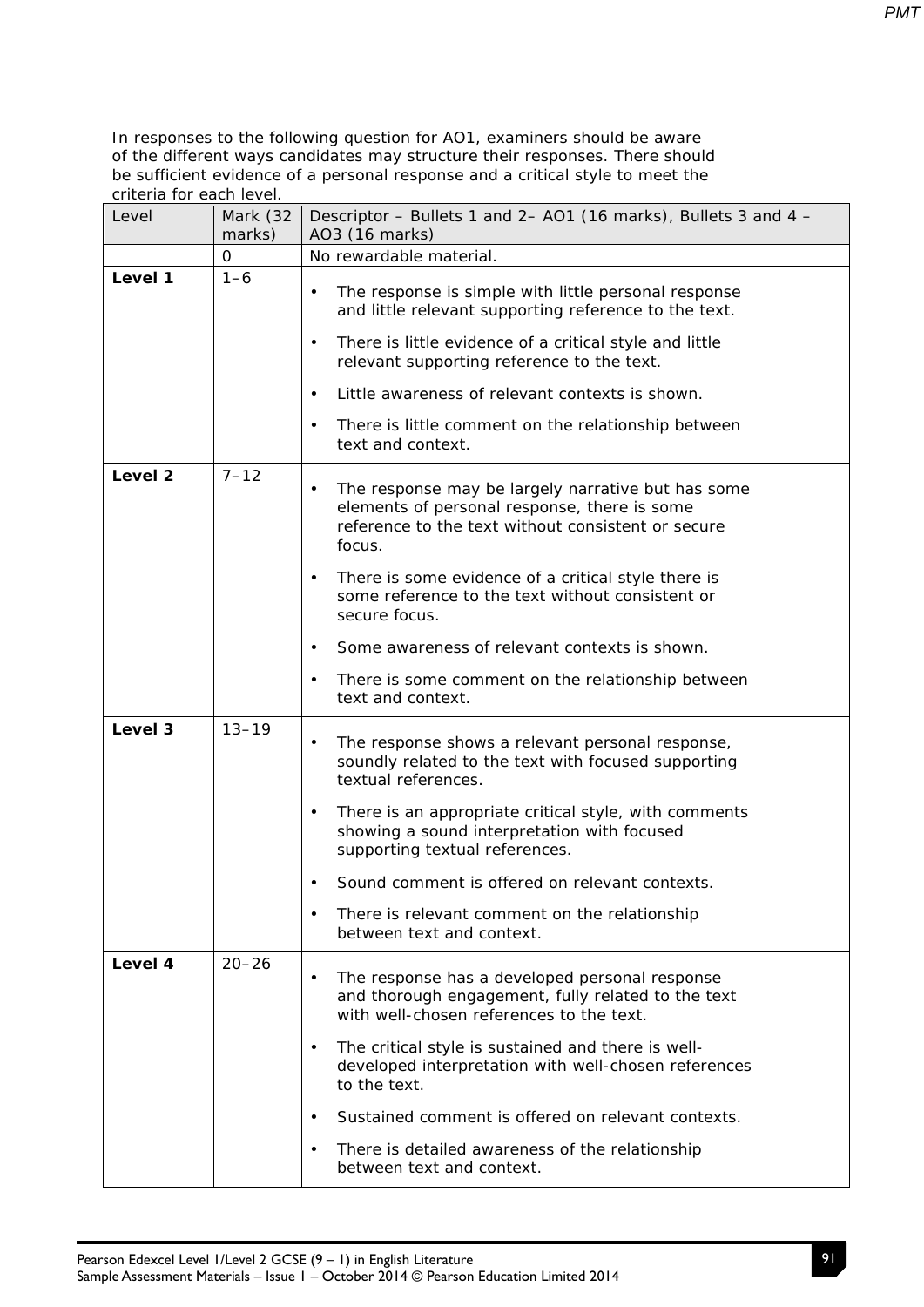In responses to the following question for AO1, examiners should be aware of the different ways candidates may structure their responses. There should be sufficient evidence of a personal response and a critical style to meet the criteria for each level.

| Level | Mark (32 marks) | Descriptor – Bullets 1 and 2– AO1 (16 marks), Bullets 3 and 4 – AO3 (16 marks) |
|---|---|---|
| | 0 | No rewardable material. |
| **Level 1** | 1–6 | • The response is simple with little personal response and little relevant supporting reference to the text.<br>• There is little evidence of a critical style and little relevant supporting reference to the text.<br>• Little awareness of relevant contexts is shown.<br>• There is little comment on the relationship between text and context. |
| **Level 2** | 7–12 | • The response may be largely narrative but has some elements of personal response, there is some reference to the text without consistent or secure focus.<br>• There is some evidence of a critical style there is some reference to the text without consistent or secure focus.<br>• Some awareness of relevant contexts is shown.<br>• There is some comment on the relationship between text and context. |
| **Level 3** | 13–19 | • The response shows a relevant personal response, soundly related to the text with focused supporting textual references.<br>• There is an appropriate critical style, with comments showing a sound interpretation with focused supporting textual references.<br>• Sound comment is offered on relevant contexts.<br>• There is relevant comment on the relationship between text and context. |
| **Level 4** | 20–26 | • The response has a developed personal response and thorough engagement, fully related to the text with well-chosen references to the text.<br>• The critical style is sustained and there is well-developed interpretation with well-chosen references to the text.<br>• Sustained comment is offered on relevant contexts.<br>• There is detailed awareness of the relationship between text and context. |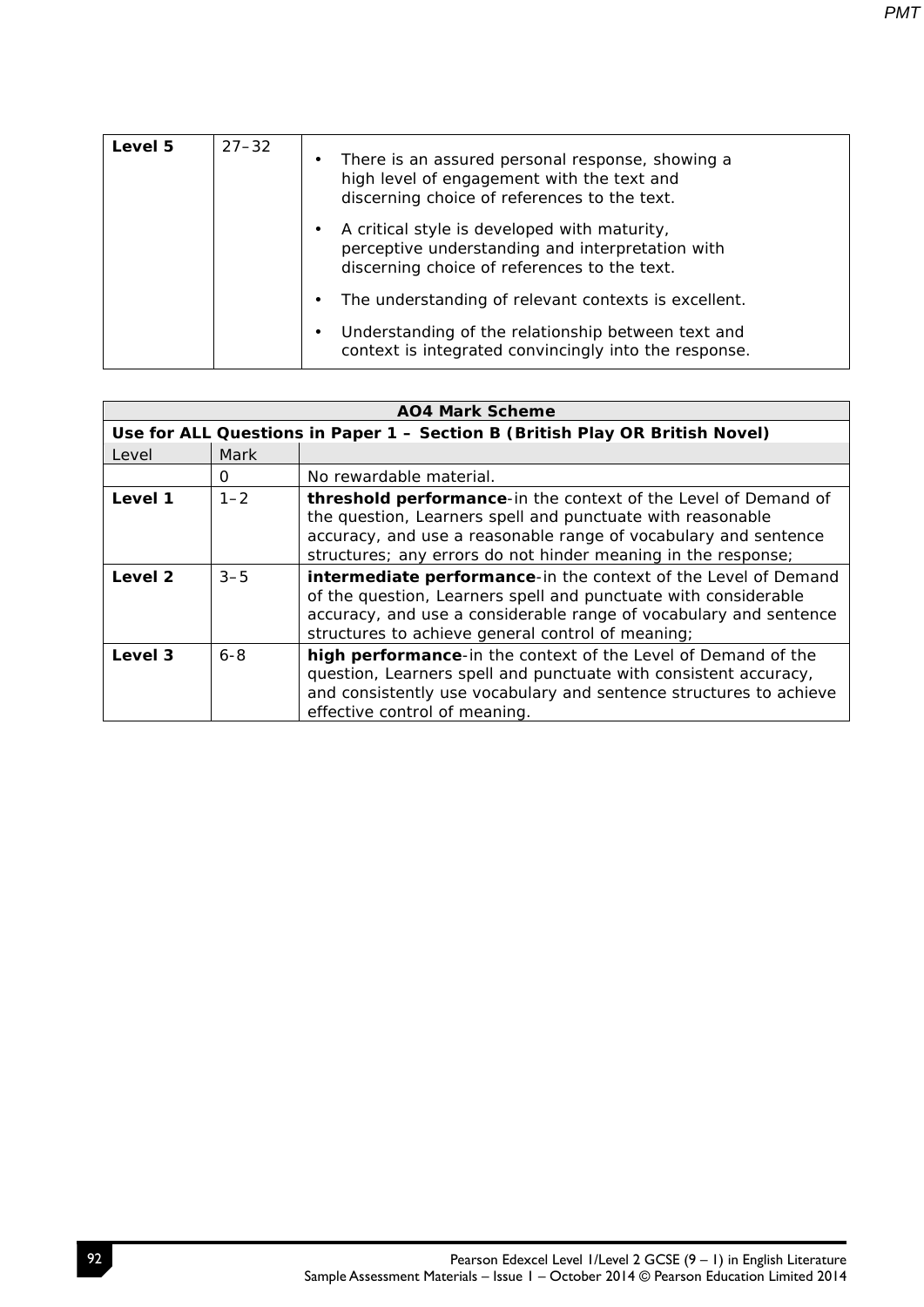| Level 5 | 27–32 | • There is an assured personal response, showing a high level of engagement with the text and discerning choice of references to the text.<br>• A critical style is developed with maturity, perceptive understanding and interpretation with discerning choice of references to the text.<br>• The understanding of relevant contexts is excellent.<br>• Understanding of the relationship between text and context is integrated convincingly into the response. |
|---|---|---|

| **AO4 Mark Scheme** | | |
|---|---|---|
| **Use for ALL Questions in Paper 1 – Section B (British Play OR British Novel)** | | |
| Level | Mark | |
| | 0 | No rewardable material. |
| **Level 1** | 1–2 | **threshold performance**-in the context of the Level of Demand of the question, Learners spell and punctuate with reasonable accuracy, and use a reasonable range of vocabulary and sentence structures; any errors do not hinder meaning in the response; |
| **Level 2** | 3–5 | **intermediate performance**-in the context of the Level of Demand of the question, Learners spell and punctuate with considerable accuracy, and use a considerable range of vocabulary and sentence structures to achieve general control of meaning; |
| **Level 3** | 6-8 | **high performance**-in the context of the Level of Demand of the question, Learners spell and punctuate with consistent accuracy, and consistently use vocabulary and sentence structures to achieve effective control of meaning. |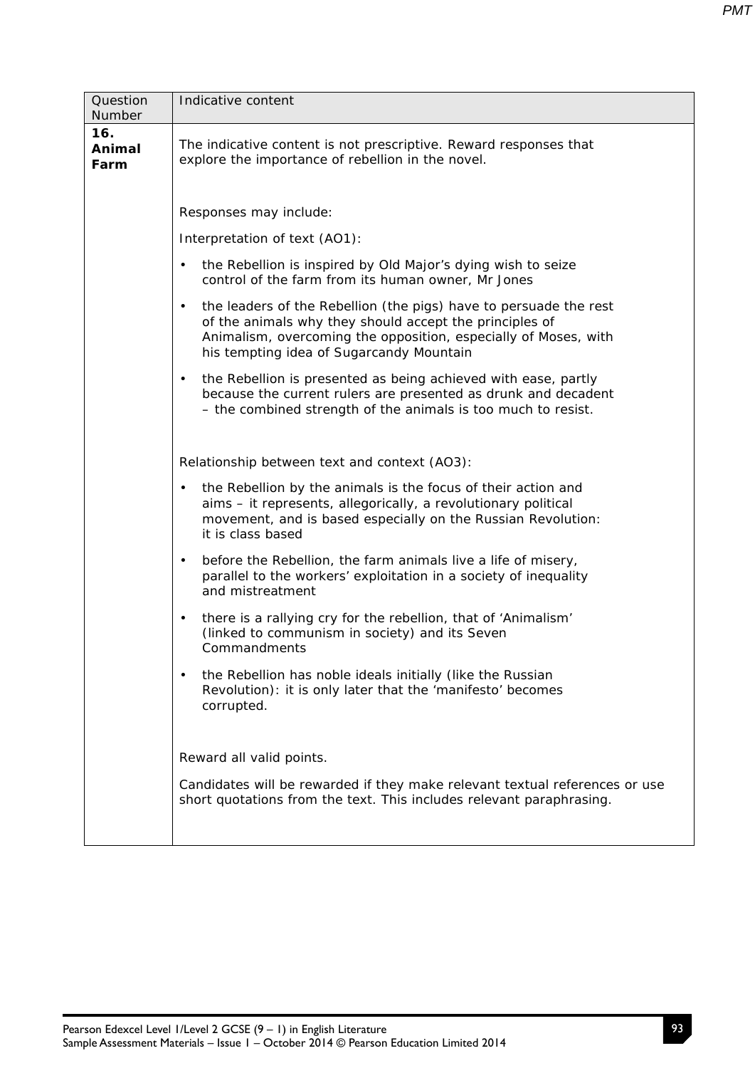| Question Number | Indicative content |
|---|---|
| **16. Animal Farm** | The indicative content is not prescriptive. Reward responses that explore the importance of rebellion in the novel.<br><br>Responses may include:<br><br>Interpretation of text (AO1):<br><br>• the Rebellion is inspired by Old Major's dying wish to seize control of the farm from its human owner, Mr Jones<br><br>• the leaders of the Rebellion (the pigs) have to persuade the rest of the animals why they should accept the principles of Animalism, overcoming the opposition, especially of Moses, with his tempting idea of Sugarcandy Mountain<br><br>• the Rebellion is presented as being achieved with ease, partly because the current rulers are presented as drunk and decadent – the combined strength of the animals is too much to resist.<br><br>Relationship between text and context (AO3):<br><br>• the Rebellion by the animals is the focus of their action and aims – it represents, allegorically, a revolutionary political movement, and is based especially on the Russian Revolution: it is class based<br><br>• before the Rebellion, the farm animals live a life of misery, parallel to the workers' exploitation in a society of inequality and mistreatment<br><br>• there is a rallying cry for the rebellion, that of 'Animalism' (linked to communism in society) and its Seven Commandments<br><br>• the Rebellion has noble ideals initially (like the Russian Revolution): it is only later that the 'manifesto' becomes corrupted.<br><br>Reward all valid points.<br><br>Candidates will be rewarded if they make relevant textual references or use short quotations from the text. This includes relevant paraphrasing. |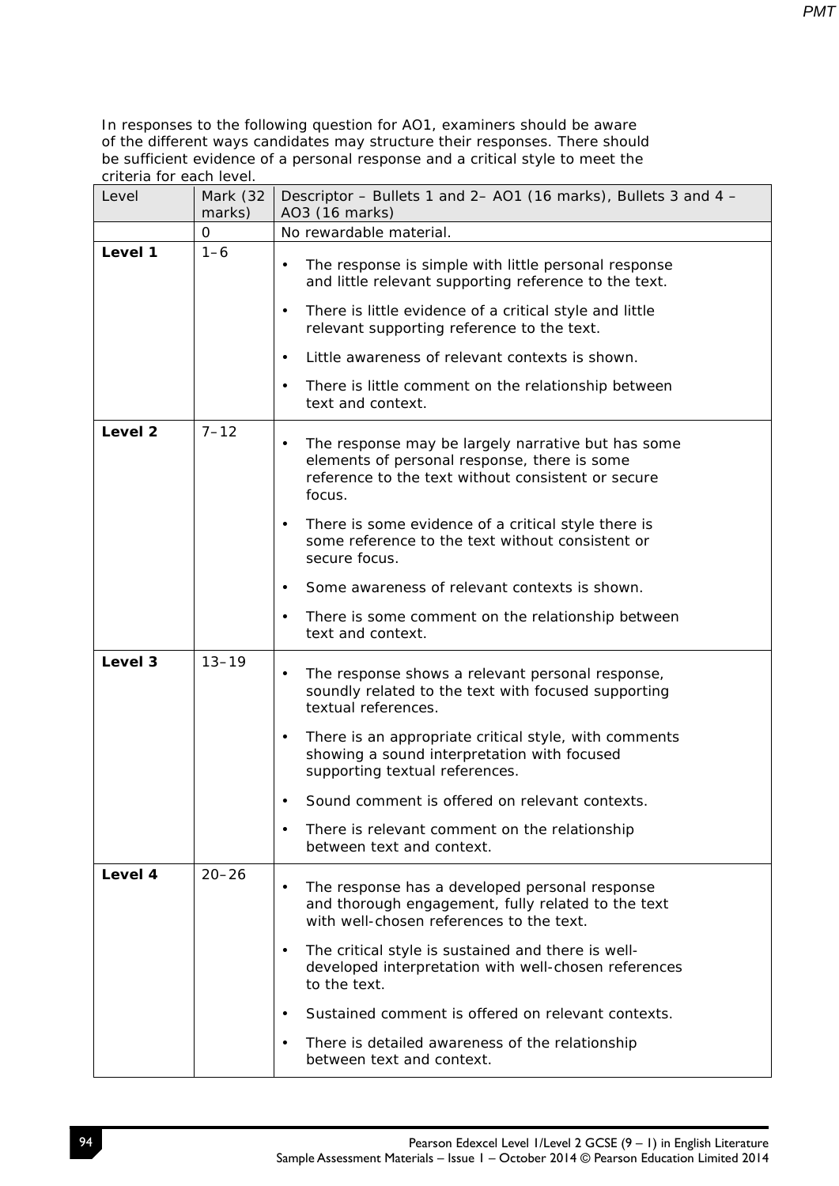In responses to the following question for AO1, examiners should be aware of the different ways candidates may structure their responses. There should be sufficient evidence of a personal response and a critical style to meet the criteria for each level.

| Level | Mark (32 marks) | Descriptor – Bullets 1 and 2– AO1 (16 marks), Bullets 3 and 4 – AO3 (16 marks) |
|---|---|---|
| | 0 | No rewardable material. |
| **Level 1** | 1–6 | • The response is simple with little personal response and little relevant supporting reference to the text.<br>• There is little evidence of a critical style and little relevant supporting reference to the text.<br>• Little awareness of relevant contexts is shown.<br>• There is little comment on the relationship between text and context. |
| **Level 2** | 7–12 | • The response may be largely narrative but has some elements of personal response, there is some reference to the text without consistent or secure focus.<br>• There is some evidence of a critical style there is some reference to the text without consistent or secure focus.<br>• Some awareness of relevant contexts is shown.<br>• There is some comment on the relationship between text and context. |
| **Level 3** | 13–19 | • The response shows a relevant personal response, soundly related to the text with focused supporting textual references.<br>• There is an appropriate critical style, with comments showing a sound interpretation with focused supporting textual references.<br>• Sound comment is offered on relevant contexts.<br>• There is relevant comment on the relationship between text and context. |
| **Level 4** | 20–26 | • The response has a developed personal response and thorough engagement, fully related to the text with well-chosen references to the text.<br>• The critical style is sustained and there is well-developed interpretation with well-chosen references to the text.<br>• Sustained comment is offered on relevant contexts.<br>• There is detailed awareness of the relationship between text and context. |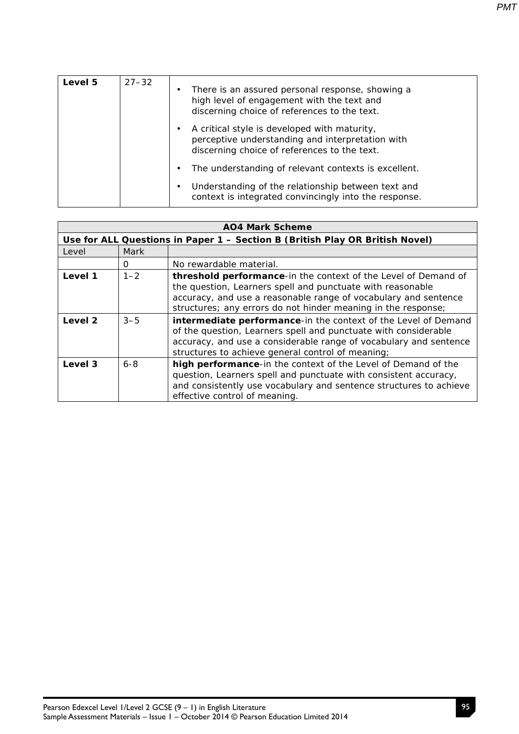| Level 5 | 27–32 | • There is an assured personal response, showing a high level of engagement with the text and discerning choice of references to the text.<br>• A critical style is developed with maturity, perceptive understanding and interpretation with discerning choice of references to the text.<br>• The understanding of relevant contexts is excellent.<br>• Understanding of the relationship between text and context is integrated convincingly into the response. |
|---|---|---|

| AO4 Mark Scheme | | |
|---|---|---|
| **Use for ALL Questions in Paper 1 – Section B (British Play OR British Novel)** | | |
| Level | Mark | |
| | 0 | No rewardable material. |
| **Level 1** | 1–2 | **threshold performance**-in the context of the Level of Demand of the question, Learners spell and punctuate with reasonable accuracy, and use a reasonable range of vocabulary and sentence structures; any errors do not hinder meaning in the response; |
| **Level 2** | 3–5 | **intermediate performance**-in the context of the Level of Demand of the question, Learners spell and punctuate with considerable accuracy, and use a considerable range of vocabulary and sentence structures to achieve general control of meaning; |
| **Level 3** | 6-8 | **high performance**-in the context of the Level of Demand of the question, Learners spell and punctuate with consistent accuracy, and consistently use vocabulary and sentence structures to achieve effective control of meaning. |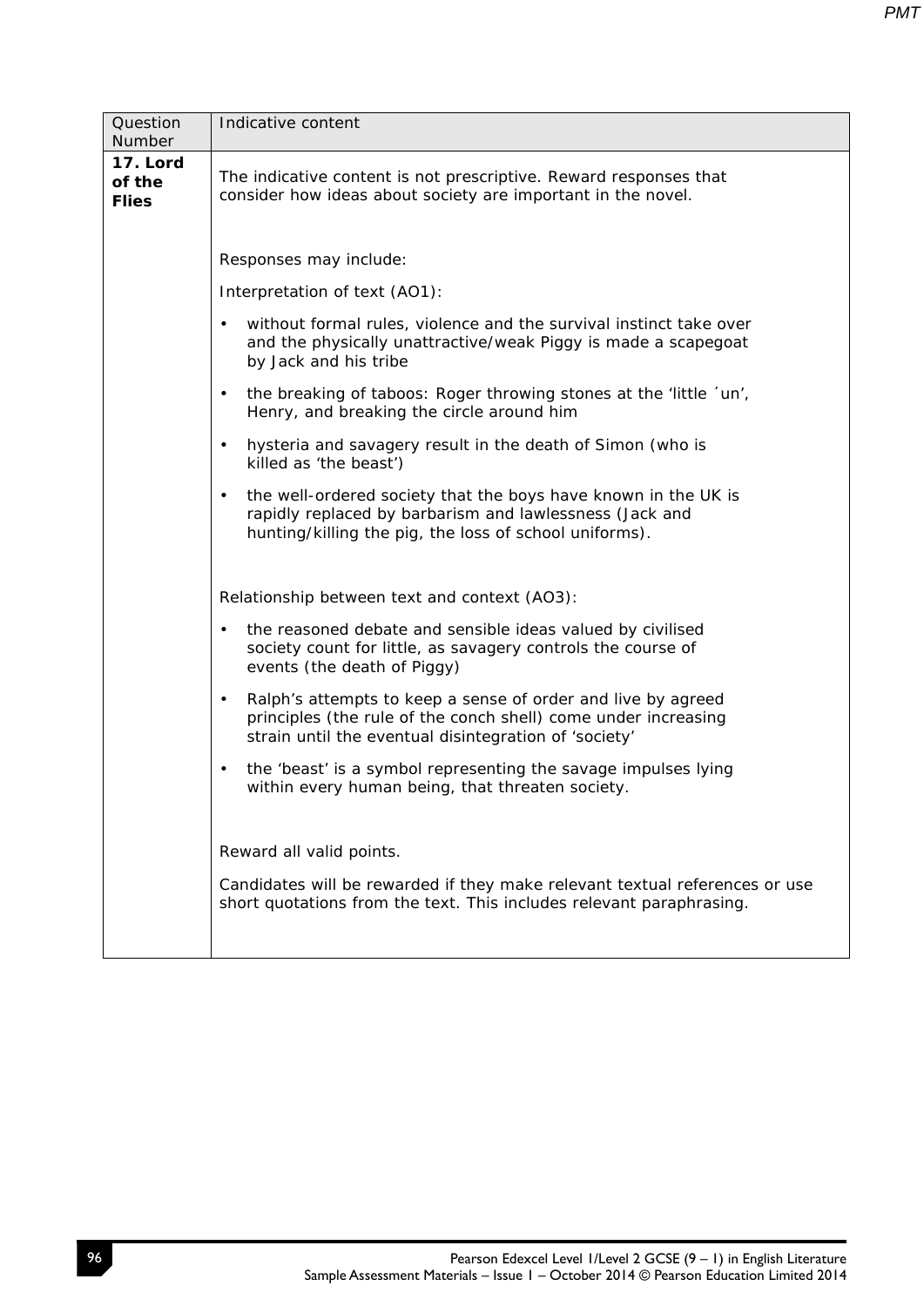| Question Number | Indicative content |
|---|---|
| **17. Lord of the Flies** | The indicative content is not prescriptive. Reward responses that consider how ideas about society are important in the novel.<br><br>Responses may include:<br><br>Interpretation of text (AO1):<br><br>• without formal rules, violence and the survival instinct take over and the physically unattractive/weak Piggy is made a scapegoat by Jack and his tribe<br>• the breaking of taboos: Roger throwing stones at the 'little ´un', Henry, and breaking the circle around him<br>• hysteria and savagery result in the death of Simon (who is killed as 'the beast')<br>• the well-ordered society that the boys have known in the UK is rapidly replaced by barbarism and lawlessness (Jack and hunting/killing the pig, the loss of school uniforms).<br><br>Relationship between text and context (AO3):<br><br>• the reasoned debate and sensible ideas valued by civilised society count for little, as savagery controls the course of events (the death of Piggy)<br>• Ralph's attempts to keep a sense of order and live by agreed principles (the rule of the conch shell) come under increasing strain until the eventual disintegration of 'society'<br>• the 'beast' is a symbol representing the savage impulses lying within every human being, that threaten society.<br><br>Reward all valid points.<br><br>Candidates will be rewarded if they make relevant textual references or use short quotations from the text. This includes relevant paraphrasing. |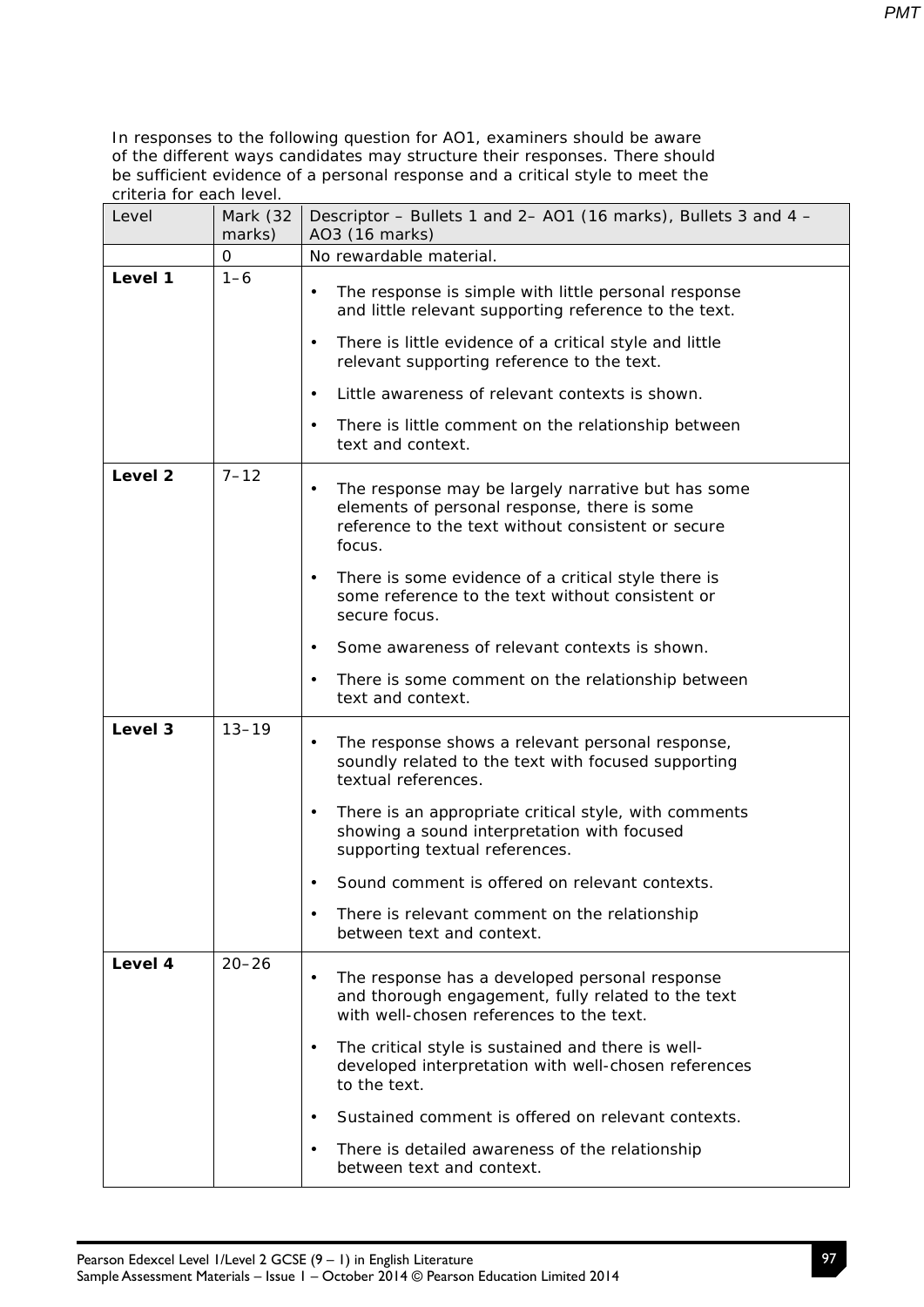In responses to the following question for AO1, examiners should be aware of the different ways candidates may structure their responses. There should be sufficient evidence of a personal response and a critical style to meet the criteria for each level.

| Level | Mark (32 marks) | Descriptor – Bullets 1 and 2– AO1 (16 marks), Bullets 3 and 4 – AO3 (16 marks) |
|---|---|---|
| | 0 | No rewardable material. |
| **Level 1** | 1–6 | • The response is simple with little personal response and little relevant supporting reference to the text.<br>• There is little evidence of a critical style and little relevant supporting reference to the text.<br>• Little awareness of relevant contexts is shown.<br>• There is little comment on the relationship between text and context. |
| **Level 2** | 7–12 | • The response may be largely narrative but has some elements of personal response, there is some reference to the text without consistent or secure focus.<br>• There is some evidence of a critical style there is some reference to the text without consistent or secure focus.<br>• Some awareness of relevant contexts is shown.<br>• There is some comment on the relationship between text and context. |
| **Level 3** | 13–19 | • The response shows a relevant personal response, soundly related to the text with focused supporting textual references.<br>• There is an appropriate critical style, with comments showing a sound interpretation with focused supporting textual references.<br>• Sound comment is offered on relevant contexts.<br>• There is relevant comment on the relationship between text and context. |
| **Level 4** | 20–26 | • The response has a developed personal response and thorough engagement, fully related to the text with well-chosen references to the text.<br>• The critical style is sustained and there is well-developed interpretation with well-chosen references to the text.<br>• Sustained comment is offered on relevant contexts.<br>• There is detailed awareness of the relationship between text and context. |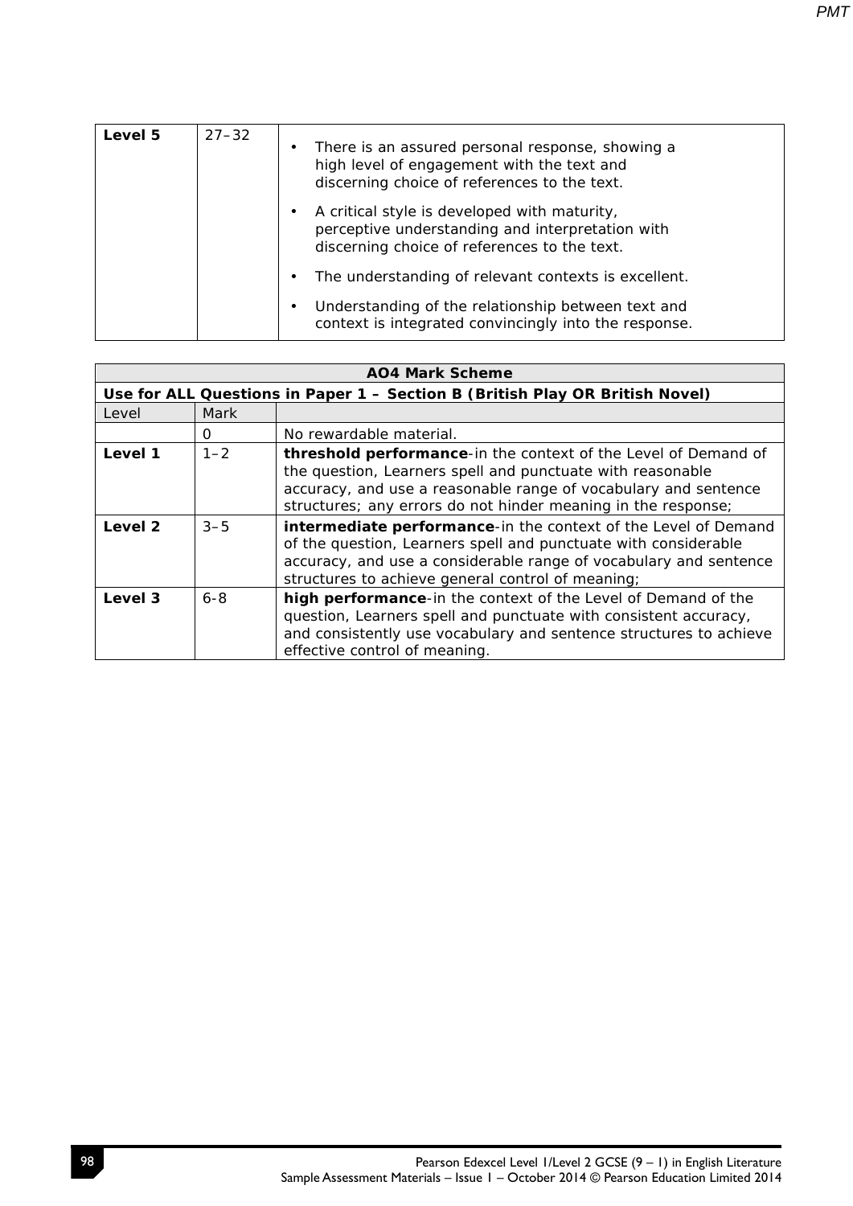| Level 5 | 27–32 | • There is an assured personal response, showing a high level of engagement with the text and discerning choice of references to the text.<br>• A critical style is developed with maturity, perceptive understanding and interpretation with discerning choice of references to the text.<br>• The understanding of relevant contexts is excellent.<br>• Understanding of the relationship between text and context is integrated convincingly into the response. |
|---|---|---|

| **AO4 Mark Scheme** | | |
|---|---|---|
| **Use for ALL Questions in Paper 1 – Section B (British Play OR British Novel)** | | |
| Level | Mark | |
| | 0 | No rewardable material. |
| **Level 1** | 1–2 | **threshold performance**-in the context of the Level of Demand of the question, Learners spell and punctuate with reasonable accuracy, and use a reasonable range of vocabulary and sentence structures; any errors do not hinder meaning in the response; |
| **Level 2** | 3–5 | **intermediate performance**-in the context of the Level of Demand of the question, Learners spell and punctuate with considerable accuracy, and use a considerable range of vocabulary and sentence structures to achieve general control of meaning; |
| **Level 3** | 6-8 | **high performance**-in the context of the Level of Demand of the question, Learners spell and punctuate with consistent accuracy, and consistently use vocabulary and sentence structures to achieve effective control of meaning. |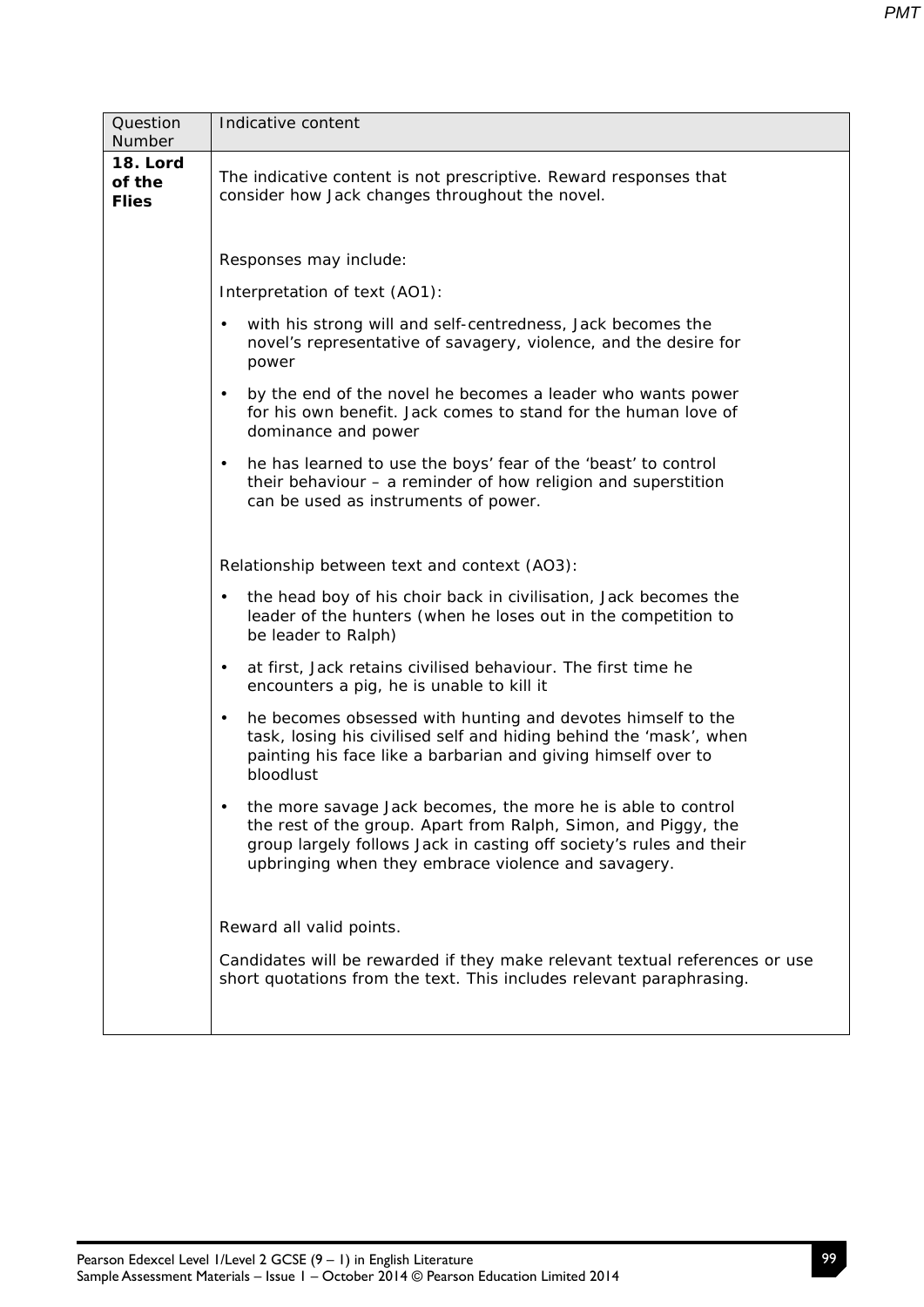| Question Number | Indicative content |
|---|---|
| **18. Lord of the Flies** | The indicative content is not prescriptive. Reward responses that consider how Jack changes throughout the novel.<br><br>Responses may include:<br><br>Interpretation of text (AO1):<br><br>• with his strong will and self-centredness, Jack becomes the novel's representative of savagery, violence, and the desire for power<br>• by the end of the novel he becomes a leader who wants power for his own benefit. Jack comes to stand for the human love of dominance and power<br>• he has learned to use the boys' fear of the 'beast' to control their behaviour – a reminder of how religion and superstition can be used as instruments of power.<br><br>Relationship between text and context (AO3):<br><br>• the head boy of his choir back in civilisation, Jack becomes the leader of the hunters (when he loses out in the competition to be leader to Ralph)<br>• at first, Jack retains civilised behaviour. The first time he encounters a pig, he is unable to kill it<br>• he becomes obsessed with hunting and devotes himself to the task, losing his civilised self and hiding behind the 'mask', when painting his face like a barbarian and giving himself over to bloodlust<br>• the more savage Jack becomes, the more he is able to control the rest of the group. Apart from Ralph, Simon, and Piggy, the group largely follows Jack in casting off society's rules and their upbringing when they embrace violence and savagery.<br><br>Reward all valid points.<br><br>Candidates will be rewarded if they make relevant textual references or use short quotations from the text. This includes relevant paraphrasing. |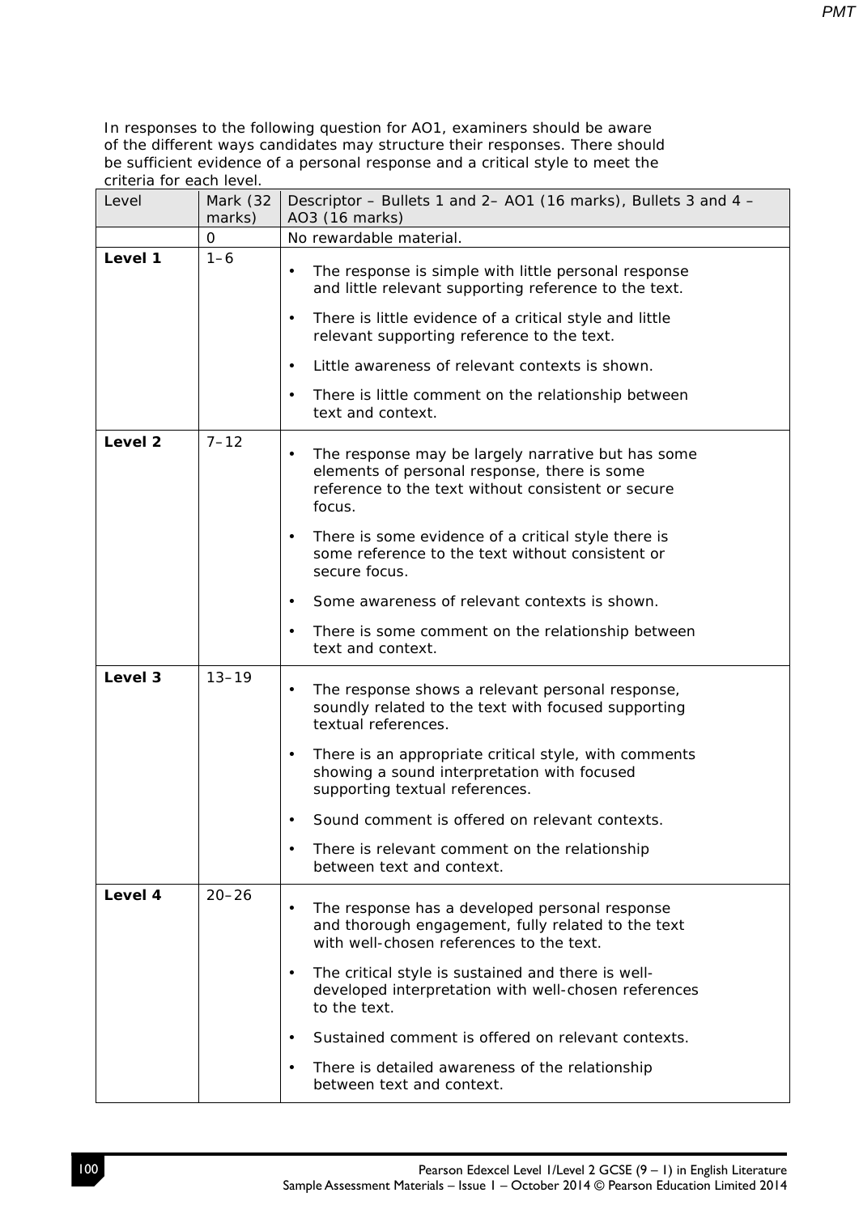In responses to the following question for AO1, examiners should be aware of the different ways candidates may structure their responses. There should be sufficient evidence of a personal response and a critical style to meet the criteria for each level.

| Level | Mark (32 marks) | Descriptor – Bullets 1 and 2– AO1 (16 marks), Bullets 3 and 4 – AO3 (16 marks) |
|---|---|---|
| | 0 | No rewardable material. |
| **Level 1** | 1–6 | • The response is simple with little personal response and little relevant supporting reference to the text.<br>• There is little evidence of a critical style and little relevant supporting reference to the text.<br>• Little awareness of relevant contexts is shown.<br>• There is little comment on the relationship between text and context. |
| **Level 2** | 7–12 | • The response may be largely narrative but has some elements of personal response, there is some reference to the text without consistent or secure focus.<br>• There is some evidence of a critical style there is some reference to the text without consistent or secure focus.<br>• Some awareness of relevant contexts is shown.<br>• There is some comment on the relationship between text and context. |
| **Level 3** | 13–19 | • The response shows a relevant personal response, soundly related to the text with focused supporting textual references.<br>• There is an appropriate critical style, with comments showing a sound interpretation with focused supporting textual references.<br>• Sound comment is offered on relevant contexts.<br>• There is relevant comment on the relationship between text and context. |
| **Level 4** | 20–26 | • The response has a developed personal response and thorough engagement, fully related to the text with well-chosen references to the text.<br>• The critical style is sustained and there is well-developed interpretation with well-chosen references to the text.<br>• Sustained comment is offered on relevant contexts.<br>• There is detailed awareness of the relationship between text and context. |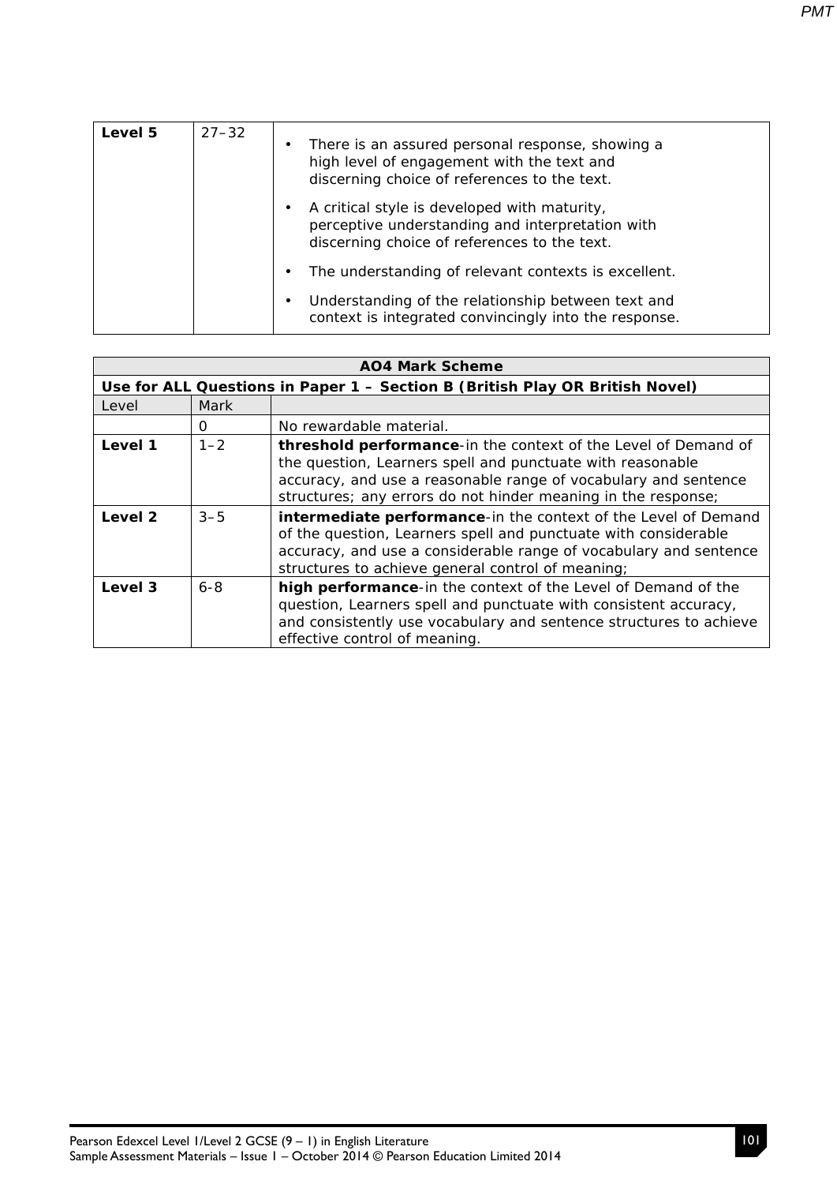| Level 5 | 27–32 | • There is an assured personal response, showing a high level of engagement with the text and discerning choice of references to the text.<br>• A critical style is developed with maturity, perceptive understanding and interpretation with discerning choice of references to the text.<br>• The understanding of relevant contexts is excellent.<br>• Understanding of the relationship between text and context is integrated convincingly into the response. |
|---|---|---|

| **AO4 Mark Scheme** | | |
|---|---|---|
| **Use for ALL Questions in Paper 1 – Section B (British Play OR British Novel)** | | |
| Level | Mark | |
| | 0 | No rewardable material. |
| **Level 1** | 1–2 | **threshold performance**-in the context of the Level of Demand of the question, Learners spell and punctuate with reasonable accuracy, and use a reasonable range of vocabulary and sentence structures; any errors do not hinder meaning in the response; |
| **Level 2** | 3–5 | **intermediate performance**-in the context of the Level of Demand of the question, Learners spell and punctuate with considerable accuracy, and use a considerable range of vocabulary and sentence structures to achieve general control of meaning; |
| **Level 3** | 6-8 | **high performance**-in the context of the Level of Demand of the question, Learners spell and punctuate with consistent accuracy, and consistently use vocabulary and sentence structures to achieve effective control of meaning. |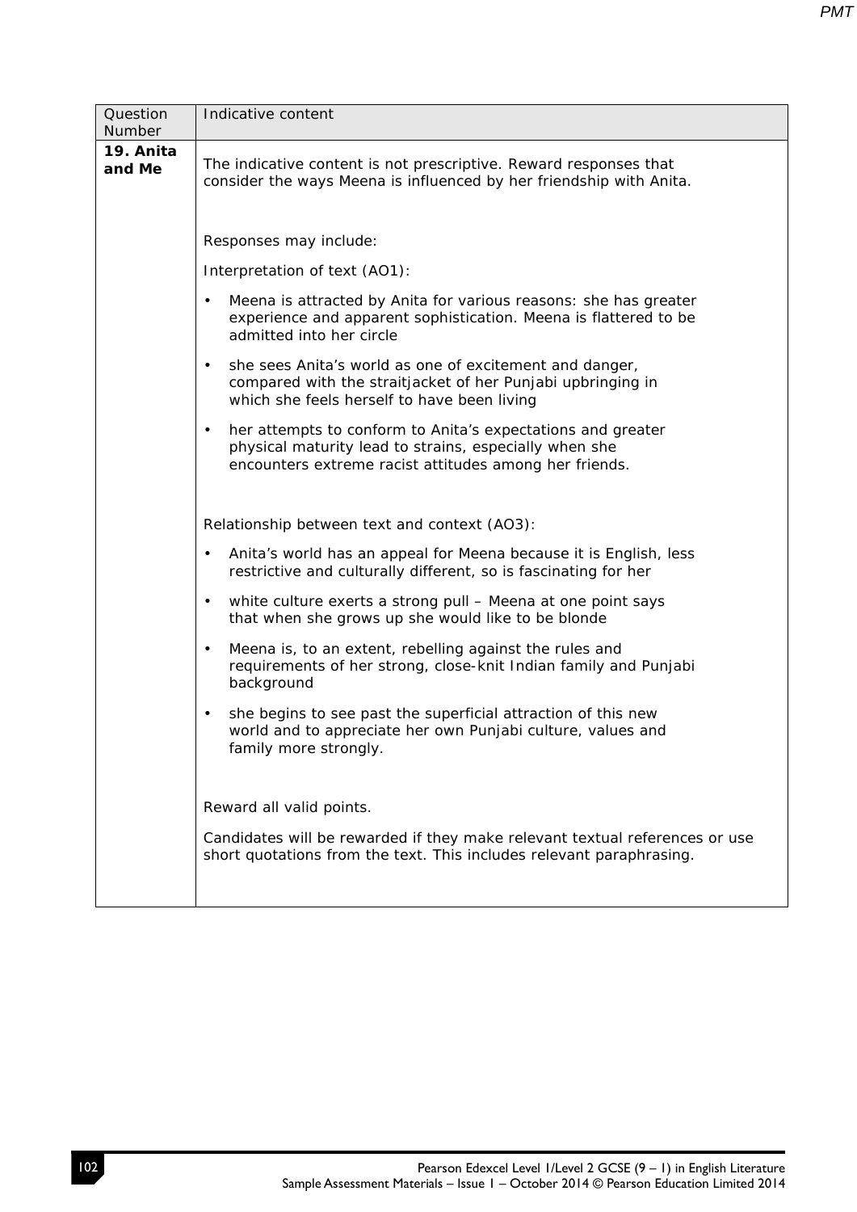| Question Number | Indicative content |
|---|---|
| **19. Anita and Me** | The indicative content is not prescriptive. Reward responses that consider the ways Meena is influenced by her friendship with Anita.<br><br>Responses may include:<br><br>Interpretation of text (AO1):<br><br>• Meena is attracted by Anita for various reasons: she has greater experience and apparent sophistication. Meena is flattered to be admitted into her circle<br>• she sees Anita's world as one of excitement and danger, compared with the straitjacket of her Punjabi upbringing in which she feels herself to have been living<br>• her attempts to conform to Anita's expectations and greater physical maturity lead to strains, especially when she encounters extreme racist attitudes among her friends.<br><br>Relationship between text and context (AO3):<br><br>• Anita's world has an appeal for Meena because it is English, less restrictive and culturally different, so is fascinating for her<br>• white culture exerts a strong pull – Meena at one point says that when she grows up she would like to be blonde<br>• Meena is, to an extent, rebelling against the rules and requirements of her strong, close-knit Indian family and Punjabi background<br>• she begins to see past the superficial attraction of this new world and to appreciate her own Punjabi culture, values and family more strongly.<br><br>Reward all valid points.<br><br>Candidates will be rewarded if they make relevant textual references or use short quotations from the text. This includes relevant paraphrasing. |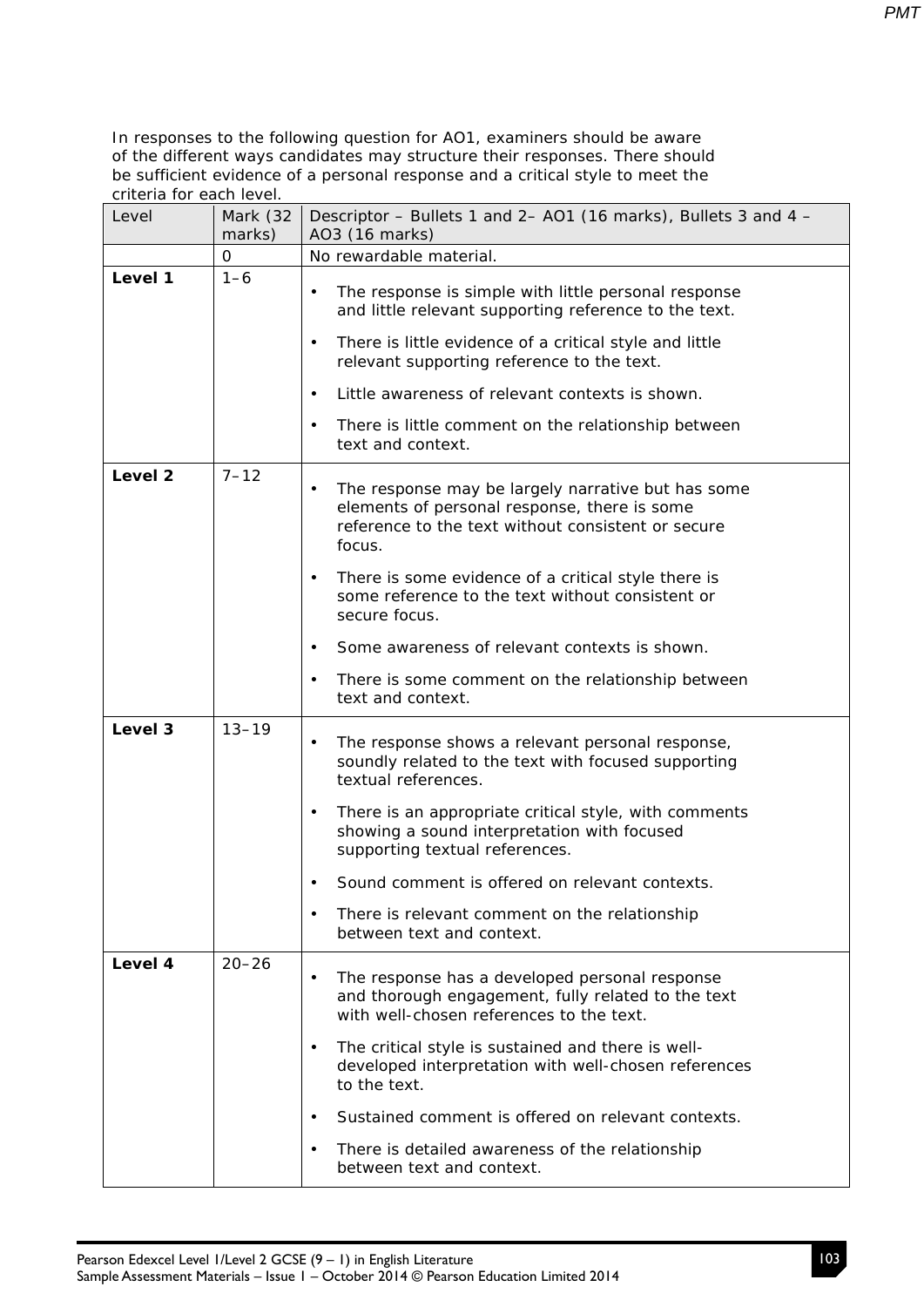In responses to the following question for AO1, examiners should be aware of the different ways candidates may structure their responses. There should be sufficient evidence of a personal response and a critical style to meet the criteria for each level.

| Level | Mark (32 marks) | Descriptor – Bullets 1 and 2– AO1 (16 marks), Bullets 3 and 4 – AO3 (16 marks) |
|---|---|---|
| | 0 | No rewardable material. |
| **Level 1** | 1–6 | • The response is simple with little personal response and little relevant supporting reference to the text.<br>• There is little evidence of a critical style and little relevant supporting reference to the text.<br>• Little awareness of relevant contexts is shown.<br>• There is little comment on the relationship between text and context. |
| **Level 2** | 7–12 | • The response may be largely narrative but has some elements of personal response, there is some reference to the text without consistent or secure focus.<br>• There is some evidence of a critical style there is some reference to the text without consistent or secure focus.<br>• Some awareness of relevant contexts is shown.<br>• There is some comment on the relationship between text and context. |
| **Level 3** | 13–19 | • The response shows a relevant personal response, soundly related to the text with focused supporting textual references.<br>• There is an appropriate critical style, with comments showing a sound interpretation with focused supporting textual references.<br>• Sound comment is offered on relevant contexts.<br>• There is relevant comment on the relationship between text and context. |
| **Level 4** | 20–26 | • The response has a developed personal response and thorough engagement, fully related to the text with well-chosen references to the text.<br>• The critical style is sustained and there is well-developed interpretation with well-chosen references to the text.<br>• Sustained comment is offered on relevant contexts.<br>• There is detailed awareness of the relationship between text and context. |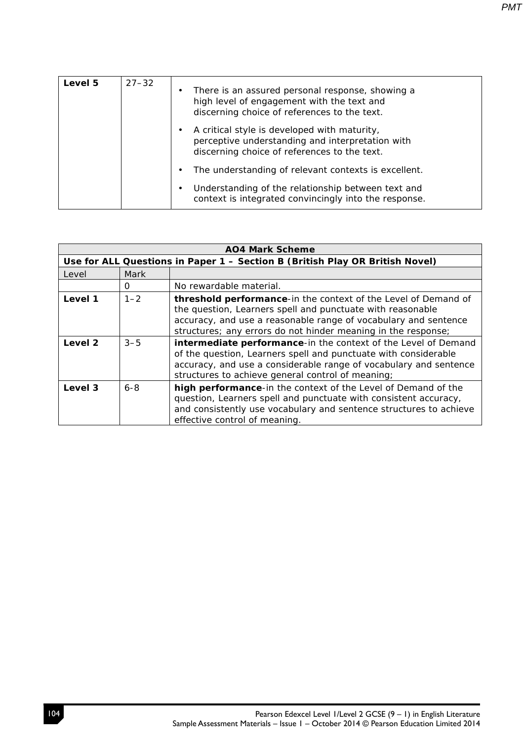| | | |
|---|---|---|
| **Level 5** | 27–32 | • There is an assured personal response, showing a high level of engagement with the text and discerning choice of references to the text.<br>• A critical style is developed with maturity, perceptive understanding and interpretation with discerning choice of references to the text.<br>• The understanding of relevant contexts is excellent.<br>• Understanding of the relationship between text and context is integrated convincingly into the response. |

| **AO4 Mark Scheme** | | |
|---|---|---|
| **Use for ALL Questions in Paper 1 – Section B (British Play OR British Novel)** | | |
| Level | Mark | |
| | 0 | No rewardable material. |
| **Level 1** | 1–2 | **threshold performance**-in the context of the Level of Demand of the question, Learners spell and punctuate with reasonable accuracy, and use a reasonable range of vocabulary and sentence structures; any errors do not hinder meaning in the response; |
| **Level 2** | 3–5 | **intermediate performance**-in the context of the Level of Demand of the question, Learners spell and punctuate with considerable accuracy, and use a considerable range of vocabulary and sentence structures to achieve general control of meaning; |
| **Level 3** | 6-8 | **high performance**-in the context of the Level of Demand of the question, Learners spell and punctuate with consistent accuracy, and consistently use vocabulary and sentence structures to achieve effective control of meaning. |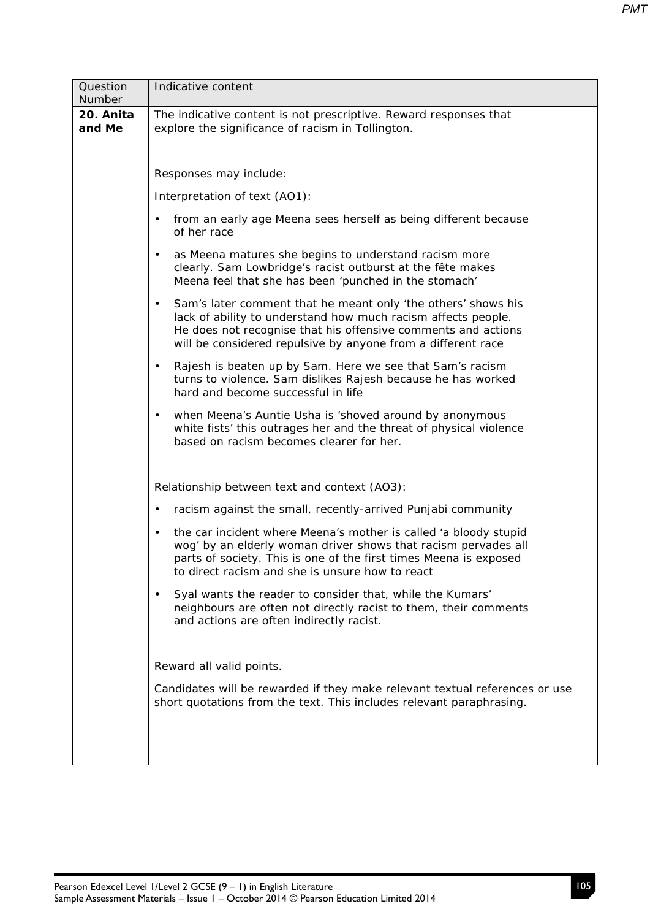| Question Number | Indicative content |
| --- | --- |
| **20. Anita and Me** | The indicative content is not prescriptive. Reward responses that explore the significance of racism in Tollington.<br><br>Responses may include:<br><br>Interpretation of text (AO1):<br><br>• from an early age Meena sees herself as being different because of her race<br><br>• as Meena matures she begins to understand racism more clearly. Sam Lowbridge's racist outburst at the fête makes Meena feel that she has been 'punched in the stomach'<br><br>• Sam's later comment that he meant only 'the others' shows his lack of ability to understand how much racism affects people. He does not recognise that his offensive comments and actions will be considered repulsive by anyone from a different race<br><br>• Rajesh is beaten up by Sam. Here we see that Sam's racism turns to violence. Sam dislikes Rajesh because he has worked hard and become successful in life<br><br>• when Meena's Auntie Usha is 'shoved around by anonymous white fists' this outrages her and the threat of physical violence based on racism becomes clearer for her.<br><br>Relationship between text and context (AO3):<br><br>• racism against the small, recently-arrived Punjabi community<br><br>• the car incident where Meena's mother is called 'a bloody stupid wog' by an elderly woman driver shows that racism pervades all parts of society. This is one of the first times Meena is exposed to direct racism and she is unsure how to react<br><br>• Syal wants the reader to consider that, while the Kumars' neighbours are often not directly racist to them, their comments and actions are often indirectly racist.<br><br>Reward all valid points.<br><br>Candidates will be rewarded if they make relevant textual references or use short quotations from the text. This includes relevant paraphrasing. |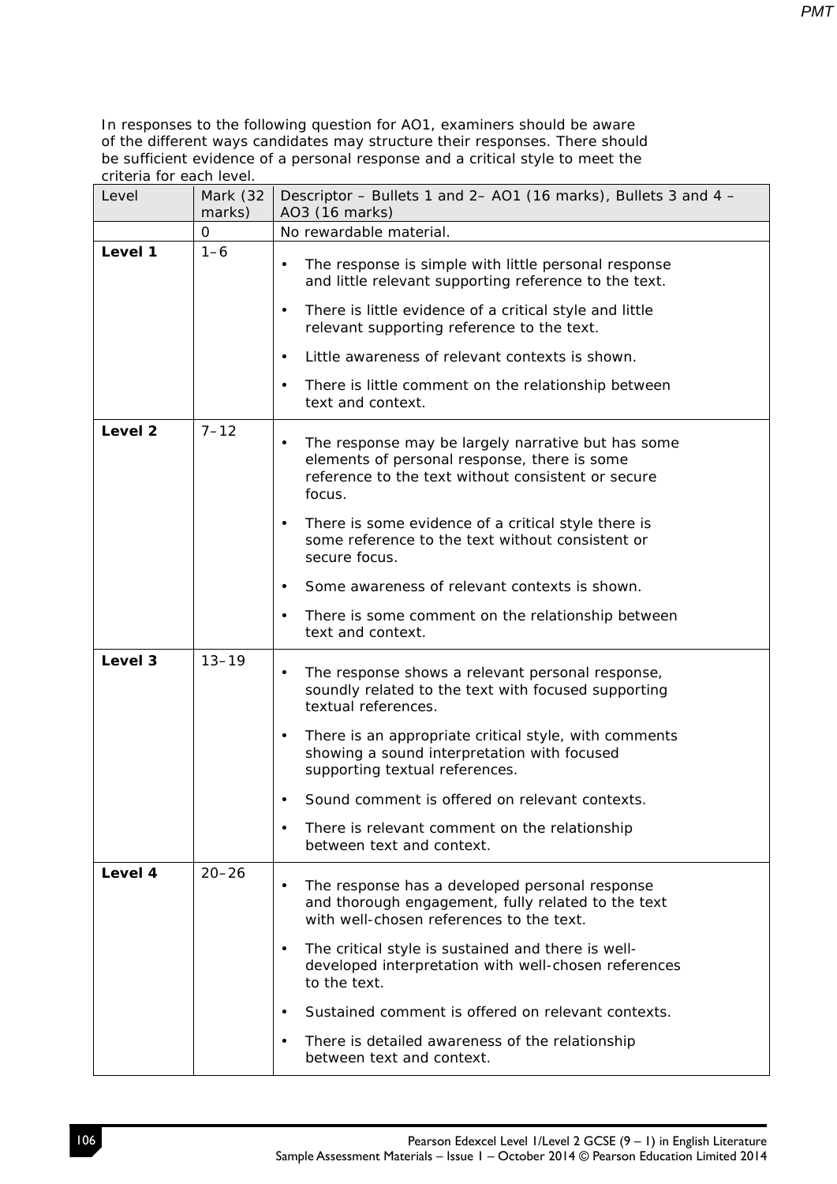In responses to the following question for AO1, examiners should be aware of the different ways candidates may structure their responses. There should be sufficient evidence of a personal response and a critical style to meet the criteria for each level.

| Level | Mark (32 marks) | Descriptor – Bullets 1 and 2– AO1 (16 marks), Bullets 3 and 4 – AO3 (16 marks) |
|---|---|---|
| | 0 | No rewardable material. |
| **Level 1** | 1–6 | • The response is simple with little personal response and little relevant supporting reference to the text. <br> • There is little evidence of a critical style and little relevant supporting reference to the text. <br> • Little awareness of relevant contexts is shown. <br> • There is little comment on the relationship between text and context. |
| **Level 2** | 7–12 | • The response may be largely narrative but has some elements of personal response, there is some reference to the text without consistent or secure focus. <br> • There is some evidence of a critical style there is some reference to the text without consistent or secure focus. <br> • Some awareness of relevant contexts is shown. <br> • There is some comment on the relationship between text and context. |
| **Level 3** | 13–19 | • The response shows a relevant personal response, soundly related to the text with focused supporting textual references. <br> • There is an appropriate critical style, with comments showing a sound interpretation with focused supporting textual references. <br> • Sound comment is offered on relevant contexts. <br> • There is relevant comment on the relationship between text and context. |
| **Level 4** | 20–26 | • The response has a developed personal response and thorough engagement, fully related to the text with well-chosen references to the text. <br> • The critical style is sustained and there is well-developed interpretation with well-chosen references to the text. <br> • Sustained comment is offered on relevant contexts. <br> • There is detailed awareness of the relationship between text and context. |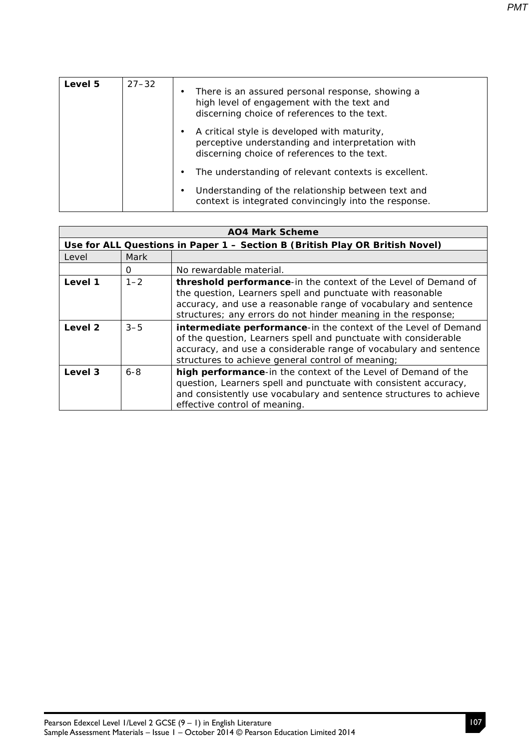| | | |
|---|---|---|
| **Level 5** | 27–32 | • There is an assured personal response, showing a high level of engagement with the text and discerning choice of references to the text.<br>• A critical style is developed with maturity, perceptive understanding and interpretation with discerning choice of references to the text.<br>• The understanding of relevant contexts is excellent.<br>• Understanding of the relationship between text and context is integrated convincingly into the response. |

| **AO4 Mark Scheme** | | |
|---|---|---|
| **Use for ALL Questions in Paper 1 – Section B (British Play OR British Novel)** | | |
| Level | Mark | |
| | 0 | No rewardable material. |
| **Level 1** | 1–2 | **threshold performance**-in the context of the Level of Demand of the question, Learners spell and punctuate with reasonable accuracy, and use a reasonable range of vocabulary and sentence structures; any errors do not hinder meaning in the response; |
| **Level 2** | 3–5 | **intermediate performance**-in the context of the Level of Demand of the question, Learners spell and punctuate with considerable accuracy, and use a considerable range of vocabulary and sentence structures to achieve general control of meaning; |
| **Level 3** | 6-8 | **high performance**-in the context of the Level of Demand of the question, Learners spell and punctuate with consistent accuracy, and consistently use vocabulary and sentence structures to achieve effective control of meaning. |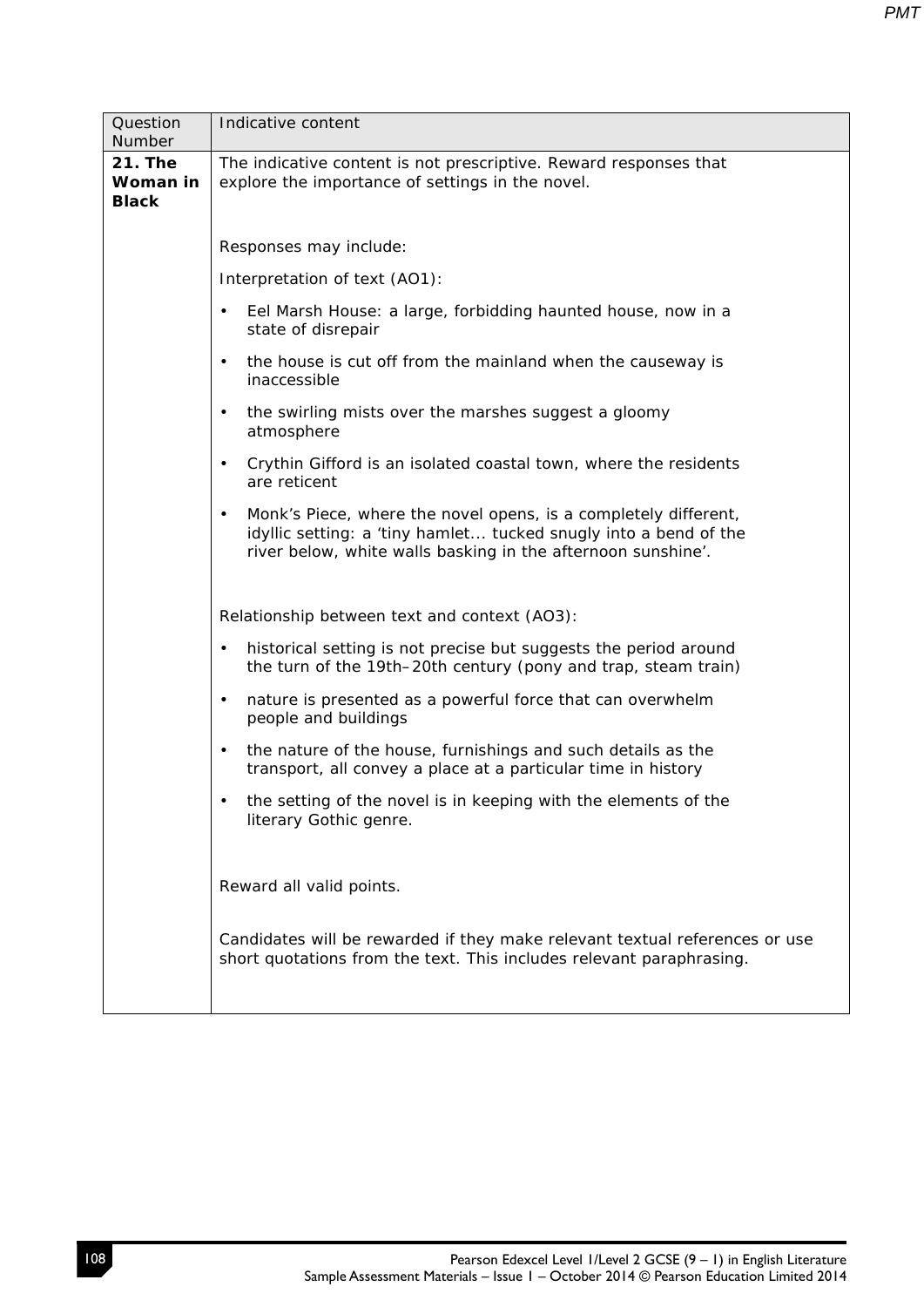| Question Number | Indicative content |
|---|---|
| **21. The Woman in Black** | The indicative content is not prescriptive. Reward responses that explore the importance of settings in the novel.<br><br>Responses may include:<br><br>Interpretation of text (AO1):<br>• Eel Marsh House: a large, forbidding haunted house, now in a state of disrepair<br>• the house is cut off from the mainland when the causeway is inaccessible<br>• the swirling mists over the marshes suggest a gloomy atmosphere<br>• Crythin Gifford is an isolated coastal town, where the residents are reticent<br>• Monk's Piece, where the novel opens, is a completely different, idyllic setting: a 'tiny hamlet... tucked snugly into a bend of the river below, white walls basking in the afternoon sunshine'.<br><br>Relationship between text and context (AO3):<br>• historical setting is not precise but suggests the period around the turn of the 19th–20th century (pony and trap, steam train)<br>• nature is presented as a powerful force that can overwhelm people and buildings<br>• the nature of the house, furnishings and such details as the transport, all convey a place at a particular time in history<br>• the setting of the novel is in keeping with the elements of the literary Gothic genre.<br><br>Reward all valid points.<br><br>Candidates will be rewarded if they make relevant textual references or use short quotations from the text. This includes relevant paraphrasing. |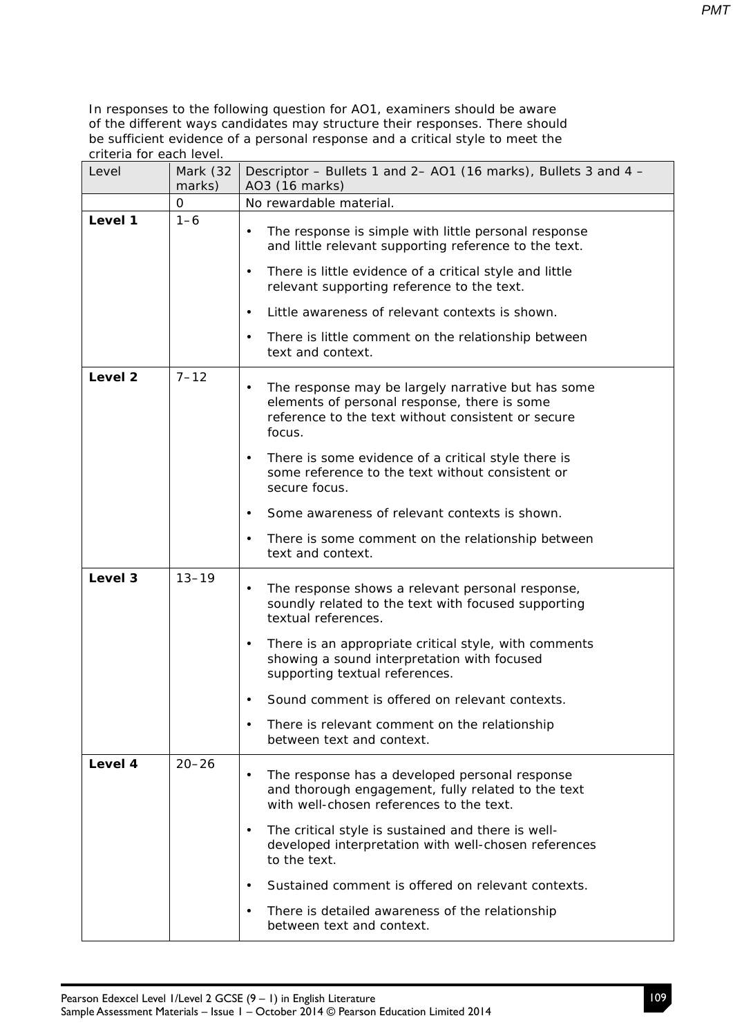In responses to the following question for AO1, examiners should be aware of the different ways candidates may structure their responses. There should be sufficient evidence of a personal response and a critical style to meet the criteria for each level.

| Level | Mark (32 marks) | Descriptor – Bullets 1 and 2– AO1 (16 marks), Bullets 3 and 4 – AO3 (16 marks) |
|---|---|---|
| | 0 | No rewardable material. |
| **Level 1** | 1–6 | • The response is simple with little personal response and little relevant supporting reference to the text.<br>• There is little evidence of a critical style and little relevant supporting reference to the text.<br>• Little awareness of relevant contexts is shown.<br>• There is little comment on the relationship between text and context. |
| **Level 2** | 7–12 | • The response may be largely narrative but has some elements of personal response, there is some reference to the text without consistent or secure focus.<br>• There is some evidence of a critical style there is some reference to the text without consistent or secure focus.<br>• Some awareness of relevant contexts is shown.<br>• There is some comment on the relationship between text and context. |
| **Level 3** | 13–19 | • The response shows a relevant personal response, soundly related to the text with focused supporting textual references.<br>• There is an appropriate critical style, with comments showing a sound interpretation with focused supporting textual references.<br>• Sound comment is offered on relevant contexts.<br>• There is relevant comment on the relationship between text and context. |
| **Level 4** | 20–26 | • The response has a developed personal response and thorough engagement, fully related to the text with well-chosen references to the text.<br>• The critical style is sustained and there is well-developed interpretation with well-chosen references to the text.<br>• Sustained comment is offered on relevant contexts.<br>• There is detailed awareness of the relationship between text and context. |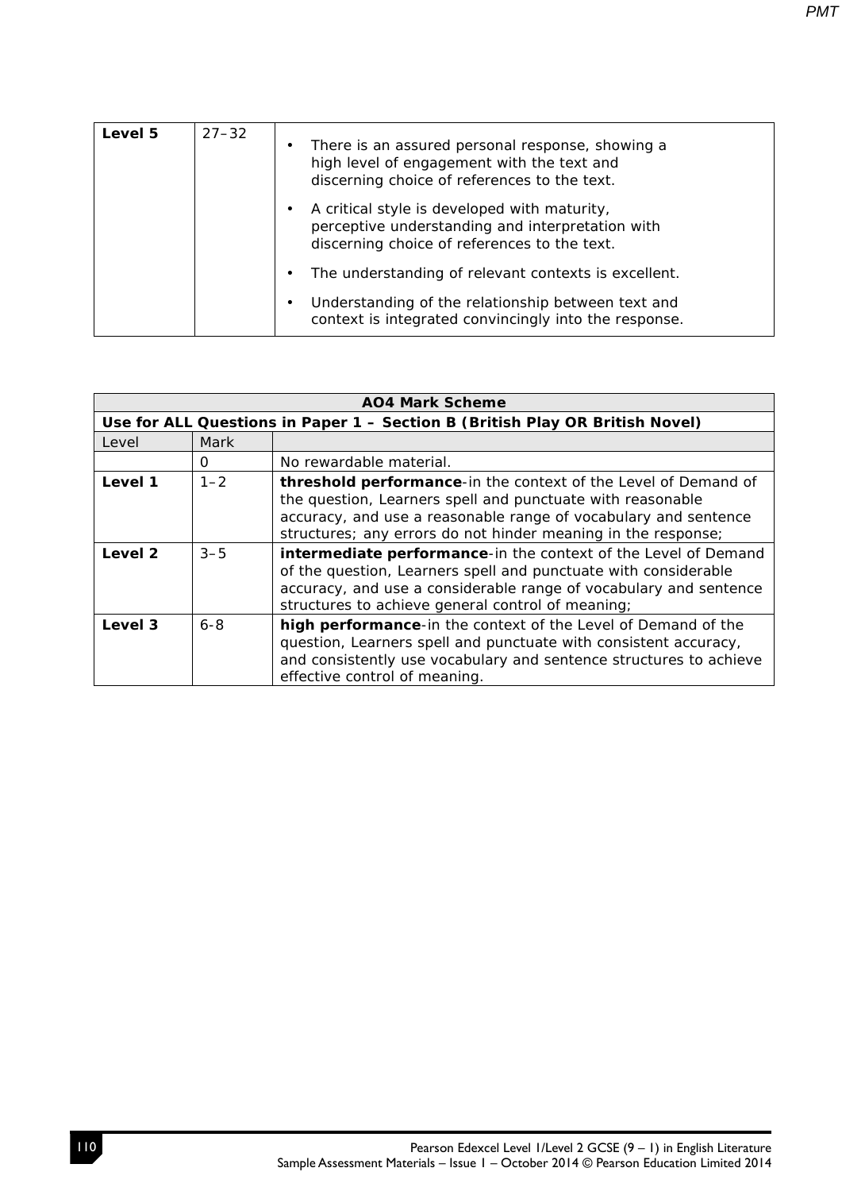| Level 5 | 27–32 | • There is an assured personal response, showing a high level of engagement with the text and discerning choice of references to the text.<br>• A critical style is developed with maturity, perceptive understanding and interpretation with discerning choice of references to the text.<br>• The understanding of relevant contexts is excellent.<br>• Understanding of the relationship between text and context is integrated convincingly into the response. |
|---|---|---|

| **AO4 Mark Scheme** | | |
|---|---|---|
| **Use for ALL Questions in Paper 1 – Section B (British Play OR British Novel)** | | |
| Level | Mark | |
| | 0 | No rewardable material. |
| **Level 1** | 1–2 | **threshold performance**-in the context of the Level of Demand of the question, Learners spell and punctuate with reasonable accuracy, and use a reasonable range of vocabulary and sentence structures; any errors do not hinder meaning in the response; |
| **Level 2** | 3–5 | **intermediate performance**-in the context of the Level of Demand of the question, Learners spell and punctuate with considerable accuracy, and use a considerable range of vocabulary and sentence structures to achieve general control of meaning; |
| **Level 3** | 6-8 | **high performance**-in the context of the Level of Demand of the question, Learners spell and punctuate with consistent accuracy, and consistently use vocabulary and sentence structures to achieve effective control of meaning. |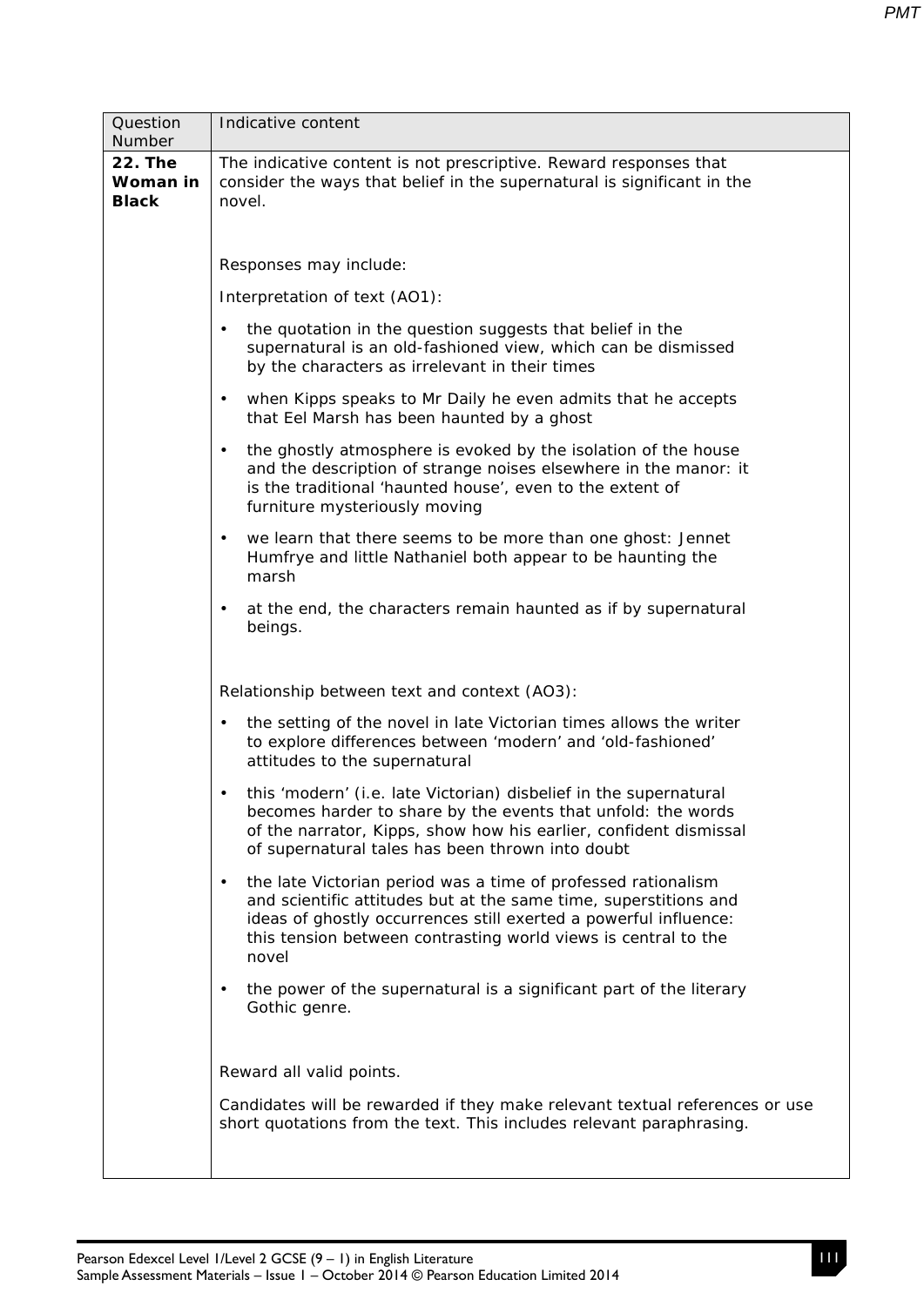| Question Number | Indicative content |
|---|---|
| **22. The Woman in Black** | The indicative content is not prescriptive. Reward responses that consider the ways that belief in the supernatural is significant in the novel.<br><br>Responses may include:<br><br>Interpretation of text (AO1):<br><br>• the quotation in the question suggests that belief in the supernatural is an old-fashioned view, which can be dismissed by the characters as irrelevant in their times<br><br>• when Kipps speaks to Mr Daily he even admits that he accepts that Eel Marsh has been haunted by a ghost<br><br>• the ghostly atmosphere is evoked by the isolation of the house and the description of strange noises elsewhere in the manor: it is the traditional 'haunted house', even to the extent of furniture mysteriously moving<br><br>• we learn that there seems to be more than one ghost: Jennet Humfrye and little Nathaniel both appear to be haunting the marsh<br><br>• at the end, the characters remain haunted as if by supernatural beings.<br><br>Relationship between text and context (AO3):<br><br>• the setting of the novel in late Victorian times allows the writer to explore differences between 'modern' and 'old-fashioned' attitudes to the supernatural<br><br>• this 'modern' (i.e. late Victorian) disbelief in the supernatural becomes harder to share by the events that unfold: the words of the narrator, Kipps, show how his earlier, confident dismissal of supernatural tales has been thrown into doubt<br><br>• the late Victorian period was a time of professed rationalism and scientific attitudes but at the same time, superstitions and ideas of ghostly occurrences still exerted a powerful influence: this tension between contrasting world views is central to the novel<br><br>• the power of the supernatural is a significant part of the literary Gothic genre.<br><br>Reward all valid points.<br><br>Candidates will be rewarded if they make relevant textual references or use short quotations from the text. This includes relevant paraphrasing. |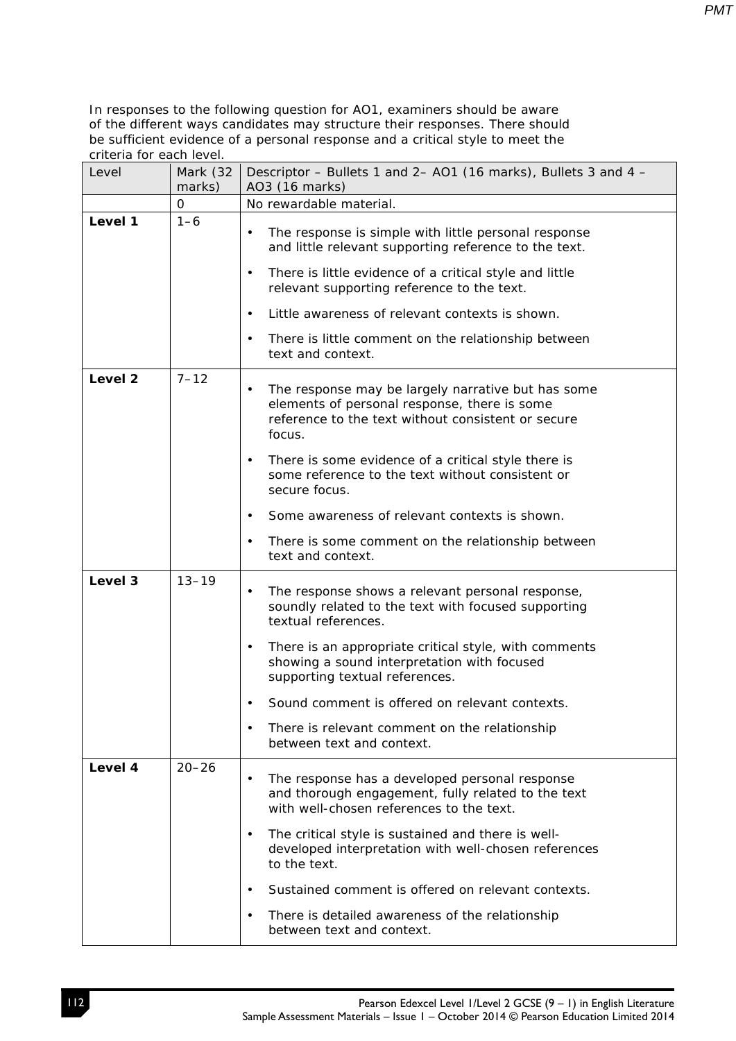In responses to the following question for AO1, examiners should be aware of the different ways candidates may structure their responses. There should be sufficient evidence of a personal response and a critical style to meet the criteria for each level.

| Level | Mark (32 marks) | Descriptor – Bullets 1 and 2– AO1 (16 marks), Bullets 3 and 4 – AO3 (16 marks) |
|---|---|---|
| | 0 | No rewardable material. |
| **Level 1** | 1–6 | • The response is simple with little personal response and little relevant supporting reference to the text.<br>• There is little evidence of a critical style and little relevant supporting reference to the text.<br>• Little awareness of relevant contexts is shown.<br>• There is little comment on the relationship between text and context. |
| **Level 2** | 7–12 | • The response may be largely narrative but has some elements of personal response, there is some reference to the text without consistent or secure focus.<br>• There is some evidence of a critical style there is some reference to the text without consistent or secure focus.<br>• Some awareness of relevant contexts is shown.<br>• There is some comment on the relationship between text and context. |
| **Level 3** | 13–19 | • The response shows a relevant personal response, soundly related to the text with focused supporting textual references.<br>• There is an appropriate critical style, with comments showing a sound interpretation with focused supporting textual references.<br>• Sound comment is offered on relevant contexts.<br>• There is relevant comment on the relationship between text and context. |
| **Level 4** | 20–26 | • The response has a developed personal response and thorough engagement, fully related to the text with well-chosen references to the text.<br>• The critical style is sustained and there is well-developed interpretation with well-chosen references to the text.<br>• Sustained comment is offered on relevant contexts.<br>• There is detailed awareness of the relationship between text and context. |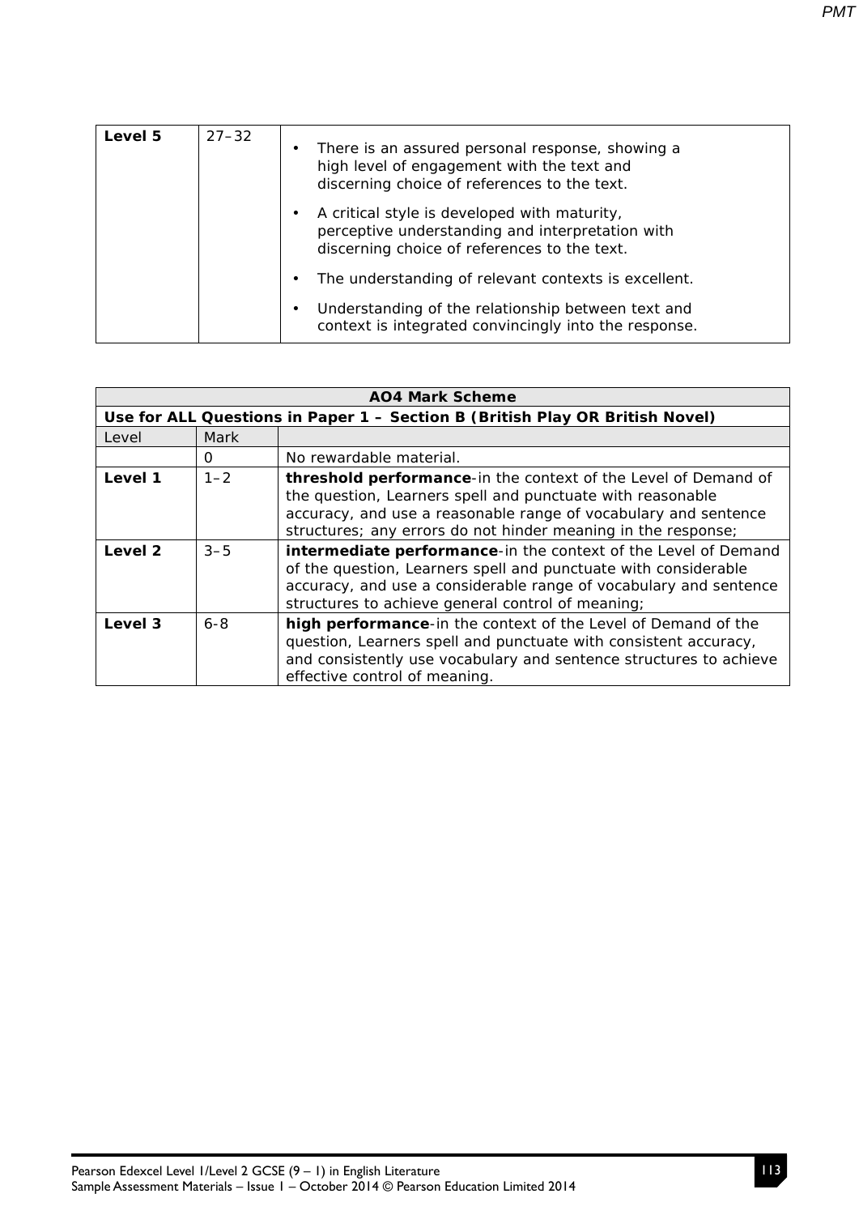| | | |
|---|---|---|
| **Level 5** | 27–32 | • There is an assured personal response, showing a high level of engagement with the text and discerning choice of references to the text.<br>• A critical style is developed with maturity, perceptive understanding and interpretation with discerning choice of references to the text.<br>• The understanding of relevant contexts is excellent.<br>• Understanding of the relationship between text and context is integrated convincingly into the response. |

| **AO4 Mark Scheme** | | |
|---|---|---|
| **Use for ALL Questions in Paper 1 – Section B (British Play OR British Novel)** | | |
| Level | Mark | |
| | 0 | No rewardable material. |
| **Level 1** | 1–2 | **threshold performance**-in the context of the Level of Demand of the question, Learners spell and punctuate with reasonable accuracy, and use a reasonable range of vocabulary and sentence structures; any errors do not hinder meaning in the response; |
| **Level 2** | 3–5 | **intermediate performance**-in the context of the Level of Demand of the question, Learners spell and punctuate with considerable accuracy, and use a considerable range of vocabulary and sentence structures to achieve general control of meaning; |
| **Level 3** | 6-8 | **high performance**-in the context of the Level of Demand of the question, Learners spell and punctuate with consistent accuracy, and consistently use vocabulary and sentence structures to achieve effective control of meaning. |